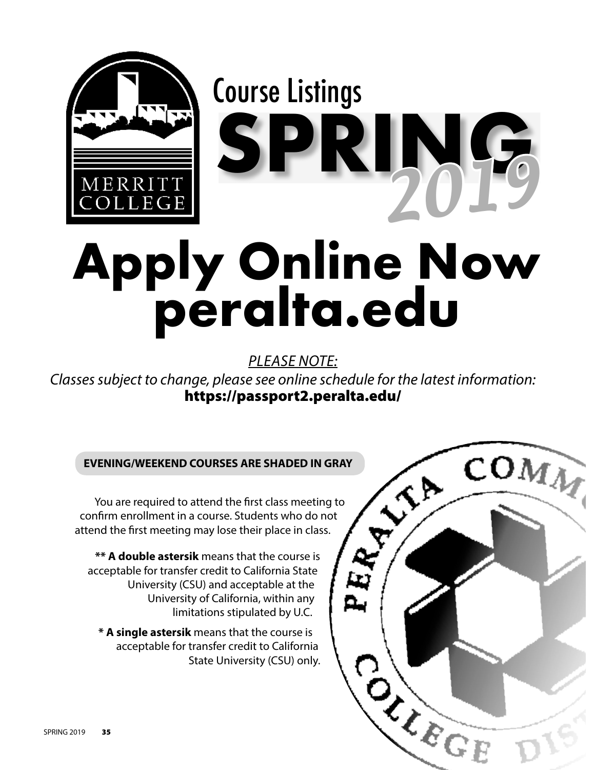# Course Listings

# SPRING 2019

# Apply Online Now peralta.edu

*PLEASE NOTE:*

*Classes subject to change, please see online schedule for the latest information:*
**https://passport2.peralta.edu/**

**EVENING/WEEKEND COURSES ARE SHADED IN GRAY**

You are required to attend the first class meeting to confirm enrollment in a course. Students who do not attend the first meeting may lose their place in class.

**** A double astersik** means that the course is acceptable for transfer credit to California State University (CSU) and acceptable at the University of California, within any limitations stipulated by U.C.

*** A single astersik** means that the course is acceptable for transfer credit to California State University (CSU) only.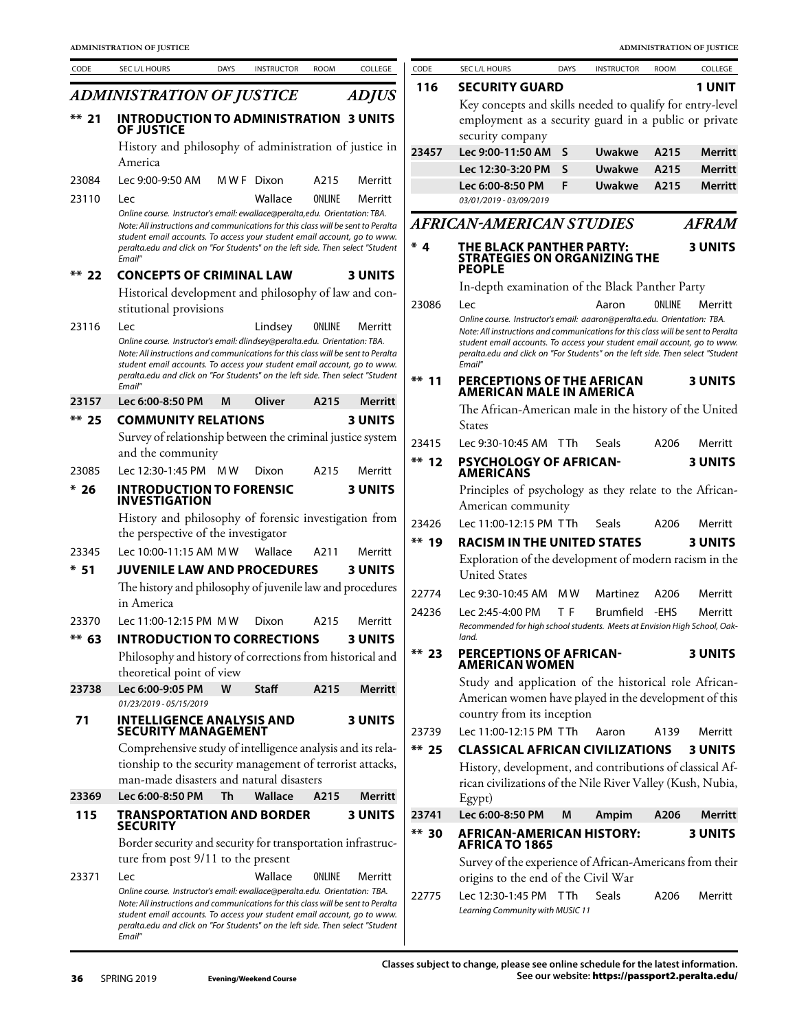## ADMINISTRATION OF JUSTICE — ADJUS

| CODE | SEC L/L HOURS | DAYS | INSTRUCTOR | ROOM | COLLEGE |
|---|---|---|---|---|---|

### ** 21 INTRODUCTION TO ADMINISTRATION OF JUSTICE — 3 UNITS

History and philosophy of administration of justice in America

| CODE | SEC L/L HOURS | DAYS | INSTRUCTOR | ROOM | COLLEGE |
|---|---|---|---|---|---|
| 23084 | Lec 9:00-9:50 AM | M W F | Dixon | A215 | Merritt |
| 23110 | Lec | | Wallace | ONLINE | Merritt |

*Online course. Instructor's email: ewallace@peralta,edu. Orientation: TBA. Note: All instructions and communications for this class will be sent to Peralta student email accounts. To access your student email account, go to www.peralta.edu and click on "For Students" on the left side. Then select "Student Email"*

### ** 22 CONCEPTS OF CRIMINAL LAW — 3 UNITS

Historical development and philosophy of law and constitutional provisions

| CODE | SEC L/L HOURS | DAYS | INSTRUCTOR | ROOM | COLLEGE |
|---|---|---|---|---|---|
| 23116 | Lec | | Lindsey | ONLINE | Merritt |

*Online course. Instructor's email: dlindsey@peralta.edu. Orientation: TBA. Note: All instructions and communications for this class will be sent to Peralta student email accounts. To access your student email account, go to www.peralta.edu and click on "For Students" on the left side. Then select "Student Email"*

| CODE | SEC L/L HOURS | DAYS | INSTRUCTOR | ROOM | COLLEGE |
|---|---|---|---|---|---|
| **23157** | **Lec 6:00-8:50 PM** | **M** | **Oliver** | **A215** | **Merritt** |

### ** 25 COMMUNITY RELATIONS — 3 UNITS

Survey of relationship between the criminal justice system and the community

| CODE | SEC L/L HOURS | DAYS | INSTRUCTOR | ROOM | COLLEGE |
|---|---|---|---|---|---|
| 23085 | Lec 12:30-1:45 PM | M W | Dixon | A215 | Merritt |

### * 26 INTRODUCTION TO FORENSIC INVESTIGATION — 3 UNITS

History and philosophy of forensic investigation from the perspective of the investigator

| CODE | SEC L/L HOURS | DAYS | INSTRUCTOR | ROOM | COLLEGE |
|---|---|---|---|---|---|
| 23345 | Lec 10:00-11:15 AM | M W | Wallace | A211 | Merritt |

### * 51 JUVENILE LAW AND PROCEDURES — 3 UNITS

The history and philosophy of juvenile law and procedures in America

| CODE | SEC L/L HOURS | DAYS | INSTRUCTOR | ROOM | COLLEGE |
|---|---|---|---|---|---|
| 23370 | Lec 11:00-12:15 PM | M W | Dixon | A215 | Merritt |

### ** 63 INTRODUCTION TO CORRECTIONS — 3 UNITS

Philosophy and history of corrections from historical and theoretical point of view

| CODE | SEC L/L HOURS | DAYS | INSTRUCTOR | ROOM | COLLEGE |
|---|---|---|---|---|---|
| **23738** | **Lec 6:00-9:05 PM** | **W** | **Staff** | **A215** | **Merritt** |

*01/23/2019 - 05/15/2019*

### 71 INTELLIGENCE ANALYSIS AND SECURITY MANAGEMENT — 3 UNITS

Comprehensive study of intelligence analysis and its relationship to the security management of terrorist attacks, man-made disasters and natural disasters

| CODE | SEC L/L HOURS | DAYS | INSTRUCTOR | ROOM | COLLEGE |
|---|---|---|---|---|---|
| **23369** | **Lec 6:00-8:50 PM** | **Th** | **Wallace** | **A215** | **Merritt** |

### 115 TRANSPORTATION AND BORDER SECURITY — 3 UNITS

Border security and security for transportation infrastructure from post 9/11 to the present

| CODE | SEC L/L HOURS | DAYS | INSTRUCTOR | ROOM | COLLEGE |
|---|---|---|---|---|---|
| 23371 | Lec | | Wallace | ONLINE | Merritt |

*Online course. Instructor's email: ewallace@peralta,edu. Orientation: TBA. Note: All instructions and communications for this class will be sent to Peralta student email accounts. To access your student email account, go to www.peralta.edu and click on "For Students" on the left side. Then select "Student Email"*

### 116 SECURITY GUARD — 1 UNIT

Key concepts and skills needed to qualify for entry-level employment as a security guard in a public or private security company

| CODE | SEC L/L HOURS | DAYS | INSTRUCTOR | ROOM | COLLEGE |
|---|---|---|---|---|---|
| **23457** | **Lec 9:00-11:50 AM** | **S** | **Uwakwe** | **A215** | **Merritt** |
| | **Lec 12:30-3:20 PM** | **S** | **Uwakwe** | **A215** | **Merritt** |
| | **Lec 6:00-8:50 PM** | **F** | **Uwakwe** | **A215** | **Merritt** |

*03/01/2019 - 03/09/2019*

## AFRICAN-AMERICAN STUDIES — AFRAM

### * 4 THE BLACK PANTHER PARTY: STRATEGIES ON ORGANIZING THE PEOPLE — 3 UNITS

In-depth examination of the Black Panther Party

| CODE | SEC L/L HOURS | DAYS | INSTRUCTOR | ROOM | COLLEGE |
|---|---|---|---|---|---|
| 23086 | Lec | | Aaron | ONLINE | Merritt |

*Online course. Instructor's email: aaaron@peralta.edu. Orientation: TBA. Note: All instructions and communications for this class will be sent to Peralta student email accounts. To access your student email account, go to www.peralta.edu and click on "For Students" on the left side. Then select "Student Email"*

### ** 11 PERCEPTIONS OF THE AFRICAN AMERICAN MALE IN AMERICA — 3 UNITS

The African-American male in the history of the United States

| CODE | SEC L/L HOURS | DAYS | INSTRUCTOR | ROOM | COLLEGE |
|---|---|---|---|---|---|
| 23415 | Lec 9:30-10:45 AM | T Th | Seals | A206 | Merritt |

### ** 12 PSYCHOLOGY OF AFRICAN-AMERICANS — 3 UNITS

Principles of psychology as they relate to the African-American community

| CODE | SEC L/L HOURS | DAYS | INSTRUCTOR | ROOM | COLLEGE |
|---|---|---|---|---|---|
| 23426 | Lec 11:00-12:15 PM | T Th | Seals | A206 | Merritt |

### ** 19 RACISM IN THE UNITED STATES — 3 UNITS

Exploration of the development of modern racism in the United States

| CODE | SEC L/L HOURS | DAYS | INSTRUCTOR | ROOM | COLLEGE |
|---|---|---|---|---|---|
| 22774 | Lec 9:30-10:45 AM | M W | Martinez | A206 | Merritt |
| 24236 | Lec 2:45-4:00 PM | T F | Brumfield | -EHS | Merritt |

*Recommended for high school students. Meets at Envision High School, Oakland.*

### ** 23 PERCEPTIONS OF AFRICAN-AMERICAN WOMEN — 3 UNITS

Study and application of the historical role African-American women have played in the development of this country from its inception

| CODE | SEC L/L HOURS | DAYS | INSTRUCTOR | ROOM | COLLEGE |
|---|---|---|---|---|---|
| 23739 | Lec 11:00-12:15 PM | T Th | Aaron | A139 | Merritt |

### ** 25 CLASSICAL AFRICAN CIVILIZATIONS — 3 UNITS

History, development, and contributions of classical African civilizations of the Nile River Valley (Kush, Nubia, Egypt)

| CODE | SEC L/L HOURS | DAYS | INSTRUCTOR | ROOM | COLLEGE |
|---|---|---|---|---|---|
| **23741** | **Lec 6:00-8:50 PM** | **M** | **Ampim** | **A206** | **Merritt** |

### ** 30 AFRICAN-AMERICAN HISTORY: AFRICA TO 1865 — 3 UNITS

Survey of the experience of African-Americans from their origins to the end of the Civil War

| CODE | SEC L/L HOURS | DAYS | INSTRUCTOR | ROOM | COLLEGE |
|---|---|---|---|---|---|
| 22775 | Lec 12:30-1:45 PM | T Th | Seals | A206 | Merritt |

*Learning Community with MUSIC 11*

Classes subject to change, please see online schedule for the latest information. See our website: https://passport2.peralta.edu/

**Evening/Weekend Course**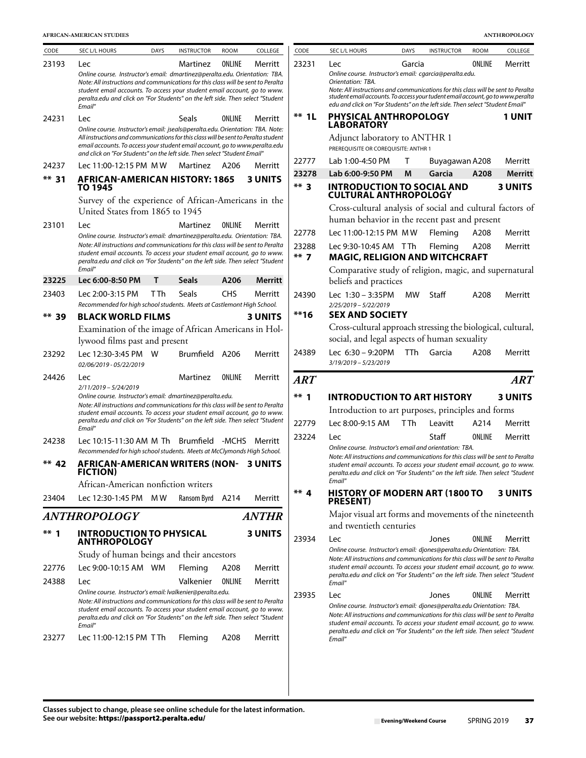| CODE | SEC L/L HOURS | DAYS | INSTRUCTOR | ROOM | COLLEGE |
|---|---|---|---|---|---|
| 23193 | Lec | | Martinez | ONLINE | Merritt |

*Online course. Instructor's email: dmartinez@peralta.edu. Orientation: TBA. Note: All instructions and communications for this class will be sent to Peralta student email accounts. To access your student email account, go to www.peralta.edu and click on "For Students" on the left side. Then select "Student Email"*

| CODE | SEC L/L HOURS | DAYS | INSTRUCTOR | ROOM | COLLEGE |
|---|---|---|---|---|---|
| 24231 | Lec | | Seals | ONLINE | Merritt |

*Online course. Instructor's email: jseals@peralta.edu. Orientation: TBA. Note: All instructions and communications for this class will be sent to Peralta student email accounts. To access your student email account, go to www.peralta.edu and click on "For Students" on the left side. Then select "Student Email"*

| CODE | SEC L/L HOURS | DAYS | INSTRUCTOR | ROOM | COLLEGE |
|---|---|---|---|---|---|
| 24237 | Lec 11:00-12:15 PM | M W | Martinez | A206 | Merritt |

### ** 31 AFRICAN-AMERICAN HISTORY: 1865 TO 1945 — 3 UNITS

Survey of the experience of African-Americans in the United States from 1865 to 1945

| CODE | SEC L/L HOURS | DAYS | INSTRUCTOR | ROOM | COLLEGE |
|---|---|---|---|---|---|
| 23101 | Lec | | Martinez | ONLINE | Merritt |

*Online course. Instructor's email: dmartinez@peralta.edu. Orientation: TBA. Note: All instructions and communications for this class will be sent to Peralta student email accounts. To access your student email account, go to www.peralta.edu and click on "For Students" on the left side. Then select "Student Email"*

| CODE | SEC L/L HOURS | DAYS | INSTRUCTOR | ROOM | COLLEGE |
|---|---|---|---|---|---|
| **23225** | **Lec 6:00-8:50 PM** | **T** | **Seals** | **A206** | **Merritt** |
| 23403 | Lec 2:00-3:15 PM | T Th | Seals | CHS | Merritt |

*Recommended for high school students. Meets at Castlemont High School.*

### ** 39 BLACK WORLD FILMS — 3 UNITS

Examination of the image of African Americans in Hollywood films past and present

| CODE | SEC L/L HOURS | DAYS | INSTRUCTOR | ROOM | COLLEGE |
|---|---|---|---|---|---|
| 23292 | Lec 12:30-3:45 PM | W | Brumfield | A206 | Merritt |

*02/06/2019 - 05/22/2019*

| CODE | SEC L/L HOURS | DAYS | INSTRUCTOR | ROOM | COLLEGE |
|---|---|---|---|---|---|
| 24426 | Lec | | Martinez | ONLINE | Merritt |

*2/11/2019 – 5/24/2019*

*Online course. Instructor's email: dmartinez@peralta.edu. Note: All instructions and communications for this class will be sent to Peralta student email accounts. To access your student email account, go to www.peralta.edu and click on "For Students" on the left side. Then select "Student Email"*

| CODE | SEC L/L HOURS | DAYS | INSTRUCTOR | ROOM | COLLEGE |
|---|---|---|---|---|---|
| 24238 | Lec 10:15-11:30 AM | M Th | Brumfield | -MCHS | Merritt |

*Recommended for high school students. Meets at McClymonds High School.*

### ** 42 AFRICAN-AMERICAN WRITERS (NON-FICTION) — 3 UNITS

African-American nonfiction writers

| CODE | SEC L/L HOURS | DAYS | INSTRUCTOR | ROOM | COLLEGE |
|---|---|---|---|---|---|
| 23404 | Lec 12:30-1:45 PM | M W | Ransom Byrd | A214 | Merritt |

## ANTHROPOLOGY — ANTHR

### ** 1 INTRODUCTION TO PHYSICAL ANTHROPOLOGY — 3 UNITS

Study of human beings and their ancestors

| CODE | SEC L/L HOURS | DAYS | INSTRUCTOR | ROOM | COLLEGE |
|---|---|---|---|---|---|
| 22776 | Lec 9:00-10:15 AM | WM | Fleming | A208 | Merritt |
| 24388 | Lec | | Valkenier | ONLINE | Merritt |

*Online course. Instructor's email: lvalkenier@peralta.edu. Note: All instructions and communications for this class will be sent to Peralta student email accounts. To access your student email account, go to www.peralta.edu and click on "For Students" on the left side. Then select "Student Email"*

| CODE | SEC L/L HOURS | DAYS | INSTRUCTOR | ROOM | COLLEGE |
|---|---|---|---|---|---|
| 23277 | Lec 11:00-12:15 PM | T Th | Fleming | A208 | Merritt |
| 23231 | Lec | | Garcia | ONLINE | Merritt |

*Online course. Instructor's email: cgarcia@peralta.edu. Orientation: TBA. Note: All instructions and communications for this class will be sent to Peralta student email accounts. To access your tudent email account, go to www.peralta edu and click on "For Students" on the left side. Then select "Student Email"*

### ** 1L PHYSICAL ANTHROPOLOGY LABORATORY — 1 UNIT

Adjunct laboratory to ANTHR 1

PREREQUISITE OR COREQUISITE: ANTHR 1

| CODE | SEC L/L HOURS | DAYS | INSTRUCTOR | ROOM | COLLEGE |
|---|---|---|---|---|---|
| 22777 | Lab 1:00-4:50 PM | T | Buyagawan | A208 | Merritt |
| **23278** | **Lab 6:00-9:50 PM** | **M** | **Garcia** | **A208** | **Merritt** |

### ** 3 INTRODUCTION TO SOCIAL AND CULTURAL ANTHROPOLOGY — 3 UNITS

Cross-cultural analysis of social and cultural factors of human behavior in the recent past and present

| CODE | SEC L/L HOURS | DAYS | INSTRUCTOR | ROOM | COLLEGE |
|---|---|---|---|---|---|
| 22778 | Lec 11:00-12:15 PM | M W | Fleming | A208 | Merritt |
| 23288 | Lec 9:30-10:45 AM | T Th | Fleming | A208 | Merritt |

### ** 7 MAGIC, RELIGION AND WITCHCRAFT

Comparative study of religion, magic, and supernatural beliefs and practices

| CODE | SEC L/L HOURS | DAYS | INSTRUCTOR | ROOM | COLLEGE |
|---|---|---|---|---|---|
| 24390 | Lec 1:30 – 3:35PM | MW | Staff | A208 | Merritt |

*2/25/2019 – 5/22/2019*

### **16 SEX AND SOCIETY

Cross-cultural approach stressing the biological, cultural, social, and legal aspects of human sexuality

| CODE | SEC L/L HOURS | DAYS | INSTRUCTOR | ROOM | COLLEGE |
|---|---|---|---|---|---|
| 24389 | Lec 6:30 – 9:20PM | TTh | Garcia | A208 | Merritt |

*3/19/2019 – 5/23/2019*

## ART — ART

### ** 1 INTRODUCTION TO ART HISTORY — 3 UNITS

Introduction to art purposes, principles and forms

| CODE | SEC L/L HOURS | DAYS | INSTRUCTOR | ROOM | COLLEGE |
|---|---|---|---|---|---|
| 22779 | Lec 8:00-9:15 AM | T Th | Leavitt | A214 | Merritt |
| 23224 | Lec | | Staff | ONLINE | Merritt |

*Online course. Instructor's email and orientation: TBA. Note: All instructions and communications for this class will be sent to Peralta student email accounts. To access your student email account, go to www.peralta.edu and click on "For Students" on the left side. Then select "Student Email"*

### ** 4 HISTORY OF MODERN ART (1800 TO PRESENT) — 3 UNITS

Major visual art forms and movements of the nineteenth and twentieth centuries

| CODE | SEC L/L HOURS | DAYS | INSTRUCTOR | ROOM | COLLEGE |
|---|---|---|---|---|---|
| 23934 | Lec | | Jones | ONLINE | Merritt |

*Online course. Instructor's email: djones@peralta.edu Orientation: TBA. Note: All instructions and communications for this class will be sent to Peralta student email accounts. To access your student email account, go to www.peralta.edu and click on "For Students" on the left side. Then select "Student Email"*

| CODE | SEC L/L HOURS | DAYS | INSTRUCTOR | ROOM | COLLEGE |
|---|---|---|---|---|---|
| 23935 | Lec | | Jones | ONLINE | Merritt |

*Online course. Instructor's email: djones@peralta.edu Orientation: TBA. Note: All instructions and communications for this class will be sent to Peralta student email accounts. To access your student email account, go to www.peralta.edu and click on "For Students" on the left side. Then select "Student Email"*

**Classes subject to change, please see online schedule for the latest information.**
**See our website: https://passport2.peralta.edu/**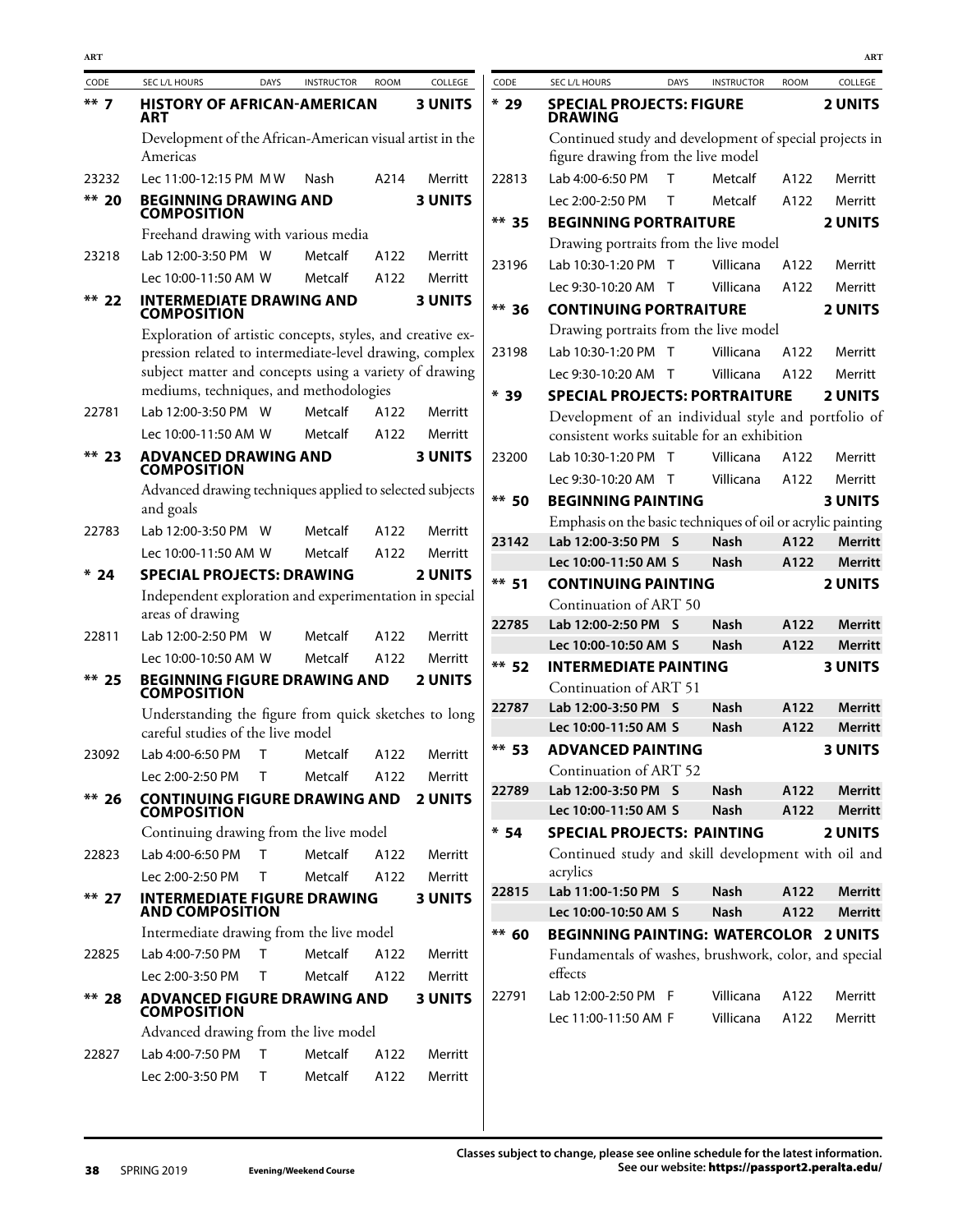## ART

| CODE | SEC L/L HOURS | DAYS | INSTRUCTOR | ROOM | COLLEGE |
|---|---|---|---|---|---|

### ** 7 HISTORY OF AFRICAN-AMERICAN ART — 3 UNITS

Development of the African-American visual artist in the Americas

| CODE | SEC L/L HOURS | DAYS | INSTRUCTOR | ROOM | COLLEGE |
|---|---|---|---|---|---|
| 23232 | Lec 11:00-12:15 PM | M W | Nash | A214 | Merritt |

### ** 20 BEGINNING DRAWING AND COMPOSITION — 3 UNITS

Freehand drawing with various media

| CODE | SEC L/L HOURS | DAYS | INSTRUCTOR | ROOM | COLLEGE |
|---|---|---|---|---|---|
| 23218 | Lab 12:00-3:50 PM | W | Metcalf | A122 | Merritt |
| | Lec 10:00-11:50 AM | W | Metcalf | A122 | Merritt |

### ** 22 INTERMEDIATE DRAWING AND COMPOSITION — 3 UNITS

Exploration of artistic concepts, styles, and creative expression related to intermediate-level drawing, complex subject matter and concepts using a variety of drawing mediums, techniques, and methodologies

| CODE | SEC L/L HOURS | DAYS | INSTRUCTOR | ROOM | COLLEGE |
|---|---|---|---|---|---|
| 22781 | Lab 12:00-3:50 PM | W | Metcalf | A122 | Merritt |
| | Lec 10:00-11:50 AM | W | Metcalf | A122 | Merritt |

### ** 23 ADVANCED DRAWING AND COMPOSITION — 3 UNITS

Advanced drawing techniques applied to selected subjects and goals

| CODE | SEC L/L HOURS | DAYS | INSTRUCTOR | ROOM | COLLEGE |
|---|---|---|---|---|---|
| 22783 | Lab 12:00-3:50 PM | W | Metcalf | A122 | Merritt |
| | Lec 10:00-11:50 AM | W | Metcalf | A122 | Merritt |

### * 24 SPECIAL PROJECTS: DRAWING — 2 UNITS

Independent exploration and experimentation in special areas of drawing

| CODE | SEC L/L HOURS | DAYS | INSTRUCTOR | ROOM | COLLEGE |
|---|---|---|---|---|---|
| 22811 | Lab 12:00-2:50 PM | W | Metcalf | A122 | Merritt |
| | Lec 10:00-10:50 AM | W | Metcalf | A122 | Merritt |

### ** 25 BEGINNING FIGURE DRAWING AND COMPOSITION — 2 UNITS

Understanding the figure from quick sketches to long careful studies of the live model

| CODE | SEC L/L HOURS | DAYS | INSTRUCTOR | ROOM | COLLEGE |
|---|---|---|---|---|---|
| 23092 | Lab 4:00-6:50 PM | T | Metcalf | A122 | Merritt |
| | Lec 2:00-2:50 PM | T | Metcalf | A122 | Merritt |

### ** 26 CONTINUING FIGURE DRAWING AND COMPOSITION — 2 UNITS

Continuing drawing from the live model

| CODE | SEC L/L HOURS | DAYS | INSTRUCTOR | ROOM | COLLEGE |
|---|---|---|---|---|---|
| 22823 | Lab 4:00-6:50 PM | T | Metcalf | A122 | Merritt |
| | Lec 2:00-2:50 PM | T | Metcalf | A122 | Merritt |

### ** 27 INTERMEDIATE FIGURE DRAWING AND COMPOSITION — 3 UNITS

Intermediate drawing from the live model

| CODE | SEC L/L HOURS | DAYS | INSTRUCTOR | ROOM | COLLEGE |
|---|---|---|---|---|---|
| 22825 | Lab 4:00-7:50 PM | T | Metcalf | A122 | Merritt |
| | Lec 2:00-3:50 PM | T | Metcalf | A122 | Merritt |

### ** 28 ADVANCED FIGURE DRAWING AND COMPOSITION — 3 UNITS

Advanced drawing from the live model

| CODE | SEC L/L HOURS | DAYS | INSTRUCTOR | ROOM | COLLEGE |
|---|---|---|---|---|---|
| 22827 | Lab 4:00-7:50 PM | T | Metcalf | A122 | Merritt |
| | Lec 2:00-3:50 PM | T | Metcalf | A122 | Merritt |

### * 29 SPECIAL PROJECTS: FIGURE DRAWING — 2 UNITS

Continued study and development of special projects in figure drawing from the live model

| CODE | SEC L/L HOURS | DAYS | INSTRUCTOR | ROOM | COLLEGE |
|---|---|---|---|---|---|
| 22813 | Lab 4:00-6:50 PM | T | Metcalf | A122 | Merritt |
| | Lec 2:00-2:50 PM | T | Metcalf | A122 | Merritt |

### ** 35 BEGINNING PORTRAITURE — 2 UNITS

Drawing portraits from the live model

| CODE | SEC L/L HOURS | DAYS | INSTRUCTOR | ROOM | COLLEGE |
|---|---|---|---|---|---|
| 23196 | Lab 10:30-1:20 PM | T | Villicana | A122 | Merritt |
| | Lec 9:30-10:20 AM | T | Villicana | A122 | Merritt |

### ** 36 CONTINUING PORTRAITURE — 2 UNITS

Drawing portraits from the live model

| CODE | SEC L/L HOURS | DAYS | INSTRUCTOR | ROOM | COLLEGE |
|---|---|---|---|---|---|
| 23198 | Lab 10:30-1:20 PM | T | Villicana | A122 | Merritt |
| | Lec 9:30-10:20 AM | T | Villicana | A122 | Merritt |

### * 39 SPECIAL PROJECTS: PORTRAITURE — 2 UNITS

Development of an individual style and portfolio of consistent works suitable for an exhibition

| CODE | SEC L/L HOURS | DAYS | INSTRUCTOR | ROOM | COLLEGE |
|---|---|---|---|---|---|
| 23200 | Lab 10:30-1:20 PM | T | Villicana | A122 | Merritt |
| | Lec 9:30-10:20 AM | T | Villicana | A122 | Merritt |

### ** 50 BEGINNING PAINTING — 3 UNITS

Emphasis on the basic techniques of oil or acrylic painting

| CODE | SEC L/L HOURS | DAYS | INSTRUCTOR | ROOM | COLLEGE |
|---|---|---|---|---|---|
| **23142** | **Lab 12:00-3:50 PM** | **S** | **Nash** | **A122** | **Merritt** |
| | **Lec 10:00-11:50 AM** | **S** | **Nash** | **A122** | **Merritt** |

### ** 51 CONTINUING PAINTING — 2 UNITS

Continuation of ART 50

| CODE | SEC L/L HOURS | DAYS | INSTRUCTOR | ROOM | COLLEGE |
|---|---|---|---|---|---|
| **22785** | **Lab 12:00-2:50 PM** | **S** | **Nash** | **A122** | **Merritt** |
| | **Lec 10:00-10:50 AM** | **S** | **Nash** | **A122** | **Merritt** |

### ** 52 INTERMEDIATE PAINTING — 3 UNITS

Continuation of ART 51

| CODE | SEC L/L HOURS | DAYS | INSTRUCTOR | ROOM | COLLEGE |
|---|---|---|---|---|---|
| **22787** | **Lab 12:00-3:50 PM** | **S** | **Nash** | **A122** | **Merritt** |
| | **Lec 10:00-11:50 AM** | **S** | **Nash** | **A122** | **Merritt** |

### ** 53 ADVANCED PAINTING — 3 UNITS

Continuation of ART 52

| CODE | SEC L/L HOURS | DAYS | INSTRUCTOR | ROOM | COLLEGE |
|---|---|---|---|---|---|
| **22789** | **Lab 12:00-3:50 PM** | **S** | **Nash** | **A122** | **Merritt** |
| | **Lec 10:00-11:50 AM** | **S** | **Nash** | **A122** | **Merritt** |

### * 54 SPECIAL PROJECTS: PAINTING — 2 UNITS

Continued study and skill development with oil and acrylics

| CODE | SEC L/L HOURS | DAYS | INSTRUCTOR | ROOM | COLLEGE |
|---|---|---|---|---|---|
| **22815** | **Lab 11:00-1:50 PM** | **S** | **Nash** | **A122** | **Merritt** |
| | **Lec 10:00-10:50 AM** | **S** | **Nash** | **A122** | **Merritt** |

### ** 60 BEGINNING PAINTING: WATERCOLOR — 2 UNITS

Fundamentals of washes, brushwork, color, and special effects

| CODE | SEC L/L HOURS | DAYS | INSTRUCTOR | ROOM | COLLEGE |
|---|---|---|---|---|---|
| 22791 | Lab 12:00-2:50 PM | F | Villicana | A122 | Merritt |
| | Lec 11:00-11:50 AM | F | Villicana | A122 | Merritt |

**Evening/Weekend Course**

**Classes subject to change, please see online schedule for the latest information. See our website: https://passport2.peralta.edu/**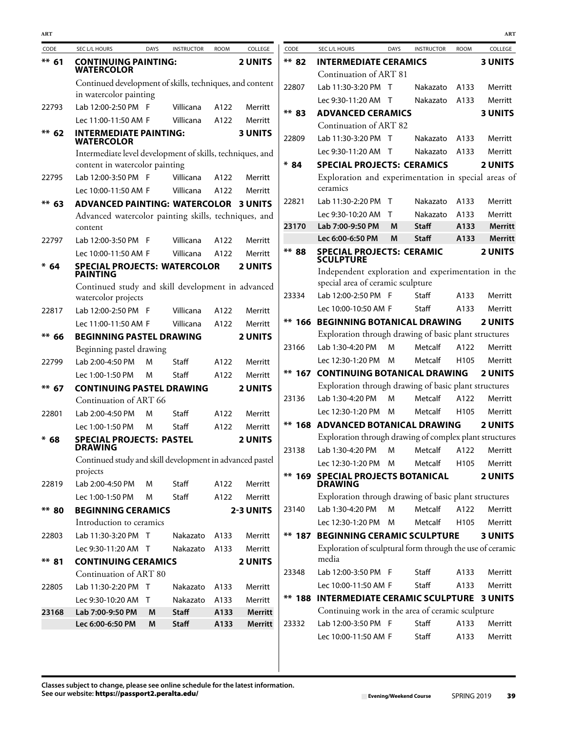| CODE | SEC L/L HOURS | DAYS | INSTRUCTOR | ROOM | COLLEGE |
|---|---|---|---|---|---|
| **** 61** | **CONTINUING PAINTING: WATERCOLOR** | | | | **2 UNITS** |
| | Continued development of skills, techniques, and content in watercolor painting | | | | |
| 22793 | Lab 12:00-2:50 PM | F | Villicana | A122 | Merritt |
| | Lec 11:00-11:50 AM | F | Villicana | A122 | Merritt |
| **** 62** | **INTERMEDIATE PAINTING: WATERCOLOR** | | | | **3 UNITS** |
| | Intermediate level development of skills, techniques, and content in watercolor painting | | | | |
| 22795 | Lab 12:00-3:50 PM | F | Villicana | A122 | Merritt |
| | Lec 10:00-11:50 AM | F | Villicana | A122 | Merritt |
| **** 63** | **ADVANCED PAINTING: WATERCOLOR** | | | | **3 UNITS** |
| | Advanced watercolor painting skills, techniques, and content | | | | |
| 22797 | Lab 12:00-3:50 PM | F | Villicana | A122 | Merritt |
| | Lec 10:00-11:50 AM | F | Villicana | A122 | Merritt |
| *** 64** | **SPECIAL PROJECTS: WATERCOLOR PAINTING** | | | | **2 UNITS** |
| | Continued study and skill development in advanced watercolor projects | | | | |
| 22817 | Lab 12:00-2:50 PM | F | Villicana | A122 | Merritt |
| | Lec 11:00-11:50 AM | F | Villicana | A122 | Merritt |
| **** 66** | **BEGINNING PASTEL DRAWING** | | | | **2 UNITS** |
| | Beginning pastel drawing | | | | |
| 22799 | Lab 2:00-4:50 PM | M | Staff | A122 | Merritt |
| | Lec 1:00-1:50 PM | M | Staff | A122 | Merritt |
| **** 67** | **CONTINUING PASTEL DRAWING** | | | | **2 UNITS** |
| | Continuation of ART 66 | | | | |
| 22801 | Lab 2:00-4:50 PM | M | Staff | A122 | Merritt |
| | Lec 1:00-1:50 PM | M | Staff | A122 | Merritt |
| *** 68** | **SPECIAL PROJECTS: PASTEL DRAWING** | | | | **2 UNITS** |
| | Continued study and skill development in advanced pastel projects | | | | |
| 22819 | Lab 2:00-4:50 PM | M | Staff | A122 | Merritt |
| | Lec 1:00-1:50 PM | M | Staff | A122 | Merritt |
| **** 80** | **BEGINNING CERAMICS** | | | | **2-3 UNITS** |
| | Introduction to ceramics | | | | |
| 22803 | Lab 11:30-3:20 PM | T | Nakazato | A133 | Merritt |
| | Lec 9:30-11:20 AM | T | Nakazato | A133 | Merritt |
| **** 81** | **CONTINUING CERAMICS** | | | | **2 UNITS** |
| | Continuation of ART 80 | | | | |
| 22805 | Lab 11:30-2:20 PM | T | Nakazato | A133 | Merritt |
| | Lec 9:30-10:20 AM | T | Nakazato | A133 | Merritt |
| **23168** | **Lab 7:00-9:50 PM** | **M** | **Staff** | **A133** | **Merritt** |
| | **Lec 6:00-6:50 PM** | **M** | **Staff** | **A133** | **Merritt** |
| **** 82** | **INTERMEDIATE CERAMICS** | | | | **3 UNITS** |
| | Continuation of ART 81 | | | | |
| 22807 | Lab 11:30-3:20 PM | T | Nakazato | A133 | Merritt |
| | Lec 9:30-11:20 AM | T | Nakazato | A133 | Merritt |
| **** 83** | **ADVANCED CERAMICS** | | | | **3 UNITS** |
| | Continuation of ART 82 | | | | |
| 22809 | Lab 11:30-3:20 PM | T | Nakazato | A133 | Merritt |
| | Lec 9:30-11:20 AM | T | Nakazato | A133 | Merritt |
| *** 84** | **SPECIAL PROJECTS: CERAMICS** | | | | **2 UNITS** |
| | Exploration and experimentation in special areas of ceramics | | | | |
| 22821 | Lab 11:30-2:20 PM | T | Nakazato | A133 | Merritt |
| | Lec 9:30-10:20 AM | T | Nakazato | A133 | Merritt |
| **23170** | **Lab 7:00-9:50 PM** | **M** | **Staff** | **A133** | **Merritt** |
| | **Lec 6:00-6:50 PM** | **M** | **Staff** | **A133** | **Merritt** |
| **** 88** | **SPECIAL PROJECTS: CERAMIC SCULPTURE** | | | | **2 UNITS** |
| | Independent exploration and experimentation in the special area of ceramic sculpture | | | | |
| 23334 | Lab 12:00-2:50 PM | F | Staff | A133 | Merritt |
| | Lec 10:00-10:50 AM | F | Staff | A133 | Merritt |
| **** 166** | **BEGINNING BOTANICAL DRAWING** | | | | **2 UNITS** |
| | Exploration through drawing of basic plant structures | | | | |
| 23166 | Lab 1:30-4:20 PM | M | Metcalf | A122 | Merritt |
| | Lec 12:30-1:20 PM | M | Metcalf | H105 | Merritt |
| **** 167** | **CONTINUING BOTANICAL DRAWING** | | | | **2 UNITS** |
| | Exploration through drawing of basic plant structures | | | | |
| 23136 | Lab 1:30-4:20 PM | M | Metcalf | A122 | Merritt |
| | Lec 12:30-1:20 PM | M | Metcalf | H105 | Merritt |
| **** 168** | **ADVANCED BOTANICAL DRAWING** | | | | **2 UNITS** |
| | Exploration through drawing of complex plant structures | | | | |
| 23138 | Lab 1:30-4:20 PM | M | Metcalf | A122 | Merritt |
| | Lec 12:30-1:20 PM | M | Metcalf | H105 | Merritt |
| **** 169** | **SPECIAL PROJECTS BOTANICAL DRAWING** | | | | **2 UNITS** |
| | Exploration through drawing of basic plant structures | | | | |
| 23140 | Lab 1:30-4:20 PM | M | Metcalf | A122 | Merritt |
| | Lec 12:30-1:20 PM | M | Metcalf | H105 | Merritt |
| **** 187** | **BEGINNING CERAMIC SCULPTURE** | | | | **3 UNITS** |
| | Exploration of sculptural form through the use of ceramic media | | | | |
| 23348 | Lab 12:00-3:50 PM | F | Staff | A133 | Merritt |
| | Lec 10:00-11:50 AM | F | Staff | A133 | Merritt |
| **** 188** | **INTERMEDIATE CERAMIC SCULPTURE** | | | | **3 UNITS** |
| | Continuing work in the area of ceramic sculpture | | | | |
| 23332 | Lab 12:00-3:50 PM | F | Staff | A133 | Merritt |
| | Lec 10:00-11:50 AM | F | Staff | A133 | Merritt |

**Classes subject to change, please see online schedule for the latest information.**
**See our website: https://passport2.peralta.edu/**

Evening/Weekend Course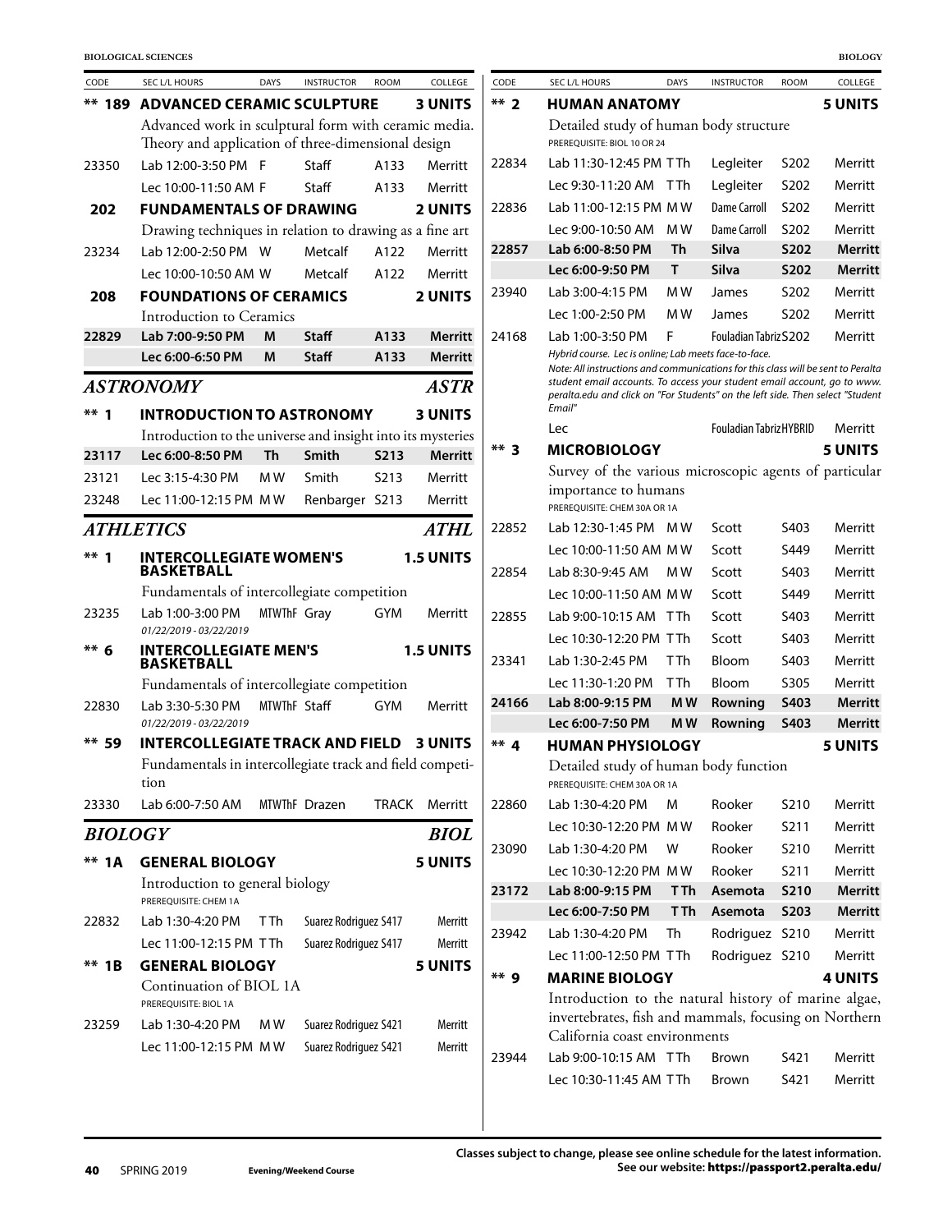| CODE | SEC L/L HOURS | DAYS | INSTRUCTOR | ROOM | COLLEGE |
|---|---|---|---|---|---|
| ** 189 | **ADVANCED CERAMIC SCULPTURE** | | | | **3 UNITS** |
| | Advanced work in sculptural form with ceramic media. Theory and application of three-dimensional design | | | | |
| 23350 | Lab 12:00-3:50 PM | F | Staff | A133 | Merritt |
| | Lec 10:00-11:50 AM | F | Staff | A133 | Merritt |
| **202** | **FUNDAMENTALS OF DRAWING** | | | | **2 UNITS** |
| | Drawing techniques in relation to drawing as a fine art | | | | |
| 23234 | Lab 12:00-2:50 PM | W | Metcalf | A122 | Merritt |
| | Lec 10:00-10:50 AM | W | Metcalf | A122 | Merritt |
| **208** | **FOUNDATIONS OF CERAMICS** | | | | **2 UNITS** |
| | Introduction to Ceramics | | | | |
| **22829** | **Lab 7:00-9:50 PM** | **M** | **Staff** | **A133** | **Merritt** |
| | **Lec 6:00-6:50 PM** | **M** | **Staff** | **A133** | **Merritt** |

## *ASTRONOMY* — *ASTR*

| CODE | SEC L/L HOURS | DAYS | INSTRUCTOR | ROOM | COLLEGE |
|---|---|---|---|---|---|
| ** 1 | **INTRODUCTION TO ASTRONOMY** | | | | **3 UNITS** |
| | Introduction to the universe and insight into its mysteries | | | | |
| **23117** | **Lec 6:00-8:50 PM** | **Th** | **Smith** | **S213** | **Merritt** |
| 23121 | Lec 3:15-4:30 PM | M W | Smith | S213 | Merritt |
| 23248 | Lec 11:00-12:15 PM | M W | Renbarger | S213 | Merritt |

## *ATHLETICS* — *ATHL*

| CODE | SEC L/L HOURS | DAYS | INSTRUCTOR | ROOM | COLLEGE |
|---|---|---|---|---|---|
| ** 1 | **INTERCOLLEGIATE WOMEN'S BASKETBALL** | | | | **1.5 UNITS** |
| | Fundamentals of intercollegiate competition | | | | |
| 23235 | Lab 1:00-3:00 PM *01/22/2019 - 03/22/2019* | MTWThF | Gray | GYM | Merritt |
| ** 6 | **INTERCOLLEGIATE MEN'S BASKETBALL** | | | | **1.5 UNITS** |
| | Fundamentals of intercollegiate competition | | | | |
| 22830 | Lab 3:30-5:30 PM *01/22/2019 - 03/22/2019* | MTWThF | Staff | GYM | Merritt |
| ** 59 | **INTERCOLLEGIATE TRACK AND FIELD** | | | | **3 UNITS** |
| | Fundamentals in intercollegiate track and field competition | | | | |
| 23330 | Lab 6:00-7:50 AM | MTWThF | Drazen | TRACK | Merritt |

## *BIOLOGY* — *BIOL*

| CODE | SEC L/L HOURS | DAYS | INSTRUCTOR | ROOM | COLLEGE |
|---|---|---|---|---|---|
| ** 1A | **GENERAL BIOLOGY** | | | | **5 UNITS** |
| | Introduction to general biology<br>PREREQUISITE: CHEM 1A | | | | |
| 22832 | Lab 1:30-4:20 PM | T Th | Suarez Rodriguez | S417 | Merritt |
| | Lec 11:00-12:15 PM | T Th | Suarez Rodriguez | S417 | Merritt |
| ** 1B | **GENERAL BIOLOGY** | | | | **5 UNITS** |
| | Continuation of BIOL 1A<br>PREREQUISITE: BIOL 1A | | | | |
| 23259 | Lab 1:30-4:20 PM | M W | Suarez Rodriguez | S421 | Merritt |
| | Lec 11:00-12:15 PM | M W | Suarez Rodriguez | S421 | Merritt |
| ** 2 | **HUMAN ANATOMY** | | | | **5 UNITS** |
| | Detailed study of human body structure<br>PREREQUISITE: BIOL 10 OR 24 | | | | |
| 22834 | Lab 11:30-12:45 PM | T Th | Legleiter | S202 | Merritt |
| | Lec 9:30-11:20 AM | T Th | Legleiter | S202 | Merritt |
| 22836 | Lab 11:00-12:15 PM | M W | Dame Carroll | S202 | Merritt |
| | Lec 9:00-10:50 AM | M W | Dame Carroll | S202 | Merritt |
| **22857** | **Lab 6:00-8:50 PM** | **Th** | **Silva** | **S202** | **Merritt** |
| | **Lec 6:00-9:50 PM** | **T** | **Silva** | **S202** | **Merritt** |
| 23940 | Lab 3:00-4:15 PM | M W | James | S202 | Merritt |
| | Lec 1:00-2:50 PM | M W | James | S202 | Merritt |
| 24168 | Lab 1:00-3:50 PM<br>*Hybrid course. Lec is online; Lab meets face-to-face.*<br>*Note: All instructions and communications for this class will be sent to Peralta student email accounts. To access your student email account, go to www.peralta.edu and click on "For Students" on the left side. Then select "Student Email"* | F | Fouladian Tabriz | S202 | Merritt |
| | Lec | | Fouladian Tabriz | HYBRID | Merritt |
| ** 3 | **MICROBIOLOGY** | | | | **5 UNITS** |
| | Survey of the various microscopic agents of particular importance to humans<br>PREREQUISITE: CHEM 30A OR 1A | | | | |
| 22852 | Lab 12:30-1:45 PM | M W | Scott | S403 | Merritt |
| | Lec 10:00-11:50 AM | M W | Scott | S449 | Merritt |
| 22854 | Lab 8:30-9:45 AM | M W | Scott | S403 | Merritt |
| | Lec 10:00-11:50 AM | M W | Scott | S449 | Merritt |
| 22855 | Lab 9:00-10:15 AM | T Th | Scott | S403 | Merritt |
| | Lec 10:30-12:20 PM | T Th | Scott | S403 | Merritt |
| 23341 | Lab 1:30-2:45 PM | T Th | Bloom | S403 | Merritt |
| | Lec 11:30-1:20 PM | T Th | Bloom | S305 | Merritt |
| **24166** | **Lab 8:00-9:15 PM** | **M W** | **Rowning** | **S403** | **Merritt** |
| | **Lec 6:00-7:50 PM** | **M W** | **Rowning** | **S403** | **Merritt** |
| ** 4 | **HUMAN PHYSIOLOGY** | | | | **5 UNITS** |
| | Detailed study of human body function<br>PREREQUISITE: CHEM 30A OR 1A | | | | |
| 22860 | Lab 1:30-4:20 PM | M | Rooker | S210 | Merritt |
| | Lec 10:30-12:20 PM | M W | Rooker | S211 | Merritt |
| 23090 | Lab 1:30-4:20 PM | W | Rooker | S210 | Merritt |
| | Lec 10:30-12:20 PM | M W | Rooker | S211 | Merritt |
| **23172** | **Lab 8:00-9:15 PM** | **T Th** | **Asemota** | **S210** | **Merritt** |
| | **Lec 6:00-7:50 PM** | **T Th** | **Asemota** | **S203** | **Merritt** |
| 23942 | Lab 1:30-4:20 PM | Th | Rodriguez | S210 | Merritt |
| | Lec 11:00-12:50 PM | T Th | Rodriguez | S210 | Merritt |
| ** 9 | **MARINE BIOLOGY** | | | | **4 UNITS** |
| | Introduction to the natural history of marine algae, invertebrates, fish and mammals, focusing on Northern California coast environments | | | | |
| 23944 | Lab 9:00-10:15 AM | T Th | Brown | S421 | Merritt |
| | Lec 10:30-11:45 AM | T Th | Brown | S421 | Merritt |

Classes subject to change, please see online schedule for the latest information.
See our website: https://passport2.peralta.edu/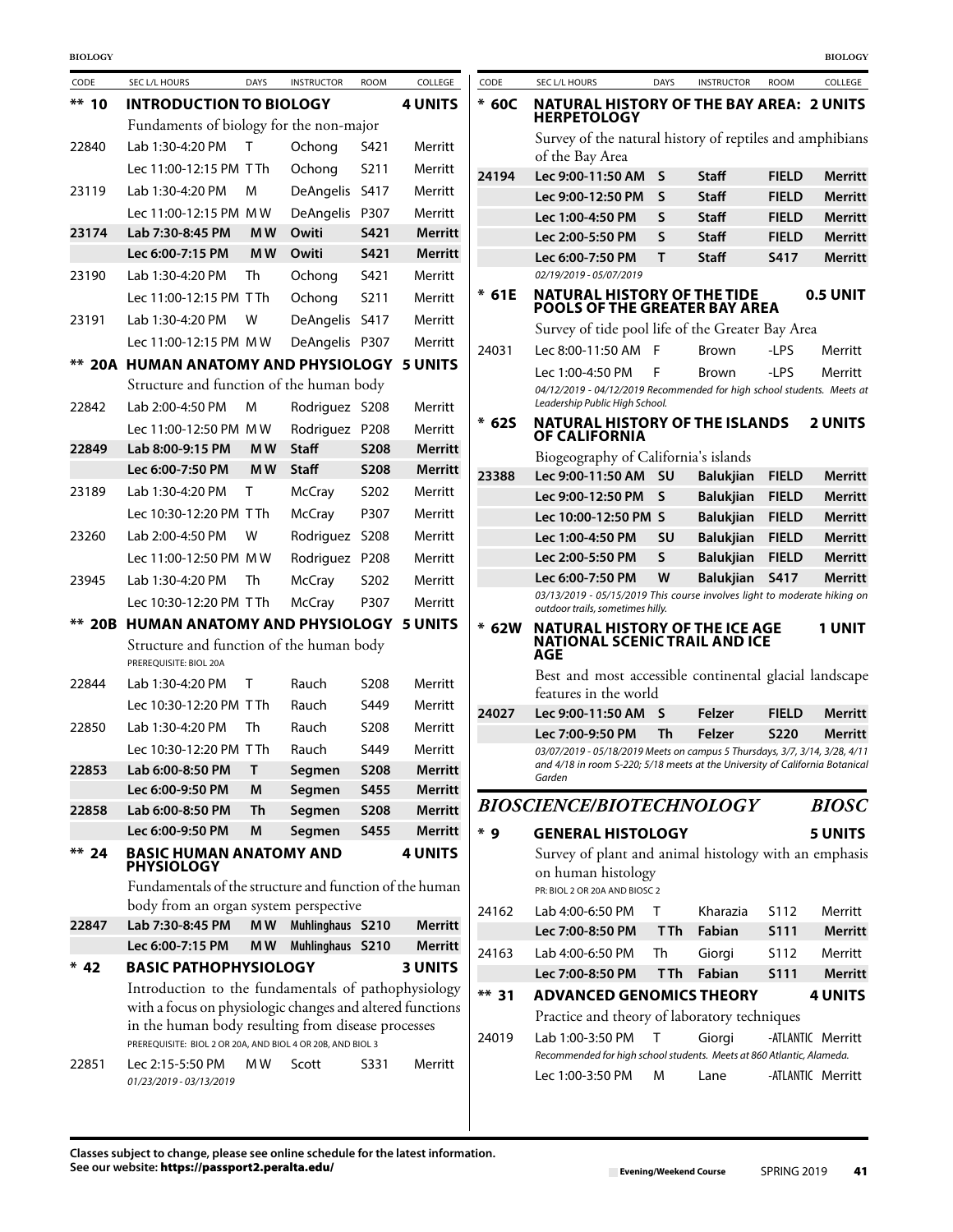| CODE | SEC L/L HOURS | DAYS | INSTRUCTOR | ROOM | COLLEGE |
|---|---|---|---|---|---|
| **** 10** | **INTRODUCTION TO BIOLOGY** | | | | **4 UNITS** |
| | Fundaments of biology for the non-major | | | | |
| 22840 | Lab 1:30-4:20 PM | T | Ochong | S421 | Merritt |
| | Lec 11:00-12:15 PM | T Th | Ochong | S211 | Merritt |
| 23119 | Lab 1:30-4:20 PM | M | DeAngelis | S417 | Merritt |
| | Lec 11:00-12:15 PM | M W | DeAngelis | P307 | Merritt |
| **23174** | **Lab 7:30-8:45 PM** | **M W** | **Owiti** | **S421** | **Merritt** |
| | **Lec 6:00-7:15 PM** | **M W** | **Owiti** | **S421** | **Merritt** |
| 23190 | Lab 1:30-4:20 PM | Th | Ochong | S421 | Merritt |
| | Lec 11:00-12:15 PM | T Th | Ochong | S211 | Merritt |
| 23191 | Lab 1:30-4:20 PM | W | DeAngelis | S417 | Merritt |
| | Lec 11:00-12:15 PM | M W | DeAngelis | P307 | Merritt |
| **** 20A** | **HUMAN ANATOMY AND PHYSIOLOGY** | | | | **5 UNITS** |
| | Structure and function of the human body | | | | |
| 22842 | Lab 2:00-4:50 PM | M | Rodriguez | S208 | Merritt |
| | Lec 11:00-12:50 PM | M W | Rodriguez | P208 | Merritt |
| **22849** | **Lab 8:00-9:15 PM** | **M W** | **Staff** | **S208** | **Merritt** |
| | **Lec 6:00-7:50 PM** | **M W** | **Staff** | **S208** | **Merritt** |
| 23189 | Lab 1:30-4:20 PM | T | McCray | S202 | Merritt |
| | Lec 10:30-12:20 PM | T Th | McCray | P307 | Merritt |
| 23260 | Lab 2:00-4:50 PM | W | Rodriguez | S208 | Merritt |
| | Lec 11:00-12:50 PM | M W | Rodriguez | P208 | Merritt |
| 23945 | Lab 1:30-4:20 PM | Th | McCray | S202 | Merritt |
| | Lec 10:30-12:20 PM | T Th | McCray | P307 | Merritt |
| **** 20B** | **HUMAN ANATOMY AND PHYSIOLOGY** | | | | **5 UNITS** |
| | Structure and function of the human body<br>PREREQUISITE: BIOL 20A | | | | |
| 22844 | Lab 1:30-4:20 PM | T | Rauch | S208 | Merritt |
| | Lec 10:30-12:20 PM | T Th | Rauch | S449 | Merritt |
| 22850 | Lab 1:30-4:20 PM | Th | Rauch | S208 | Merritt |
| | Lec 10:30-12:20 PM | T Th | Rauch | S449 | Merritt |
| **22853** | **Lab 6:00-8:50 PM** | **T** | **Segmen** | **S208** | **Merritt** |
| | **Lec 6:00-9:50 PM** | **M** | **Segmen** | **S455** | **Merritt** |
| **22858** | **Lab 6:00-8:50 PM** | **Th** | **Segmen** | **S208** | **Merritt** |
| | **Lec 6:00-9:50 PM** | **M** | **Segmen** | **S455** | **Merritt** |
| **** 24** | **BASIC HUMAN ANATOMY AND PHYSIOLOGY** | | | | **4 UNITS** |
| | Fundamentals of the structure and function of the human body from an organ system perspective | | | | |
| **22847** | **Lab 7:30-8:45 PM** | **M W** | **Muhlinghaus** | **S210** | **Merritt** |
| | **Lec 6:00-7:15 PM** | **M W** | **Muhlinghaus** | **S210** | **Merritt** |
| *** 42** | **BASIC PATHOPHYSIOLOGY** | | | | **3 UNITS** |
| | Introduction to the fundamentals of pathophysiology with a focus on physiologic changes and altered functions in the human body resulting from disease processes<br>PREREQUISITE: BIOL 2 OR 20A, AND BIOL 4 OR 20B, AND BIOL 3 | | | | |
| 22851 | Lec 2:15-5:50 PM | M W | Scott | S331 | Merritt |
| | *01/23/2019 - 03/13/2019* | | | | |
| *** 60C** | **NATURAL HISTORY OF THE BAY AREA: HERPETOLOGY** | | | | **2 UNITS** |
| | Survey of the natural history of reptiles and amphibians of the Bay Area | | | | |
| **24194** | **Lec 9:00-11:50 AM** | **S** | **Staff** | **FIELD** | **Merritt** |
| | **Lec 9:00-12:50 PM** | **S** | **Staff** | **FIELD** | **Merritt** |
| | **Lec 1:00-4:50 PM** | **S** | **Staff** | **FIELD** | **Merritt** |
| | **Lec 2:00-5:50 PM** | **S** | **Staff** | **FIELD** | **Merritt** |
| | **Lec 6:00-7:50 PM** | **T** | **Staff** | **S417** | **Merritt** |
| | *02/19/2019 - 05/07/2019* | | | | |
| *** 61E** | **NATURAL HISTORY OF THE TIDE POOLS OF THE GREATER BAY AREA** | | | | **0.5 UNIT** |
| | Survey of tide pool life of the Greater Bay Area | | | | |
| 24031 | Lec 8:00-11:50 AM | F | Brown | -LPS | Merritt |
| | Lec 1:00-4:50 PM | F | Brown | -LPS | Merritt |
| | *04/12/2019 - 04/12/2019 Recommended for high school students. Meets at Leadership Public High School.* | | | | |
| *** 62S** | **NATURAL HISTORY OF THE ISLANDS OF CALIFORNIA** | | | | **2 UNITS** |
| | Biogeography of California's islands | | | | |
| **23388** | **Lec 9:00-11:50 AM** | **SU** | **Balukjian** | **FIELD** | **Merritt** |
| | **Lec 9:00-12:50 PM** | **S** | **Balukjian** | **FIELD** | **Merritt** |
| | **Lec 10:00-12:50 PM** | **S** | **Balukjian** | **FIELD** | **Merritt** |
| | **Lec 1:00-4:50 PM** | **SU** | **Balukjian** | **FIELD** | **Merritt** |
| | **Lec 2:00-5:50 PM** | **S** | **Balukjian** | **FIELD** | **Merritt** |
| | **Lec 6:00-7:50 PM** | **W** | **Balukjian** | **S417** | **Merritt** |
| | *03/13/2019 - 05/15/2019 This course involves light to moderate hiking on outdoor trails, sometimes hilly.* | | | | |
| *** 62W** | **NATURAL HISTORY OF THE ICE AGE NATIONAL SCENIC TRAIL AND ICE AGE** | | | | **1 UNIT** |
| | Best and most accessible continental glacial landscape features in the world | | | | |
| **24027** | **Lec 9:00-11:50 AM** | **S** | **Felzer** | **FIELD** | **Merritt** |
| | **Lec 7:00-9:50 PM** | **Th** | **Felzer** | **S220** | **Merritt** |
| | *03/07/2019 - 05/18/2019 Meets on campus 5 Thursdays, 3/7, 3/14, 3/28, 4/11 and 4/18 in room S-220; 5/18 meets at the University of California Botanical Garden* | | | | |

## *BIOSCIENCE/BIOTECHNOLOGY* — *BIOSC*

| CODE | SEC L/L HOURS | DAYS | INSTRUCTOR | ROOM | COLLEGE |
|---|---|---|---|---|---|
| *** 9** | **GENERAL HISTOLOGY** | | | | **5 UNITS** |
| | Survey of plant and animal histology with an emphasis on human histology<br>PR: BIOL 2 OR 20A AND BIOSC 2 | | | | |
| 24162 | Lab 4:00-6:50 PM | T | Kharazia | S112 | Merritt |
| | **Lec 7:00-8:50 PM** | **T Th** | **Fabian** | **S111** | **Merritt** |
| 24163 | Lab 4:00-6:50 PM | Th | Giorgi | S112 | Merritt |
| | **Lec 7:00-8:50 PM** | **T Th** | **Fabian** | **S111** | **Merritt** |
| **** 31** | **ADVANCED GENOMICS THEORY** | | | | **4 UNITS** |
| | Practice and theory of laboratory techniques | | | | |
| 24019 | Lab 1:00-3:50 PM | T | Giorgi | -ATLANTIC | Merritt |
| | *Recommended for high school students. Meets at 860 Atlantic, Alameda.* | | | | |
| | Lec 1:00-3:50 PM | M | Lane | -ATLANTIC | Merritt |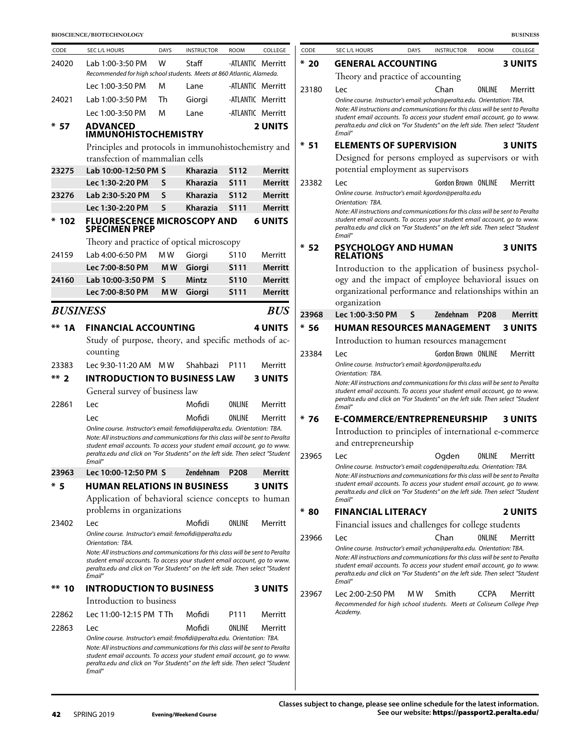| CODE | SEC L/L HOURS | DAYS | INSTRUCTOR | ROOM | COLLEGE |
|---|---|---|---|---|---|
| 24020 | Lab 1:00-3:50 PM | W | Staff | -ATLANTIC | Merritt |
| | *Recommended for high school students. Meets at 860 Atlantic, Alameda.* | | | | |
| | Lec 1:00-3:50 PM | M | Lane | -ATLANTIC | Merritt |
| 24021 | Lab 1:00-3:50 PM | Th | Giorgi | -ATLANTIC | Merritt |
| | Lec 1:00-3:50 PM | M | Lane | -ATLANTIC | Merritt |

**\* 57 ADVANCED IMMUNOHISTOCHEMISTRY — 2 UNITS**

Principles and protocols in immunohistochemistry and transfection of mammalian cells

| CODE | SEC L/L HOURS | DAYS | INSTRUCTOR | ROOM | COLLEGE |
|---|---|---|---|---|---|
| **23275** | **Lab 10:00-12:50 PM** | **S** | **Kharazia** | **S112** | **Merritt** |
| | **Lec 1:30-2:20 PM** | **S** | **Kharazia** | **S111** | **Merritt** |
| **23276** | **Lab 2:30-5:20 PM** | **S** | **Kharazia** | **S112** | **Merritt** |
| | **Lec 1:30-2:20 PM** | **S** | **Kharazia** | **S111** | **Merritt** |

**\* 102 FLUORESCENCE MICROSCOPY AND SPECIMEN PREP — 6 UNITS**

Theory and practice of optical microscopy

| CODE | SEC L/L HOURS | DAYS | INSTRUCTOR | ROOM | COLLEGE |
|---|---|---|---|---|---|
| 24159 | Lab 4:00-6:50 PM | M W | Giorgi | S110 | Merritt |
| | **Lec 7:00-8:50 PM** | **M W** | **Giorgi** | **S111** | **Merritt** |
| **24160** | **Lab 10:00-3:50 PM** | **S** | **Mintz** | **S110** | **Merritt** |
| | **Lec 7:00-8:50 PM** | **M W** | **Giorgi** | **S111** | **Merritt** |

## BUSINESS — BUS

**\*\* 1A FINANCIAL ACCOUNTING — 4 UNITS**

Study of purpose, theory, and specific methods of accounting

| CODE | SEC L/L HOURS | DAYS | INSTRUCTOR | ROOM | COLLEGE |
|---|---|---|---|---|---|
| 23383 | Lec 9:30-11:20 AM | M W | Shahbazi | P111 | Merritt |

**\*\* 2 INTRODUCTION TO BUSINESS LAW — 3 UNITS**

General survey of business law

| CODE | SEC L/L HOURS | DAYS | INSTRUCTOR | ROOM | COLLEGE |
|---|---|---|---|---|---|
| 22861 | Lec | | Mofidi | ONLINE | Merritt |
| | Lec | | Mofidi | ONLINE | Merritt |
| | *Online course. Instructor's email: femofidi@peralta.edu. Orientation: TBA. Note: All instructions and communications for this class will be sent to Peralta student email accounts. To access your student email account, go to www.peralta.edu and click on "For Students" on the left side. Then select "Student Email"* | | | | |
| **23963** | **Lec 10:00-12:50 PM** | **S** | **Zendehnam** | **P208** | **Merritt** |

**\* 5 HUMAN RELATIONS IN BUSINESS — 3 UNITS**

Application of behavioral science concepts to human problems in organizations

| CODE | SEC L/L HOURS | DAYS | INSTRUCTOR | ROOM | COLLEGE |
|---|---|---|---|---|---|
| 23402 | Lec | | Mofidi | ONLINE | Merritt |
| | *Online course. Instructor's email: femofidi@peralta.edu Orientation: TBA. Note: All instructions and communications for this class will be sent to Peralta student email accounts. To access your student email account, go to www.peralta.edu and click on "For Students" on the left side. Then select "Student Email"* | | | | |

**\*\* 10 INTRODUCTION TO BUSINESS — 3 UNITS**

Introduction to business

| CODE | SEC L/L HOURS | DAYS | INSTRUCTOR | ROOM | COLLEGE |
|---|---|---|---|---|---|
| 22862 | Lec 11:00-12:15 PM | T Th | Mofidi | P111 | Merritt |
| 22863 | Lec | | Mofidi | ONLINE | Merritt |
| | *Online course. Instructor's email: fmofidi@peralta.edu. Orientation: TBA. Note: All instructions and communications for this class will be sent to Peralta student email accounts. To access your student email account, go to www.peralta.edu and click on "For Students" on the left side. Then select "Student Email"* | | | | |

**\* 20 GENERAL ACCOUNTING — 3 UNITS**

Theory and practice of accounting

| CODE | SEC L/L HOURS | DAYS | INSTRUCTOR | ROOM | COLLEGE |
|---|---|---|---|---|---|
| 23180 | Lec | | Chan | ONLINE | Merritt |
| | *Online course. Instructor's email: ychan@peralta.edu. Orientation: TBA. Note: All instructions and communications for this class will be sent to Peralta student email accounts. To access your student email account, go to www.peralta.edu and click on "For Students" on the left side. Then select "Student Email"* | | | | |

**\* 51 ELEMENTS OF SUPERVISION — 3 UNITS**

Designed for persons employed as supervisors or with potential employment as supervisors

| CODE | SEC L/L HOURS | DAYS | INSTRUCTOR | ROOM | COLLEGE |
|---|---|---|---|---|---|
| 23382 | Lec | | Gordon Brown | ONLINE | Merritt |
| | *Online course. Instructor's email: kgordon@peralta.edu Orientation: TBA. Note: All instructions and communications for this class will be sent to Peralta student email accounts. To access your student email account, go to www.peralta.edu and click on "For Students" on the left side. Then select "Student Email"* | | | | |

**\* 52 PSYCHOLOGY AND HUMAN RELATIONS — 3 UNITS**

Introduction to the application of business psychology and the impact of employee behavioral issues on organizational performance and relationships within an organization

| CODE | SEC L/L HOURS | DAYS | INSTRUCTOR | ROOM | COLLEGE |
|---|---|---|---|---|---|
| **23968** | **Lec 1:00-3:50 PM** | **S** | **Zendehnam** | **P208** | **Merritt** |

**\* 56 HUMAN RESOURCES MANAGEMENT — 3 UNITS**

Introduction to human resources management

| CODE | SEC L/L HOURS | DAYS | INSTRUCTOR | ROOM | COLLEGE |
|---|---|---|---|---|---|
| 23384 | Lec | | Gordon Brown | ONLINE | Merritt |
| | *Online course. Instructor's email: kgordon@peralta.edu Orientation: TBA. Note: All instructions and communications for this class will be sent to Peralta student email accounts. To access your student email account, go to www.peralta.edu and click on "For Students" on the left side. Then select "Student Email"* | | | | |

**\* 76 E-COMMERCE/ENTREPRENEURSHIP — 3 UNITS**

Introduction to principles of international e-commerce and entrepreneurship

| CODE | SEC L/L HOURS | DAYS | INSTRUCTOR | ROOM | COLLEGE |
|---|---|---|---|---|---|
| 23965 | Lec | | Ogden | ONLINE | Merritt |
| | *Online course. Instructor's email: cogden@peralta.edu. Orientation: TBA. Note: All instructions and communications for this class will be sent to Peralta student email accounts. To access your student email account, go to www.peralta.edu and click on "For Students" on the left side. Then select "Student Email"* | | | | |

**\* 80 FINANCIAL LITERACY — 2 UNITS**

Financial issues and challenges for college students

| CODE | SEC L/L HOURS | DAYS | INSTRUCTOR | ROOM | COLLEGE |
|---|---|---|---|---|---|
| 23966 | Lec | | Chan | ONLINE | Merritt |
| | *Online course. Instructor's email: ychan@peralta.edu. Orientation: TBA. Note: All instructions and communications for this class will be sent to Peralta student email accounts. To access your student email account, go to www.peralta.edu and click on "For Students" on the left side. Then select "Student Email"* | | | | |
| 23967 | Lec 2:00-2:50 PM | M W | Smith | CCPA | Merritt |
| | *Recommended for high school students. Meets at Coliseum College Prep Academy.* | | | | |

**Classes subject to change, please see online schedule for the latest information. See our website: https://passport2.peralta.edu/**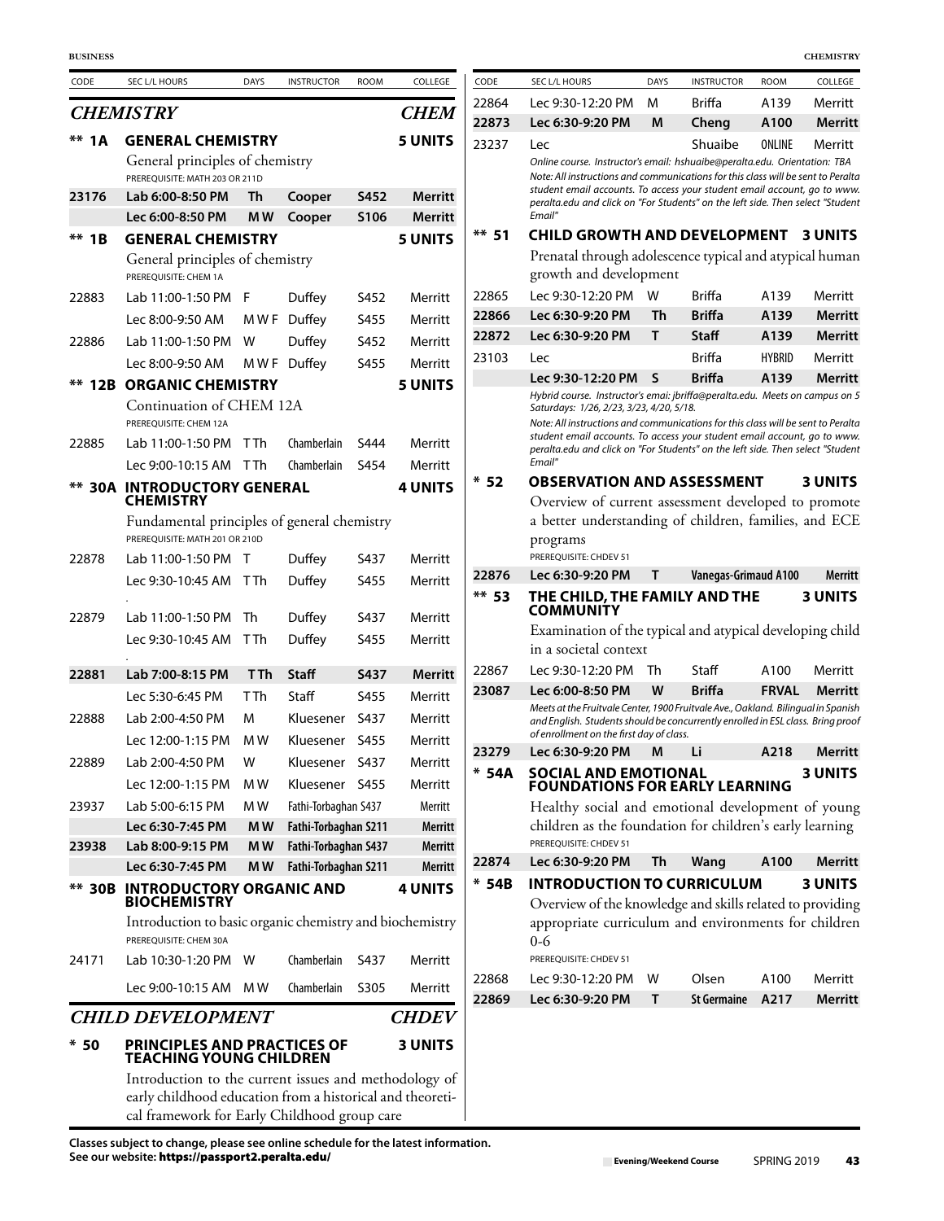## CHEMISTRY — CHEM

| CODE | SEC L/L HOURS | DAYS | INSTRUCTOR | ROOM | COLLEGE |
|---|---|---|---|---|---|

### ** 1A GENERAL CHEMISTRY — 5 UNITS

General principles of chemistry

PREREQUISITE: MATH 203 OR 211D

| CODE | SEC L/L HOURS | DAYS | INSTRUCTOR | ROOM | COLLEGE |
|---|---|---|---|---|---|
| **23176** | **Lab 6:00-8:50 PM** | **Th** | **Cooper** | **S452** | **Merritt** |
| | **Lec 6:00-8:50 PM** | **M W** | **Cooper** | **S106** | **Merritt** |

### ** 1B GENERAL CHEMISTRY — 5 UNITS

General principles of chemistry

PREREQUISITE: CHEM 1A

| CODE | SEC L/L HOURS | DAYS | INSTRUCTOR | ROOM | COLLEGE |
|---|---|---|---|---|---|
| 22883 | Lab 11:00-1:50 PM | F | Duffey | S452 | Merritt |
| | Lec 8:00-9:50 AM | M W F | Duffey | S455 | Merritt |
| 22886 | Lab 11:00-1:50 PM | W | Duffey | S452 | Merritt |
| | Lec 8:00-9:50 AM | M W F | Duffey | S455 | Merritt |

### ** 12B ORGANIC CHEMISTRY — 5 UNITS

Continuation of CHEM 12A

PREREQUISITE: CHEM 12A

| CODE | SEC L/L HOURS | DAYS | INSTRUCTOR | ROOM | COLLEGE |
|---|---|---|---|---|---|
| 22885 | Lab 11:00-1:50 PM | T Th | Chamberlain | S444 | Merritt |
| | Lec 9:00-10:15 AM | T Th | Chamberlain | S454 | Merritt |

### ** 30A INTRODUCTORY GENERAL CHEMISTRY — 4 UNITS

Fundamental principles of general chemistry

PREREQUISITE: MATH 201 OR 210D

| CODE | SEC L/L HOURS | DAYS | INSTRUCTOR | ROOM | COLLEGE |
|---|---|---|---|---|---|
| 22878 | Lab 11:00-1:50 PM | T | Duffey | S437 | Merritt |
| | Lec 9:30-10:45 AM | T Th | Duffey | S455 | Merritt |
| 22879 | Lab 11:00-1:50 PM | Th | Duffey | S437 | Merritt |
| | Lec 9:30-10:45 AM | T Th | Duffey | S455 | Merritt |
| **22881** | **Lab 7:00-8:15 PM** | **T Th** | **Staff** | **S437** | **Merritt** |
| | Lec 5:30-6:45 PM | T Th | Staff | S455 | Merritt |
| 22888 | Lab 2:00-4:50 PM | M | Kluesener | S437 | Merritt |
| | Lec 12:00-1:15 PM | M W | Kluesener | S455 | Merritt |
| 22889 | Lab 2:00-4:50 PM | W | Kluesener | S437 | Merritt |
| | Lec 12:00-1:15 PM | M W | Kluesener | S455 | Merritt |
| 23937 | Lab 5:00-6:15 PM | M W | Fathi-Torbaghan | S437 | Merritt |
| | **Lec 6:30-7:45 PM** | **M W** | **Fathi-Torbaghan** | **S211** | **Merritt** |
| **23938** | **Lab 8:00-9:15 PM** | **M W** | **Fathi-Torbaghan** | **S437** | **Merritt** |
| | **Lec 6:30-7:45 PM** | **M W** | **Fathi-Torbaghan** | **S211** | **Merritt** |

### ** 30B INTRODUCTORY ORGANIC AND BIOCHEMISTRY — 4 UNITS

Introduction to basic organic chemistry and biochemistry

PREREQUISITE: CHEM 30A

| CODE | SEC L/L HOURS | DAYS | INSTRUCTOR | ROOM | COLLEGE |
|---|---|---|---|---|---|
| 24171 | Lab 10:30-1:20 PM | W | Chamberlain | S437 | Merritt |
| | Lec 9:00-10:15 AM | M W | Chamberlain | S305 | Merritt |

## CHILD DEVELOPMENT — CHDEV

### * 50 PRINCIPLES AND PRACTICES OF TEACHING YOUNG CHILDREN — 3 UNITS

Introduction to the current issues and methodology of early childhood education from a historical and theoretical framework for Early Childhood group care

| CODE | SEC L/L HOURS | DAYS | INSTRUCTOR | ROOM | COLLEGE |
|---|---|---|---|---|---|
| 22864 | Lec 9:30-12:20 PM | M | Briffa | A139 | Merritt |
| **22873** | **Lec 6:30-9:20 PM** | **M** | **Cheng** | **A100** | **Merritt** |
| 23237 | Lec | | Shuaibe | ONLINE | Merritt |

*Online course. Instructor's email: hshuaibe@peralta.edu. Orientation: TBA*
*Note: All instructions and communications for this class will be sent to Peralta student email accounts. To access your student email account, go to www.peralta.edu and click on "For Students" on the left side. Then select "Student Email"*

### ** 51 CHILD GROWTH AND DEVELOPMENT — 3 UNITS

Prenatal through adolescence typical and atypical human growth and development

| CODE | SEC L/L HOURS | DAYS | INSTRUCTOR | ROOM | COLLEGE |
|---|---|---|---|---|---|
| 22865 | Lec 9:30-12:20 PM | W | Briffa | A139 | Merritt |
| **22866** | **Lec 6:30-9:20 PM** | **Th** | **Briffa** | **A139** | **Merritt** |
| **22872** | **Lec 6:30-9:20 PM** | **T** | **Staff** | **A139** | **Merritt** |
| 23103 | Lec | | Briffa | HYBRID | Merritt |
| | **Lec 9:30-12:20 PM** | **S** | **Briffa** | **A139** | **Merritt** |

*Hybrid course. Instructor's emai: jbriffa@peralta.edu. Meets on campus on 5 Saturdays: 1/26, 2/23, 3/23, 4/20, 5/18.*
*Note: All instructions and communications for this class will be sent to Peralta student email accounts. To access your student email account, go to www.peralta.edu and click on "For Students" on the left side. Then select "Student Email"*

### * 52 OBSERVATION AND ASSESSMENT — 3 UNITS

Overview of current assessment developed to promote a better understanding of children, families, and ECE programs

PREREQUISITE: CHDEV 51

| CODE | SEC L/L HOURS | DAYS | INSTRUCTOR | ROOM | COLLEGE |
|---|---|---|---|---|---|
| **22876** | **Lec 6:30-9:20 PM** | **T** | **Vanegas-Grimaud** | **A100** | **Merritt** |

### ** 53 THE CHILD, THE FAMILY AND THE COMMUNITY — 3 UNITS

Examination of the typical and atypical developing child in a societal context

| CODE | SEC L/L HOURS | DAYS | INSTRUCTOR | ROOM | COLLEGE |
|---|---|---|---|---|---|
| 22867 | Lec 9:30-12:20 PM | Th | Staff | A100 | Merritt |
| **23087** | **Lec 6:00-8:50 PM** | **W** | **Briffa** | **FRVAL** | **Merritt** |

*Meets at the Fruitvale Center, 1900 Fruitvale Ave., Oakland. Bilingual in Spanish and English. Students should be concurrently enrolled in ESL class. Bring proof of enrollment on the first day of class.*

| CODE | SEC L/L HOURS | DAYS | INSTRUCTOR | ROOM | COLLEGE |
|---|---|---|---|---|---|
| **23279** | **Lec 6:30-9:20 PM** | **M** | **Li** | **A218** | **Merritt** |

### * 54A SOCIAL AND EMOTIONAL FOUNDATIONS FOR EARLY LEARNING — 3 UNITS

Healthy social and emotional development of young children as the foundation for children's early learning

PREREQUISITE: CHDEV 51

| CODE | SEC L/L HOURS | DAYS | INSTRUCTOR | ROOM | COLLEGE |
|---|---|---|---|---|---|
| **22874** | **Lec 6:30-9:20 PM** | **Th** | **Wang** | **A100** | **Merritt** |

### * 54B INTRODUCTION TO CURRICULUM — 3 UNITS

Overview of the knowledge and skills related to providing appropriate curriculum and environments for children 0-6

PREREQUISITE: CHDEV 51

| CODE | SEC L/L HOURS | DAYS | INSTRUCTOR | ROOM | COLLEGE |
|---|---|---|---|---|---|
| 22868 | Lec 9:30-12:20 PM | W | Olsen | A100 | Merritt |
| **22869** | **Lec 6:30-9:20 PM** | **T** | **St Germaine** | **A217** | **Merritt** |

**Classes subject to change, please see online schedule for the latest information.**
**See our website: https://passport2.peralta.edu/**

Evening/Weekend Course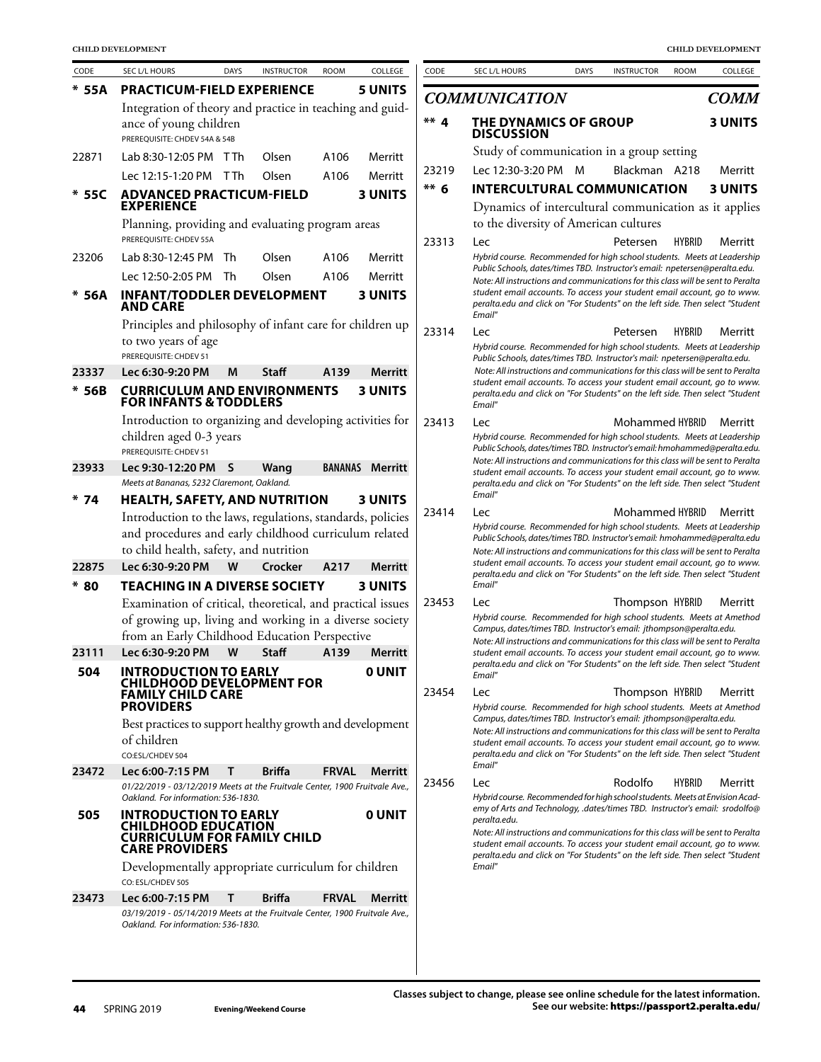| CODE | SEC L/L HOURS | DAYS | INSTRUCTOR | ROOM | COLLEGE |
|---|---|---|---|---|---|

**\* 55A PRACTICUM-FIELD EXPERIENCE — 5 UNITS**

Integration of theory and practice in teaching and guidance of young children

PREREQUISITE: CHDEV 54A & 54B

| CODE | SEC L/L HOURS | DAYS | INSTRUCTOR | ROOM | COLLEGE |
|---|---|---|---|---|---|
| 22871 | Lab 8:30-12:05 PM | T Th | Olsen | A106 | Merritt |
| | Lec 12:15-1:20 PM | T Th | Olsen | A106 | Merritt |

**\* 55C ADVANCED PRACTICUM-FIELD EXPERIENCE — 3 UNITS**

Planning, providing and evaluating program areas

PREREQUISITE: CHDEV 55A

| CODE | SEC L/L HOURS | DAYS | INSTRUCTOR | ROOM | COLLEGE |
|---|---|---|---|---|---|
| 23206 | Lab 8:30-12:45 PM | Th | Olsen | A106 | Merritt |
| | Lec 12:50-2:05 PM | Th | Olsen | A106 | Merritt |

**\* 56A INFANT/TODDLER DEVELOPMENT AND CARE — 3 UNITS**

Principles and philosophy of infant care for children up to two years of age

PREREQUISITE: CHDEV 51

| CODE | SEC L/L HOURS | DAYS | INSTRUCTOR | ROOM | COLLEGE |
|---|---|---|---|---|---|
| **23337** | **Lec 6:30-9:20 PM** | **M** | **Staff** | **A139** | **Merritt** |

**\* 56B CURRICULUM AND ENVIRONMENTS FOR INFANTS & TODDLERS — 3 UNITS**

Introduction to organizing and developing activities for children aged 0-3 years

PREREQUISITE: CHDEV 51

| CODE | SEC L/L HOURS | DAYS | INSTRUCTOR | ROOM | COLLEGE |
|---|---|---|---|---|---|
| **23933** | **Lec 9:30-12:20 PM** | **S** | **Wang** | **BANANAS** | **Merritt** |

*Meets at Bananas, 5232 Claremont, Oakland.*

**\* 74 HEALTH, SAFETY, AND NUTRITION — 3 UNITS**

Introduction to the laws, regulations, standards, policies and procedures and early childhood curriculum related to child health, safety, and nutrition

| CODE | SEC L/L HOURS | DAYS | INSTRUCTOR | ROOM | COLLEGE |
|---|---|---|---|---|---|
| **22875** | **Lec 6:30-9:20 PM** | **W** | **Crocker** | **A217** | **Merritt** |

**\* 80 TEACHING IN A DIVERSE SOCIETY — 3 UNITS**

Examination of critical, theoretical, and practical issues of growing up, living and working in a diverse society from an Early Childhood Education Perspective

| CODE | SEC L/L HOURS | DAYS | INSTRUCTOR | ROOM | COLLEGE |
|---|---|---|---|---|---|
| **23111** | **Lec 6:30-9:20 PM** | **W** | **Staff** | **A139** | **Merritt** |

**504 INTRODUCTION TO EARLY CHILDHOOD DEVELOPMENT FOR FAMILY CHILD CARE PROVIDERS — 0 UNIT**

Best practices to support healthy growth and development of children

CO:ESL/CHDEV 504

| CODE | SEC L/L HOURS | DAYS | INSTRUCTOR | ROOM | COLLEGE |
|---|---|---|---|---|---|
| **23472** | **Lec 6:00-7:15 PM** | **T** | **Briffa** | **FRVAL** | **Merritt** |

*01/22/2019 - 03/12/2019 Meets at the Fruitvale Center, 1900 Fruitvale Ave., Oakland. For information: 536-1830.*

**505 INTRODUCTION TO EARLY CHILDHOOD EDUCATION CURRICULUM FOR FAMILY CHILD CARE PROVIDERS — 0 UNIT**

Developmentally appropriate curriculum for children

CO: ESL/CHDEV 505

| CODE | SEC L/L HOURS | DAYS | INSTRUCTOR | ROOM | COLLEGE |
|---|---|---|---|---|---|
| **23473** | **Lec 6:00-7:15 PM** | **T** | **Briffa** | **FRVAL** | **Merritt** |

*03/19/2019 - 05/14/2019 Meets at the Fruitvale Center, 1900 Fruitvale Ave., Oakland. For information: 536-1830.*

## *COMMUNICATION* — *COMM*

**\*\* 4 THE DYNAMICS OF GROUP DISCUSSION — 3 UNITS**

Study of communication in a group setting

| CODE | SEC L/L HOURS | DAYS | INSTRUCTOR | ROOM | COLLEGE |
|---|---|---|---|---|---|
| 23219 | Lec 12:30-3:20 PM | M | Blackman | A218 | Merritt |

**\*\* 6 INTERCULTURAL COMMUNICATION — 3 UNITS**

Dynamics of intercultural communication as it applies to the diversity of American cultures

| CODE | SEC L/L HOURS | DAYS | INSTRUCTOR | ROOM | COLLEGE |
|---|---|---|---|---|---|
| 23313 | Lec | | Petersen | HYBRID | Merritt |

*Hybrid course. Recommended for high school students. Meets at Leadership Public Schools, dates/times TBD. Instructor's email: npetersen@peralta.edu.*
*Note: All instructions and communications for this class will be sent to Peralta student email accounts. To access your student email account, go to www.peralta.edu and click on "For Students" on the left side. Then select "Student Email"*

| CODE | SEC L/L HOURS | DAYS | INSTRUCTOR | ROOM | COLLEGE |
|---|---|---|---|---|---|
| 23314 | Lec | | Petersen | HYBRID | Merritt |

*Hybrid course. Recommended for high school students. Meets at Leadership Public Schools, dates/times TBD. Instructor's mail: npetersen@peralta.edu.*
*Note: All instructions and communications for this class will be sent to Peralta student email accounts. To access your student email account, go to www.peralta.edu and click on "For Students" on the left side. Then select "Student Email"*

| CODE | SEC L/L HOURS | DAYS | INSTRUCTOR | ROOM | COLLEGE |
|---|---|---|---|---|---|
| 23413 | Lec | | Mohammed | HYBRID | Merritt |

*Hybrid course. Recommended for high school students. Meets at Leadership Public Schools, dates/times TBD. Instructor's email: hmohammed@peralta.edu.*
*Note: All instructions and communications for this class will be sent to Peralta student email accounts. To access your student email account, go to www.peralta.edu and click on "For Students" on the left side. Then select "Student Email"*

| CODE | SEC L/L HOURS | DAYS | INSTRUCTOR | ROOM | COLLEGE |
|---|---|---|---|---|---|
| 23414 | Lec | | Mohammed | HYBRID | Merritt |

*Hybrid course. Recommended for high school students. Meets at Leadership Public Schools, dates/times TBD. Instructor's email: hmohammed@peralta.edu*
*Note: All instructions and communications for this class will be sent to Peralta student email accounts. To access your student email account, go to www.peralta.edu and click on "For Students" on the left side. Then select "Student Email"*

| CODE | SEC L/L HOURS | DAYS | INSTRUCTOR | ROOM | COLLEGE |
|---|---|---|---|---|---|
| 23453 | Lec | | Thompson | HYBRID | Merritt |

*Hybrid course. Recommended for high school students. Meets at Amethod Campus, dates/times TBD. Instructor's email: jthompson@peralta.edu.*
*Note: All instructions and communications for this class will be sent to Peralta student email accounts. To access your student email account, go to www.peralta.edu and click on "For Students" on the left side. Then select "Student Email"*

| CODE | SEC L/L HOURS | DAYS | INSTRUCTOR | ROOM | COLLEGE |
|---|---|---|---|---|---|
| 23454 | Lec | | Thompson | HYBRID | Merritt |

*Hybrid course. Recommended for high school students. Meets at Amethod Campus, dates/times TBD. Instructor's email: jthompson@peralta.edu.*
*Note: All instructions and communications for this class will be sent to Peralta student email accounts. To access your student email account, go to www.peralta.edu and click on "For Students" on the left side. Then select "Student Email"*

| CODE | SEC L/L HOURS | DAYS | INSTRUCTOR | ROOM | COLLEGE |
|---|---|---|---|---|---|
| 23456 | Lec | | Rodolfo | HYBRID | Merritt |

*Hybrid course. Recommended for high school students. Meets at Envision Academy of Arts and Technology, .dates/times TBD. Instructor's email: srodolfo@peralta.edu.*
*Note: All instructions and communications for this class will be sent to Peralta student email accounts. To access your student email account, go to www.peralta.edu and click on "For Students" on the left side. Then select "Student Email"*

Classes subject to change, please see online schedule for the latest information. See our website: https://passport2.peralta.edu/

**Evening/Weekend Course**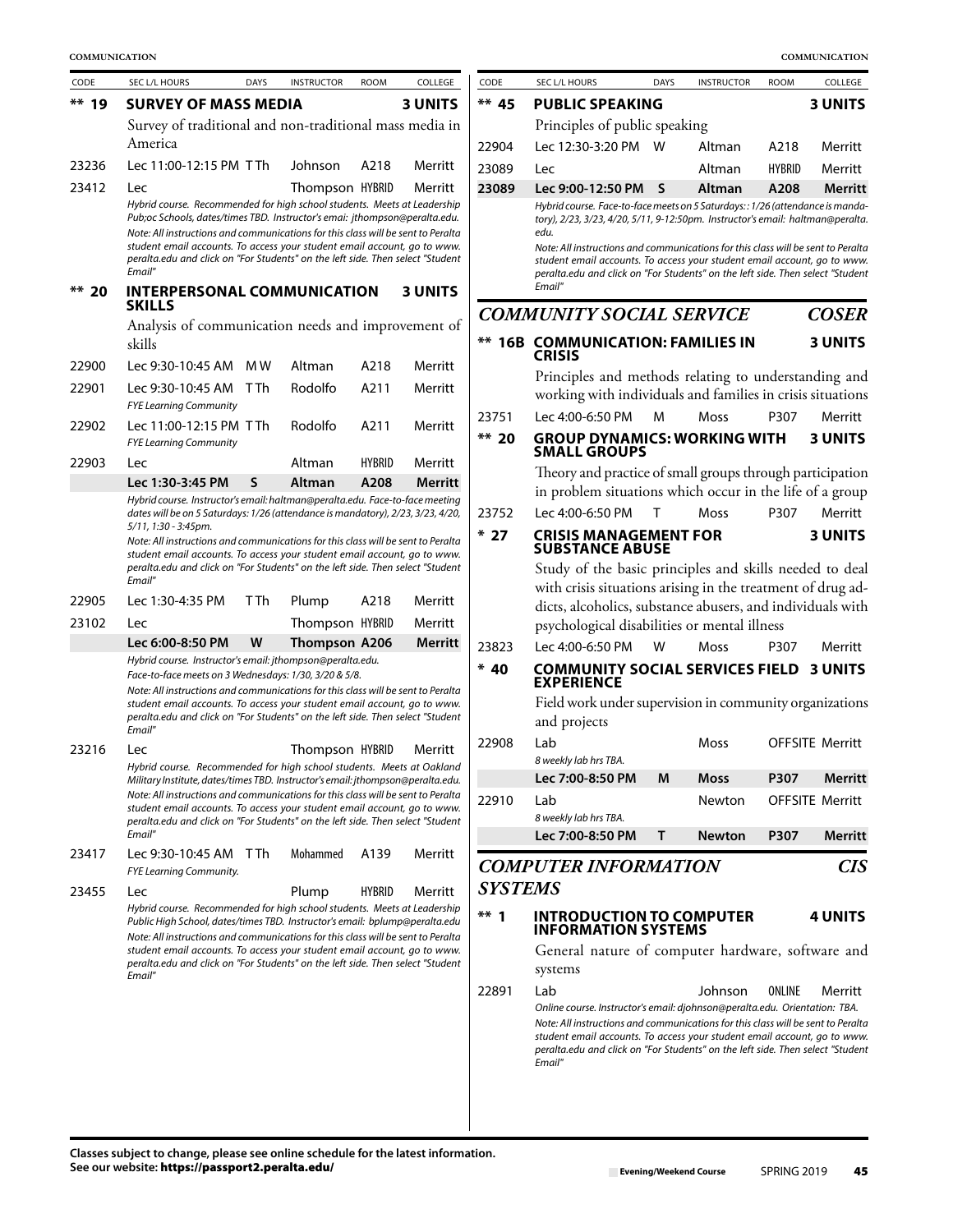| CODE | SEC L/L HOURS | DAYS | INSTRUCTOR | ROOM | COLLEGE |
|---|---|---|---|---|---|

## ** 19 SURVEY OF MASS MEDIA — 3 UNITS

Survey of traditional and non-traditional mass media in America

| CODE | SEC L/L HOURS | DAYS | INSTRUCTOR | ROOM | COLLEGE |
|---|---|---|---|---|---|
| 23236 | Lec 11:00-12:15 PM | T Th | Johnson | A218 | Merritt |
| 23412 | Lec | | Thompson | HYBRID | Merritt |

*Hybrid course. Recommended for high school students. Meets at Leadership Pub;oc Schools, dates/times TBD. Instructor's email: jthompson@peralta.edu.*

*Note: All instructions and communications for this class will be sent to Peralta student email accounts. To access your student email account, go to www.peralta.edu and click on "For Students" on the left side. Then select "Student Email"*

## ** 20 INTERPERSONAL COMMUNICATION SKILLS — 3 UNITS

Analysis of communication needs and improvement of skills

| CODE | SEC L/L HOURS | DAYS | INSTRUCTOR | ROOM | COLLEGE |
|---|---|---|---|---|---|
| 22900 | Lec 9:30-10:45 AM | M W | Altman | A218 | Merritt |
| 22901 | Lec 9:30-10:45 AM | T Th | Rodolfo | A211 | Merritt |

*FYE Learning Community*

| CODE | SEC L/L HOURS | DAYS | INSTRUCTOR | ROOM | COLLEGE |
|---|---|---|---|---|---|
| 22902 | Lec 11:00-12:15 PM | T Th | Rodolfo | A211 | Merritt |

*FYE Learning Community*

| CODE | SEC L/L HOURS | DAYS | INSTRUCTOR | ROOM | COLLEGE |
|---|---|---|---|---|---|
| 22903 | Lec | | Altman | HYBRID | Merritt |
| | **Lec 1:30-3:45 PM** | **S** | **Altman** | **A208** | **Merritt** |

*Hybrid course. Instructor's email: haltman@peralta.edu. Face-to-face meeting dates will be on 5 Saturdays: 1/26 (attendance is mandatory), 2/23, 3/23, 4/20, 5/11, 1:30 - 3:45pm.*

*Note: All instructions and communications for this class will be sent to Peralta student email accounts. To access your student email account, go to www.peralta.edu and click on "For Students" on the left side. Then select "Student Email"*

| CODE | SEC L/L HOURS | DAYS | INSTRUCTOR | ROOM | COLLEGE |
|---|---|---|---|---|---|
| 22905 | Lec 1:30-4:35 PM | T Th | Plump | A218 | Merritt |
| 23102 | Lec | | Thompson | HYBRID | Merritt |
| | **Lec 6:00-8:50 PM** | **W** | **Thompson** | **A206** | **Merritt** |

*Hybrid course. Instructor's email: jthompson@peralta.edu.*
*Face-to-face meets on 3 Wednesdays: 1/30, 3/20 & 5/8.*

*Note: All instructions and communications for this class will be sent to Peralta student email accounts. To access your student email account, go to www.peralta.edu and click on "For Students" on the left side. Then select "Student Email"*

| CODE | SEC L/L HOURS | DAYS | INSTRUCTOR | ROOM | COLLEGE |
|---|---|---|---|---|---|
| 23216 | Lec | | Thompson | HYBRID | Merritt |

*Hybrid course. Recommended for high school students. Meets at Oakland Military Institute, dates/times TBD. Instructor's email: jthompson@peralta.edu.*

*Note: All instructions and communications for this class will be sent to Peralta student email accounts. To access your student email account, go to www.peralta.edu and click on "For Students" on the left side. Then select "Student Email"*

| CODE | SEC L/L HOURS | DAYS | INSTRUCTOR | ROOM | COLLEGE |
|---|---|---|---|---|---|
| 23417 | Lec 9:30-10:45 AM | T Th | Mohammed | A139 | Merritt |

*FYE Learning Community.*

| CODE | SEC L/L HOURS | DAYS | INSTRUCTOR | ROOM | COLLEGE |
|---|---|---|---|---|---|
| 23455 | Lec | | Plump | HYBRID | Merritt |

*Hybrid course. Recommended for high school students. Meets at Leadership Public High School, dates/times TBD. Instructor's email: bplump@peralta.edu*

*Note: All instructions and communications for this class will be sent to Peralta student email accounts. To access your student email account, go to www.peralta.edu and click on "For Students" on the left side. Then select "Student Email"*

## ** 45 PUBLIC SPEAKING — 3 UNITS

Principles of public speaking

| CODE | SEC L/L HOURS | DAYS | INSTRUCTOR | ROOM | COLLEGE |
|---|---|---|---|---|---|
| 22904 | Lec 12:30-3:20 PM | W | Altman | A218 | Merritt |
| 23089 | Lec | | Altman | HYBRID | Merritt |
| **23089** | **Lec 9:00-12:50 PM** | **S** | **Altman** | **A208** | **Merritt** |

*Hybrid course. Face-to-face meets on 5 Saturdays: : 1/26 (attendance is mandatory), 2/23, 3/23, 4/20, 5/11, 9-12:50pm. Instructor's email: haltman@peralta.edu.*

*Note: All instructions and communications for this class will be sent to Peralta student email accounts. To access your student email account, go to www.peralta.edu and click on "For Students" on the left side. Then select "Student Email"*

# COMMUNITY SOCIAL SERVICE — COSER

## ** 16B COMMUNICATION: FAMILIES IN CRISIS — 3 UNITS

Principles and methods relating to understanding and working with individuals and families in crisis situations

| CODE | SEC L/L HOURS | DAYS | INSTRUCTOR | ROOM | COLLEGE |
|---|---|---|---|---|---|
| 23751 | Lec 4:00-6:50 PM | M | Moss | P307 | Merritt |

## ** 20 GROUP DYNAMICS: WORKING WITH SMALL GROUPS — 3 UNITS

Theory and practice of small groups through participation in problem situations which occur in the life of a group

| CODE | SEC L/L HOURS | DAYS | INSTRUCTOR | ROOM | COLLEGE |
|---|---|---|---|---|---|
| 23752 | Lec 4:00-6:50 PM | T | Moss | P307 | Merritt |

## * 27 CRISIS MANAGEMENT FOR SUBSTANCE ABUSE — 3 UNITS

Study of the basic principles and skills needed to deal with crisis situations arising in the treatment of drug addicts, alcoholics, substance abusers, and individuals with psychological disabilities or mental illness

| CODE | SEC L/L HOURS | DAYS | INSTRUCTOR | ROOM | COLLEGE |
|---|---|---|---|---|---|
| 23823 | Lec 4:00-6:50 PM | W | Moss | P307 | Merritt |

## * 40 COMMUNITY SOCIAL SERVICES FIELD EXPERIENCE — 3 UNITS

Field work under supervision in community organizations and projects

| CODE | SEC L/L HOURS | DAYS | INSTRUCTOR | ROOM | COLLEGE |
|---|---|---|---|---|---|
| 22908 | Lab | | Moss | OFFSITE | Merritt |

*8 weekly lab hrs TBA.*

| CODE | SEC L/L HOURS | DAYS | INSTRUCTOR | ROOM | COLLEGE |
|---|---|---|---|---|---|
| | **Lec 7:00-8:50 PM** | **M** | **Moss** | **P307** | **Merritt** |
| 22910 | Lab | | Newton | OFFSITE | Merritt |

*8 weekly lab hrs TBA.*

| CODE | SEC L/L HOURS | DAYS | INSTRUCTOR | ROOM | COLLEGE |
|---|---|---|---|---|---|
| | **Lec 7:00-8:50 PM** | **T** | **Newton** | **P307** | **Merritt** |

# COMPUTER INFORMATION SYSTEMS — CIS

## ** 1 INTRODUCTION TO COMPUTER INFORMATION SYSTEMS — 4 UNITS

General nature of computer hardware, software and systems

| CODE | SEC L/L HOURS | DAYS | INSTRUCTOR | ROOM | COLLEGE |
|---|---|---|---|---|---|
| 22891 | Lab | | Johnson | ONLINE | Merritt |

*Online course. Instructor's email: djohnson@peralta.edu. Orientation: TBA.*

*Note: All instructions and communications for this class will be sent to Peralta student email accounts. To access your student email account, go to www.peralta.edu and click on "For Students" on the left side. Then select "Student Email"*

**Classes subject to change, please see online schedule for the latest information.**
**See our website: https://passport2.peralta.edu/**

Evening/Weekend Course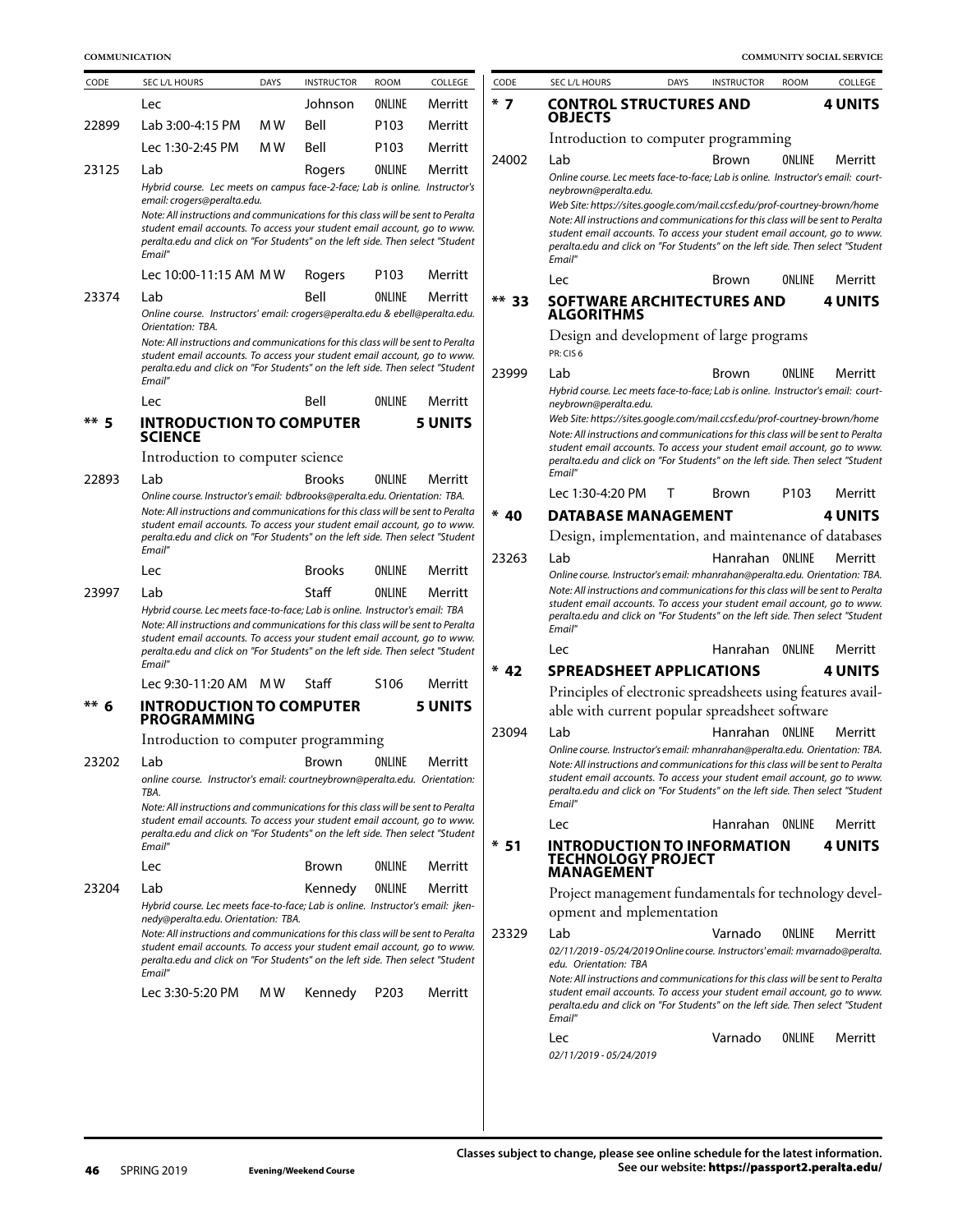| CODE | SEC L/L HOURS | DAYS | INSTRUCTOR | ROOM | COLLEGE |
|---|---|---|---|---|---|
| | Lec | | Johnson | ONLINE | Merritt |
| 22899 | Lab 3:00-4:15 PM | M W | Bell | P103 | Merritt |
| | Lec 1:30-2:45 PM | M W | Bell | P103 | Merritt |
| 23125 | Lab | | Rogers | ONLINE | Merritt |

*Hybrid course. Lec meets on campus face-2-face; Lab is online. Instructor's email: crogers@peralta.edu.*

*Note: All instructions and communications for this class will be sent to Peralta student email accounts. To access your student email account, go to www.peralta.edu and click on "For Students" on the left side. Then select "Student Email"*

| CODE | SEC L/L HOURS | DAYS | INSTRUCTOR | ROOM | COLLEGE |
|---|---|---|---|---|---|
| | Lec 10:00-11:15 AM | M W | Rogers | P103 | Merritt |
| 23374 | Lab | | Bell | ONLINE | Merritt |

*Online course. Instructors' email: crogers@peralta.edu & ebell@peralta.edu. Orientation: TBA.*

*Note: All instructions and communications for this class will be sent to Peralta student email accounts. To access your student email account, go to www.peralta.edu and click on "For Students" on the left side. Then select "Student Email"*

| CODE | SEC L/L HOURS | DAYS | INSTRUCTOR | ROOM | COLLEGE |
|---|---|---|---|---|---|
| | Lec | | Bell | ONLINE | Merritt |

## ** 5 INTRODUCTION TO COMPUTER SCIENCE — 5 UNITS

Introduction to computer science

| CODE | SEC L/L HOURS | DAYS | INSTRUCTOR | ROOM | COLLEGE |
|---|---|---|---|---|---|
| 22893 | Lab | | Brooks | ONLINE | Merritt |

*Online course. Instructor's email: bdbrooks@peralta.edu. Orientation: TBA.*

*Note: All instructions and communications for this class will be sent to Peralta student email accounts. To access your student email account, go to www.peralta.edu and click on "For Students" on the left side. Then select "Student Email"*

| CODE | SEC L/L HOURS | DAYS | INSTRUCTOR | ROOM | COLLEGE |
|---|---|---|---|---|---|
| | Lec | | Brooks | ONLINE | Merritt |
| 23997 | Lab | | Staff | ONLINE | Merritt |

*Hybrid course. Lec meets face-to-face; Lab is online. Instructor's email: TBA*

*Note: All instructions and communications for this class will be sent to Peralta student email accounts. To access your student email account, go to www.peralta.edu and click on "For Students" on the left side. Then select "Student Email"*

| CODE | SEC L/L HOURS | DAYS | INSTRUCTOR | ROOM | COLLEGE |
|---|---|---|---|---|---|
| | Lec 9:30-11:20 AM | M W | Staff | S106 | Merritt |

## ** 6 INTRODUCTION TO COMPUTER PROGRAMMING — 5 UNITS

Introduction to computer programming

| CODE | SEC L/L HOURS | DAYS | INSTRUCTOR | ROOM | COLLEGE |
|---|---|---|---|---|---|
| 23202 | Lab | | Brown | ONLINE | Merritt |

*online course. Instructor's email: courtneybrown@peralta.edu. Orientation: TBA.*

*Note: All instructions and communications for this class will be sent to Peralta student email accounts. To access your student email account, go to www.peralta.edu and click on "For Students" on the left side. Then select "Student Email"*

| CODE | SEC L/L HOURS | DAYS | INSTRUCTOR | ROOM | COLLEGE |
|---|---|---|---|---|---|
| | Lec | | Brown | ONLINE | Merritt |
| 23204 | Lab | | Kennedy | ONLINE | Merritt |

*Hybrid course. Lec meets face-to-face; Lab is online. Instructor's email: jkennedy@peralta.edu. Orientation: TBA.*

*Note: All instructions and communications for this class will be sent to Peralta student email accounts. To access your student email account, go to www.peralta.edu and click on "For Students" on the left side. Then select "Student Email"*

| CODE | SEC L/L HOURS | DAYS | INSTRUCTOR | ROOM | COLLEGE |
|---|---|---|---|---|---|
| | Lec 3:30-5:20 PM | M W | Kennedy | P203 | Merritt |

## * 7 CONTROL STRUCTURES AND OBJECTS — 4 UNITS

Introduction to computer programming

| CODE | SEC L/L HOURS | DAYS | INSTRUCTOR | ROOM | COLLEGE |
|---|---|---|---|---|---|
| 24002 | Lab | | Brown | ONLINE | Merritt |

*Online course. Lec meets face-to-face; Lab is online. Instructor's email: courtneybrown@peralta.edu.*

*Web Site: https://sites.google.com/mail.ccsf.edu/prof-courtney-brown/home*

*Note: All instructions and communications for this class will be sent to Peralta student email accounts. To access your student email account, go to www.peralta.edu and click on "For Students" on the left side. Then select "Student Email"*

| CODE | SEC L/L HOURS | DAYS | INSTRUCTOR | ROOM | COLLEGE |
|---|---|---|---|---|---|
| | Lec | | Brown | ONLINE | Merritt |

## ** 33 SOFTWARE ARCHITECTURES AND ALGORITHMS — 4 UNITS

Design and development of large programs

PR: CIS 6

| CODE | SEC L/L HOURS | DAYS | INSTRUCTOR | ROOM | COLLEGE |
|---|---|---|---|---|---|
| 23999 | Lab | | Brown | ONLINE | Merritt |

*Hybrid course. Lec meets face-to-face; Lab is online. Instructor's email: courtneybrown@peralta.edu.*

*Web Site: https://sites.google.com/mail.ccsf.edu/prof-courtney-brown/home*

*Note: All instructions and communications for this class will be sent to Peralta student email accounts. To access your student email account, go to www.peralta.edu and click on "For Students" on the left side. Then select "Student Email"*

| CODE | SEC L/L HOURS | DAYS | INSTRUCTOR | ROOM | COLLEGE |
|---|---|---|---|---|---|
| | Lec 1:30-4:20 PM | T | Brown | P103 | Merritt |

## * 40 DATABASE MANAGEMENT — 4 UNITS

Design, implementation, and maintenance of databases

| CODE | SEC L/L HOURS | DAYS | INSTRUCTOR | ROOM | COLLEGE |
|---|---|---|---|---|---|
| 23263 | Lab | | Hanrahan | ONLINE | Merritt |

*Online course. Instructor's email: mhanrahan@peralta.edu. Orientation: TBA.*

*Note: All instructions and communications for this class will be sent to Peralta student email accounts. To access your student email account, go to www.peralta.edu and click on "For Students" on the left side. Then select "Student Email"*

| CODE | SEC L/L HOURS | DAYS | INSTRUCTOR | ROOM | COLLEGE |
|---|---|---|---|---|---|
| | Lec | | Hanrahan | ONLINE | Merritt |

## * 42 SPREADSHEET APPLICATIONS — 4 UNITS

Principles of electronic spreadsheets using features available with current popular spreadsheet software

| CODE | SEC L/L HOURS | DAYS | INSTRUCTOR | ROOM | COLLEGE |
|---|---|---|---|---|---|
| 23094 | Lab | | Hanrahan | ONLINE | Merritt |

*Online course. Instructor's email: mhanrahan@peralta.edu. Orientation: TBA.*

*Note: All instructions and communications for this class will be sent to Peralta student email accounts. To access your student email account, go to www.peralta.edu and click on "For Students" on the left side. Then select "Student Email"*

| CODE | SEC L/L HOURS | DAYS | INSTRUCTOR | ROOM | COLLEGE |
|---|---|---|---|---|---|
| | Lec | | Hanrahan | ONLINE | Merritt |

## * 51 INTRODUCTION TO INFORMATION TECHNOLOGY PROJECT MANAGEMENT — 4 UNITS

Project management fundamentals for technology development and mplementation

| CODE | SEC L/L HOURS | DAYS | INSTRUCTOR | ROOM | COLLEGE |
|---|---|---|---|---|---|
| 23329 | Lab | | Varnado | ONLINE | Merritt |

*02/11/2019 - 05/24/2019 Online course. Instructors' email: mvarnado@peralta.edu. Orientation: TBA*

*Note: All instructions and communications for this class will be sent to Peralta student email accounts. To access your student email account, go to www.peralta.edu and click on "For Students" on the left side. Then select "Student Email"*

| CODE | SEC L/L HOURS | DAYS | INSTRUCTOR | ROOM | COLLEGE |
|---|---|---|---|---|---|
| | Lec | | Varnado | ONLINE | Merritt |

*02/11/2019 - 05/24/2019*

**Classes subject to change, please see online schedule for the latest information. See our website: https://passport2.peralta.edu/**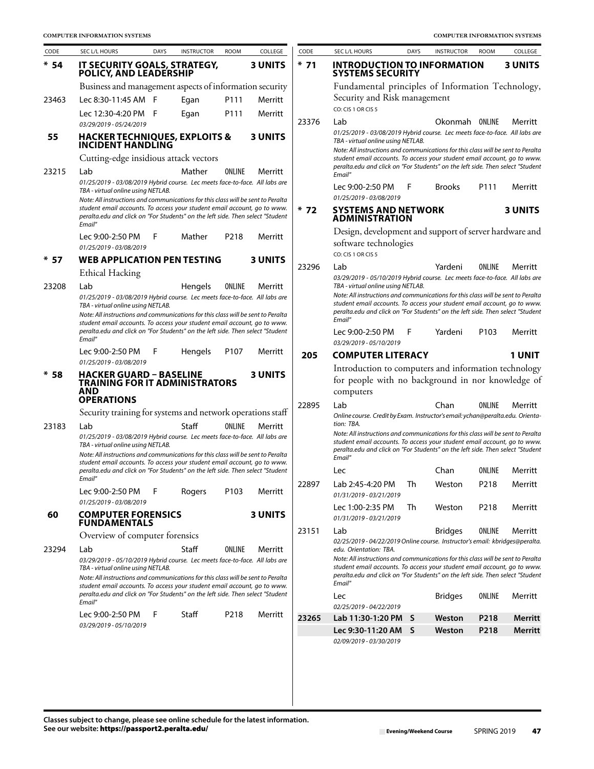## COMPUTER INFORMATION SYSTEMS

| CODE | SEC L/L HOURS | DAYS | INSTRUCTOR | ROOM | COLLEGE |
|---|---|---|---|---|---|

### * 54 IT SECURITY GOALS, STRATEGY, POLICY, AND LEADERSHIP — 3 UNITS

Business and management aspects of information security

| CODE | SEC L/L HOURS | DAYS | INSTRUCTOR | ROOM | COLLEGE |
|---|---|---|---|---|---|
| 23463 | Lec 8:30-11:45 AM | F | Egan | P111 | Merritt |
| | Lec 12:30-4:20 PM | F | Egan | P111 | Merritt |
| | *03/29/2019 - 05/24/2019* | | | | |

### 55 HACKER TECHNIQUES, EXPLOITS & INCIDENT HANDLING — 3 UNITS

Cutting-edge insidious attack vectors

| CODE | SEC L/L HOURS | DAYS | INSTRUCTOR | ROOM | COLLEGE |
|---|---|---|---|---|---|
| 23215 | Lab | | Mather | ONLINE | Merritt |

*01/25/2019 - 03/08/2019 Hybrid course. Lec meets face-to-face. All labs are TBA - virtual online using NETLAB.*

*Note: All instructions and communications for this class will be sent to Peralta student email accounts. To access your student email account, go to www.peralta.edu and click on "For Students" on the left side. Then select "Student Email"*

| CODE | SEC L/L HOURS | DAYS | INSTRUCTOR | ROOM | COLLEGE |
|---|---|---|---|---|---|
| | Lec 9:00-2:50 PM | F | Mather | P218 | Merritt |
| | *01/25/2019 - 03/08/2019* | | | | |

### * 57 WEB APPLICATION PEN TESTING — 3 UNITS

Ethical Hacking

| CODE | SEC L/L HOURS | DAYS | INSTRUCTOR | ROOM | COLLEGE |
|---|---|---|---|---|---|
| 23208 | Lab | | Hengels | ONLINE | Merritt |

*01/25/2019 - 03/08/2019 Hybrid course. Lec meets face-to-face. All labs are TBA - virtual online using NETLAB.*

*Note: All instructions and communications for this class will be sent to Peralta student email accounts. To access your student email account, go to www.peralta.edu and click on "For Students" on the left side. Then select "Student Email"*

| CODE | SEC L/L HOURS | DAYS | INSTRUCTOR | ROOM | COLLEGE |
|---|---|---|---|---|---|
| | Lec 9:00-2:50 PM | F | Hengels | P107 | Merritt |
| | *01/25/2019 - 03/08/2019* | | | | |

### * 58 HACKER GUARD – BASELINE TRAINING FOR IT ADMINISTRATORS AND OPERATIONS — 3 UNITS

Security training for systems and network operations staff

| CODE | SEC L/L HOURS | DAYS | INSTRUCTOR | ROOM | COLLEGE |
|---|---|---|---|---|---|
| 23183 | Lab | | Staff | ONLINE | Merritt |

*01/25/2019 - 03/08/2019 Hybrid course. Lec meets face-to-face. All labs are TBA - virtual online using NETLAB.*

*Note: All instructions and communications for this class will be sent to Peralta student email accounts. To access your student email account, go to www.peralta.edu and click on "For Students" on the left side. Then select "Student Email"*

| CODE | SEC L/L HOURS | DAYS | INSTRUCTOR | ROOM | COLLEGE |
|---|---|---|---|---|---|
| | Lec 9:00-2:50 PM | F | Rogers | P103 | Merritt |
| | *01/25/2019 - 03/08/2019* | | | | |

### 60 COMPUTER FORENSICS FUNDAMENTALS — 3 UNITS

Overview of computer forensics

| CODE | SEC L/L HOURS | DAYS | INSTRUCTOR | ROOM | COLLEGE |
|---|---|---|---|---|---|
| 23294 | Lab | | Staff | ONLINE | Merritt |

*03/29/2019 - 05/10/2019 Hybrid course. Lec meets face-to-face. All labs are TBA - virtual online using NETLAB.*

*Note: All instructions and communications for this class will be sent to Peralta student email accounts. To access your student email account, go to www.peralta.edu and click on "For Students" on the left side. Then select "Student Email"*

| CODE | SEC L/L HOURS | DAYS | INSTRUCTOR | ROOM | COLLEGE |
|---|---|---|---|---|---|
| | Lec 9:00-2:50 PM | F | Staff | P218 | Merritt |
| | *03/29/2019 - 05/10/2019* | | | | |

### * 71 INTRODUCTION TO INFORMATION SYSTEMS SECURITY — 3 UNITS

Fundamental principles of Information Technology, Security and Risk management

CO: CIS 1 OR CIS 5

| CODE | SEC L/L HOURS | DAYS | INSTRUCTOR | ROOM | COLLEGE |
|---|---|---|---|---|---|
| 23376 | Lab | | Okonmah | ONLINE | Merritt |

*01/25/2019 - 03/08/2019 Hybrid course. Lec meets face-to-face. All labs are TBA - virtual online using NETLAB.*

*Note: All instructions and communications for this class will be sent to Peralta student email accounts. To access your student email account, go to www.peralta.edu and click on "For Students" on the left side. Then select "Student Email"*

| CODE | SEC L/L HOURS | DAYS | INSTRUCTOR | ROOM | COLLEGE |
|---|---|---|---|---|---|
| | Lec 9:00-2:50 PM | F | Brooks | P111 | Merritt |
| | *01/25/2019 - 03/08/2019* | | | | |

### * 72 SYSTEMS AND NETWORK ADMINISTRATION — 3 UNITS

Design, development and support of server hardware and software technologies

CO: CIS 1 OR CIS 5

| CODE | SEC L/L HOURS | DAYS | INSTRUCTOR | ROOM | COLLEGE |
|---|---|---|---|---|---|
| 23296 | Lab | | Yardeni | ONLINE | Merritt |

*03/29/2019 - 05/10/2019 Hybrid course. Lec meets face-to-face. All labs are TBA - virtual online using NETLAB.*

*Note: All instructions and communications for this class will be sent to Peralta student email accounts. To access your student email account, go to www.peralta.edu and click on "For Students" on the left side. Then select "Student Email"*

| CODE | SEC L/L HOURS | DAYS | INSTRUCTOR | ROOM | COLLEGE |
|---|---|---|---|---|---|
| | Lec 9:00-2:50 PM | F | Yardeni | P103 | Merritt |
| | *03/29/2019 - 05/10/2019* | | | | |

### 205 COMPUTER LITERACY — 1 UNIT

Introduction to computers and information technology for people with no background in nor knowledge of computers

| CODE | SEC L/L HOURS | DAYS | INSTRUCTOR | ROOM | COLLEGE |
|---|---|---|---|---|---|
| 22895 | Lab | | Chan | ONLINE | Merritt |

*Online course. Credit by Exam. Instructor's email: ychan@peralta.edu. Orientation: TBA.*

*Note: All instructions and communications for this class will be sent to Peralta student email accounts. To access your student email account, go to www.peralta.edu and click on "For Students" on the left side. Then select "Student Email"*

| CODE | SEC L/L HOURS | DAYS | INSTRUCTOR | ROOM | COLLEGE |
|---|---|---|---|---|---|
| | Lec | | Chan | ONLINE | Merritt |
| 22897 | Lab 2:45-4:20 PM | Th | Weston | P218 | Merritt |
| | *01/31/2019 - 03/21/2019* | | | | |
| | Lec 1:00-2:35 PM | Th | Weston | P218 | Merritt |
| | *01/31/2019 - 03/21/2019* | | | | |
| 23151 | Lab | | Bridges | ONLINE | Merritt |

*02/25/2019 - 04/22/2019 Online course. Instructor's email: kbridges@peralta.edu. Orientation: TBA.*

*Note: All instructions and communications for this class will be sent to Peralta student email accounts. To access your student email account, go to www.peralta.edu and click on "For Students" on the left side. Then select "Student Email"*

| CODE | SEC L/L HOURS | DAYS | INSTRUCTOR | ROOM | COLLEGE |
|---|---|---|---|---|---|
| | Lec | | Bridges | ONLINE | Merritt |
| | *02/25/2019 - 04/22/2019* | | | | |
| **23265** | **Lab 11:30-1:20 PM** | **S** | **Weston** | **P218** | **Merritt** |
| | **Lec 9:30-11:20 AM** | **S** | **Weston** | **P218** | **Merritt** |
| | *02/09/2019 - 03/30/2019* | | | | |

**Classes subject to change, please see online schedule for the latest information.**
**See our website: https://passport2.peralta.edu/**

Evening/Weekend Course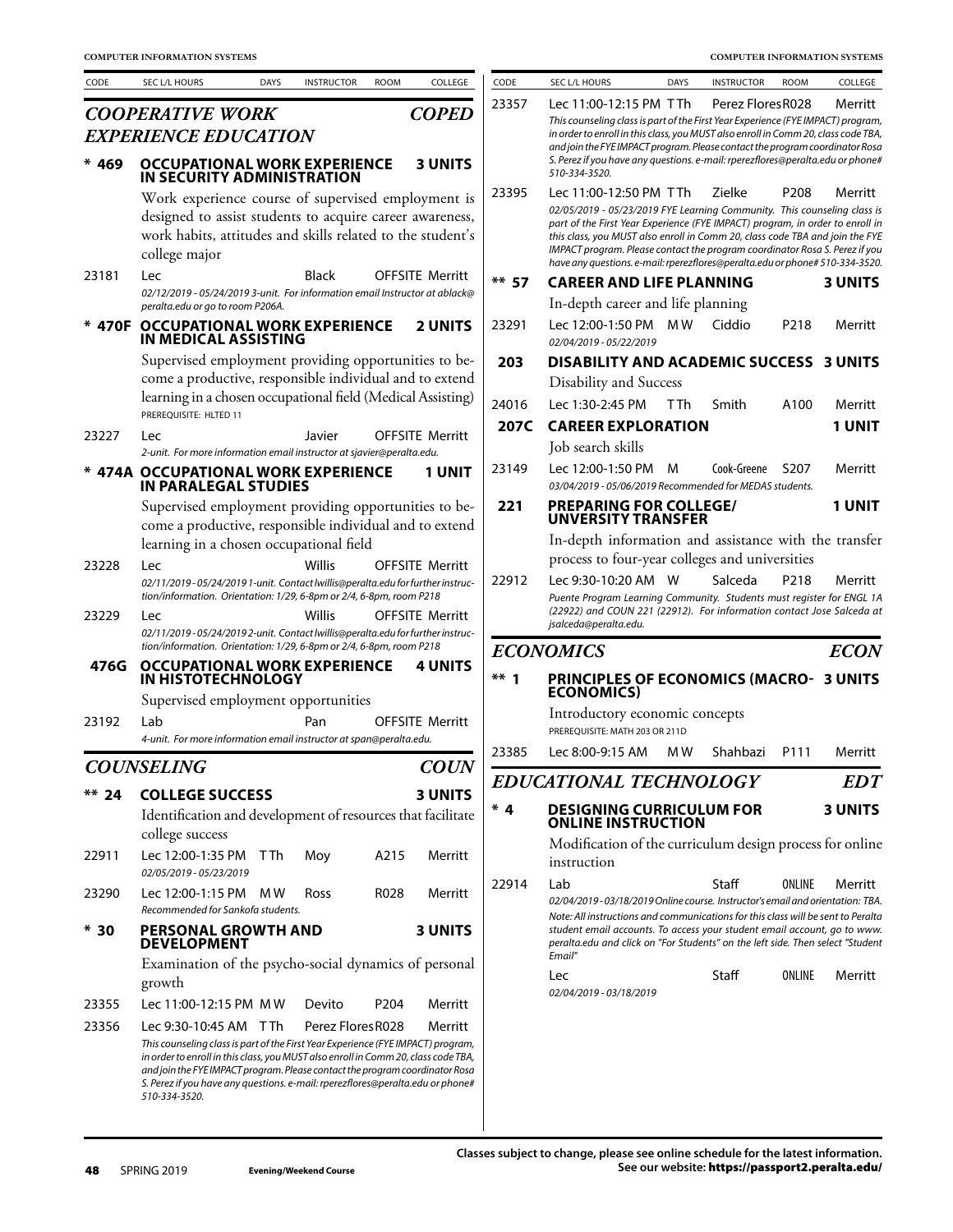| CODE | SEC L/L HOURS | DAYS | INSTRUCTOR | ROOM | COLLEGE |
|---|---|---|---|---|---|

## *COOPERATIVE WORK EXPERIENCE EDUCATION* — *COPED*

### * 469 OCCUPATIONAL WORK EXPERIENCE IN SECURITY ADMINISTRATION — 3 UNITS

Work experience course of supervised employment is designed to assist students to acquire career awareness, work habits, attitudes and skills related to the student's college major

| 23181 | Lec | | Black | OFFSITE | Merritt |
|---|---|---|---|---|---|

*02/12/2019 - 05/24/2019 3-unit. For information email Instructor at ablack@peralta.edu or go to room P206A.*

### * 470F OCCUPATIONAL WORK EXPERIENCE IN MEDICAL ASSISTING — 2 UNITS

Supervised employment providing opportunities to become a productive, responsible individual and to extend learning in a chosen occupational field (Medical Assisting)

PREREQUISITE: HLTED 11

| 23227 | Lec | | Javier | OFFSITE | Merritt |
|---|---|---|---|---|---|

*2-unit. For more information email instructor at sjavier@peralta.edu.*

### * 474A OCCUPATIONAL WORK EXPERIENCE IN PARALEGAL STUDIES — 1 UNIT

Supervised employment providing opportunities to become a productive, responsible individual and to extend learning in a chosen occupational field

| 23228 | Lec | | Willis | OFFSITE | Merritt |
|---|---|---|---|---|---|

*02/11/2019 - 05/24/2019 1-unit. Contact lwillis@peralta.edu for further instruction/information. Orientation: 1/29, 6-8pm or 2/4, 6-8pm, room P218*

| 23229 | Lec | | Willis | OFFSITE | Merritt |
|---|---|---|---|---|---|

*02/11/2019 - 05/24/2019 2-unit. Contact lwillis@peralta.edu for further instruction/information. Orientation: 1/29, 6-8pm or 2/4, 6-8pm, room P218*

### 476G OCCUPATIONAL WORK EXPERIENCE IN HISTOTECHNOLOGY — 4 UNITS

Supervised employment opportunities

| 23192 | Lab | | Pan | OFFSITE | Merritt |
|---|---|---|---|---|---|

*4-unit. For more information email instructor at span@peralta.edu.*

## *COUNSELING* — *COUN*

### ** 24 COLLEGE SUCCESS — 3 UNITS

Identification and development of resources that facilitate college success

| 22911 | Lec 12:00-1:35 PM | T Th | Moy | A215 | Merritt |
|---|---|---|---|---|---|

*02/05/2019 - 05/23/2019*

| 23290 | Lec 12:00-1:15 PM | M W | Ross | R028 | Merritt |
|---|---|---|---|---|---|

*Recommended for Sankofa students.*

### * 30 PERSONAL GROWTH AND DEVELOPMENT — 3 UNITS

Examination of the psycho-social dynamics of personal growth

| 23355 | Lec 11:00-12:15 PM | M W | Devito | P204 | Merritt |
|---|---|---|---|---|---|
| 23356 | Lec 9:30-10:45 AM | T Th | Perez Flores | R028 | Merritt |

*This counseling class is part of the First Year Experience (FYE IMPACT) program, in order to enroll in this class, you MUST also enroll in Comm 20, class code TBA, and join the FYE IMPACT program. Please contact the program coordinator Rosa S. Perez if you have any questions. e-mail: rperezflores@peralta.edu or phone# 510-334-3520.*

| 23357 | Lec 11:00-12:15 PM | T Th | Perez Flores | R028 | Merritt |
|---|---|---|---|---|---|

*This counseling class is part of the First Year Experience (FYE IMPACT) program, in order to enroll in this class, you MUST also enroll in Comm 20, class code TBA, and join the FYE IMPACT program. Please contact the program coordinator Rosa S. Perez if you have any questions. e-mail: rperezflores@peralta.edu or phone# 510-334-3520.*

| 23395 | Lec 11:00-12:50 PM | T Th | Zielke | P208 | Merritt |
|---|---|---|---|---|---|

*02/05/2019 - 05/23/2019 FYE Learning Community. This counseling class is part of the First Year Experience (FYE IMPACT) program, in order to enroll in this class, you MUST also enroll in Comm 20, class code TBA and join the FYE IMPACT program. Please contact the program coordinator Rosa S. Perez if you have any questions. e-mail: rperezflores@peralta.edu or phone# 510-334-3520.*

### ** 57 CAREER AND LIFE PLANNING — 3 UNITS

In-depth career and life planning

| 23291 | Lec 12:00-1:50 PM | M W | Ciddio | P218 | Merritt |
|---|---|---|---|---|---|

*02/04/2019 - 05/22/2019*

### 203 DISABILITY AND ACADEMIC SUCCESS — 3 UNITS

Disability and Success

| 24016 | Lec 1:30-2:45 PM | T Th | Smith | A100 | Merritt |
|---|---|---|---|---|---|

### 207C CAREER EXPLORATION — 1 UNIT

Job search skills

| 23149 | Lec 12:00-1:50 PM | M | Cook-Greene | S207 | Merritt |
|---|---|---|---|---|---|

*03/04/2019 - 05/06/2019 Recommended for MEDAS students.*

### 221 PREPARING FOR COLLEGE/ UNVERSITY TRANSFER — 1 UNIT

In-depth information and assistance with the transfer process to four-year colleges and universities

| 22912 | Lec 9:30-10:20 AM | W | Salceda | P218 | Merritt |
|---|---|---|---|---|---|

*Puente Program Learning Community. Students must register for ENGL 1A (22922) and COUN 221 (22912). For information contact Jose Salceda at jsalceda@peralta.edu.*

## *ECONOMICS* — *ECON*

### ** 1 PRINCIPLES OF ECONOMICS (MACRO-ECONOMICS) — 3 UNITS

Introductory economic concepts

PREREQUISITE: MATH 203 OR 211D

| 23385 | Lec 8:00-9:15 AM | M W | Shahbazi | P111 | Merritt |
|---|---|---|---|---|---|

## *EDUCATIONAL TECHNOLOGY* — *EDT*

### * 4 DESIGNING CURRICULUM FOR ONLINE INSTRUCTION — 3 UNITS

Modification of the curriculum design process for online instruction

| 22914 | Lab | | Staff | ONLINE | Merritt |
|---|---|---|---|---|---|

*02/04/2019 - 03/18/2019 Online course. Instructor's email and orientation: TBA. Note: All instructions and communications for this class will be sent to Peralta student email accounts. To access your student email account, go to www.peralta.edu and click on "For Students" on the left side. Then select "Student Email"*

| | Lec | | Staff | ONLINE | Merritt |
|---|---|---|---|---|---|

*02/04/2019 - 03/18/2019*

Classes subject to change, please see online schedule for the latest information. See our website: https://passport2.peralta.edu/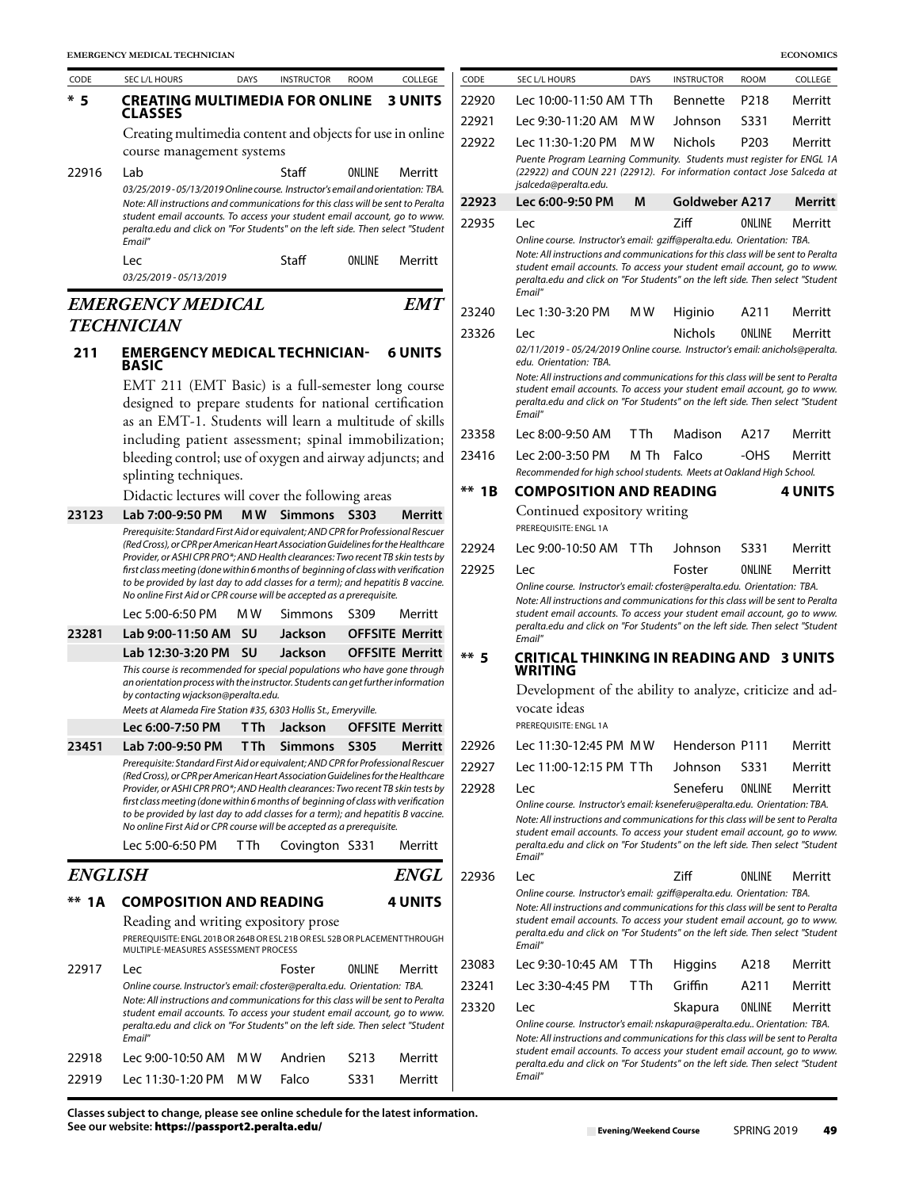| CODE | SEC L/L HOURS | DAYS | INSTRUCTOR | ROOM | COLLEGE |
|---|---|---|---|---|---|

### * 5 CREATING MULTIMEDIA FOR ONLINE CLASSES — 3 UNITS

Creating multimedia content and objects for use in online course management systems

| CODE | SEC L/L HOURS | DAYS | INSTRUCTOR | ROOM | COLLEGE |
|---|---|---|---|---|---|
| 22916 | Lab | | Staff | ONLINE | Merritt |

*03/25/2019 - 05/13/2019 Online course. Instructor's email and orientation: TBA. Note: All instructions and communications for this class will be sent to Peralta student email accounts. To access your student email account, go to www.peralta.edu and click on "For Students" on the left side. Then select "Student Email"*

| CODE | SEC L/L HOURS | DAYS | INSTRUCTOR | ROOM | COLLEGE |
|---|---|---|---|---|---|
| | Lec | | Staff | ONLINE | Merritt |

*03/25/2019 - 05/13/2019*

## EMERGENCY MEDICAL TECHNICIAN — EMT

### 211 EMERGENCY MEDICAL TECHNICIAN-BASIC — 6 UNITS

EMT 211 (EMT Basic) is a full-semester long course designed to prepare students for national certification as an EMT-1. Students will learn a multitude of skills including patient assessment; spinal immobilization; bleeding control; use of oxygen and airway adjuncts; and splinting techniques.

Didactic lectures will cover the following areas

| CODE | SEC L/L HOURS | DAYS | INSTRUCTOR | ROOM | COLLEGE |
|---|---|---|---|---|---|
| **23123** | **Lab 7:00-9:50 PM** | **M W** | **Simmons** | **S303** | **Merritt** |

*Prerequisite: Standard First Aid or equivalent; AND CPR for Professional Rescuer (Red Cross), or CPR per American Heart Association Guidelines for the Healthcare Provider, or ASHI CPR PRO*; AND Health clearances: Two recent TB skin tests by first class meeting (done within 6 months of beginning of class with verification to be provided by last day to add classes for a term); and hepatitis B vaccine. No online First Aid or CPR course will be accepted as a prerequisite.*

| CODE | SEC L/L HOURS | DAYS | INSTRUCTOR | ROOM | COLLEGE |
|---|---|---|---|---|---|
| | Lec 5:00-6:50 PM | M W | Simmons | S309 | Merritt |
| **23281** | **Lab 9:00-11:50 AM** | **SU** | **Jackson** | **OFFSITE** | **Merritt** |
| | **Lab 12:30-3:20 PM** | **SU** | **Jackson** | **OFFSITE** | **Merritt** |

*This course is recommended for special populations who have gone through an orientation process with the instructor. Students can get further information by contacting wjackson@peralta.edu.*

*Meets at Alameda Fire Station #35, 6303 Hollis St., Emeryville.*

| CODE | SEC L/L HOURS | DAYS | INSTRUCTOR | ROOM | COLLEGE |
|---|---|---|---|---|---|
| | **Lec 6:00-7:50 PM** | **T Th** | **Jackson** | **OFFSITE** | **Merritt** |
| **23451** | **Lab 7:00-9:50 PM** | **T Th** | **Simmons** | **S305** | **Merritt** |

*Prerequisite: Standard First Aid or equivalent; AND CPR for Professional Rescuer (Red Cross), or CPR per American Heart Association Guidelines for the Healthcare Provider, or ASHI CPR PRO*; AND Health clearances: Two recent TB skin tests by first class meeting (done within 6 months of beginning of class with verification to be provided by last day to add classes for a term); and hepatitis B vaccine. No online First Aid or CPR course will be accepted as a prerequisite.*

| CODE | SEC L/L HOURS | DAYS | INSTRUCTOR | ROOM | COLLEGE |
|---|---|---|---|---|---|
| | Lec 5:00-6:50 PM | T Th | Covington | S331 | Merritt |

## ENGLISH — ENGL

### ** 1A COMPOSITION AND READING — 4 UNITS

Reading and writing expository prose

PREREQUISITE: ENGL 201B OR 264B OR ESL 21B OR ESL 52B OR PLACEMENT THROUGH MULTIPLE-MEASURES ASSESSMENT PROCESS

| CODE | SEC L/L HOURS | DAYS | INSTRUCTOR | ROOM | COLLEGE |
|---|---|---|---|---|---|
| 22917 | Lec | | Foster | ONLINE | Merritt |

*Online course. Instructor's email: cfoster@peralta.edu. Orientation: TBA. Note: All instructions and communications for this class will be sent to Peralta student email accounts. To access your student email account, go to www.peralta.edu and click on "For Students" on the left side. Then select "Student Email"*

| CODE | SEC L/L HOURS | DAYS | INSTRUCTOR | ROOM | COLLEGE |
|---|---|---|---|---|---|
| 22918 | Lec 9:00-10:50 AM | M W | Andrien | S213 | Merritt |
| 22919 | Lec 11:30-1:20 PM | M W | Falco | S331 | Merritt |
| 22920 | Lec 10:00-11:50 AM | T Th | Bennette | P218 | Merritt |
| 22921 | Lec 9:30-11:20 AM | M W | Johnson | S331 | Merritt |
| 22922 | Lec 11:30-1:20 PM | M W | Nichols | P203 | Merritt |

*Puente Program Learning Community. Students must register for ENGL 1A (22922) and COUN 221 (22912). For information contact Jose Salceda at jsalceda@peralta.edu.*

| CODE | SEC L/L HOURS | DAYS | INSTRUCTOR | ROOM | COLLEGE |
|---|---|---|---|---|---|
| **22923** | **Lec 6:00-9:50 PM** | **M** | **Goldweber** | **A217** | **Merritt** |
| 22935 | Lec | | Ziff | ONLINE | Merritt |

*Online course. Instructor's email: gziff@peralta.edu. Orientation: TBA. Note: All instructions and communications for this class will be sent to Peralta student email accounts. To access your student email account, go to www.peralta.edu and click on "For Students" on the left side. Then select "Student Email"*

| CODE | SEC L/L HOURS | DAYS | INSTRUCTOR | ROOM | COLLEGE |
|---|---|---|---|---|---|
| 23240 | Lec 1:30-3:20 PM | M W | Higinio | A211 | Merritt |
| 23326 | Lec | | Nichols | ONLINE | Merritt |

*02/11/2019 - 05/24/2019 Online course. Instructor's email: anichols@peralta.edu. Orientation: TBA. Note: All instructions and communications for this class will be sent to Peralta student email accounts. To access your student email account, go to www.peralta.edu and click on "For Students" on the left side. Then select "Student Email"*

| CODE | SEC L/L HOURS | DAYS | INSTRUCTOR | ROOM | COLLEGE |
|---|---|---|---|---|---|
| 23358 | Lec 8:00-9:50 AM | T Th | Madison | A217 | Merritt |
| 23416 | Lec 2:00-3:50 PM | M Th | Falco | -OHS | Merritt |

*Recommended for high school students. Meets at Oakland High School.*

### ** 1B COMPOSITION AND READING — 4 UNITS

Continued expository writing

PREREQUISITE: ENGL 1A

| CODE | SEC L/L HOURS | DAYS | INSTRUCTOR | ROOM | COLLEGE |
|---|---|---|---|---|---|
| 22924 | Lec 9:00-10:50 AM | T Th | Johnson | S331 | Merritt |
| 22925 | Lec | | Foster | ONLINE | Merritt |

*Online course. Instructor's email: cfoster@peralta.edu. Orientation: TBA. Note: All instructions and communications for this class will be sent to Peralta student email accounts. To access your student email account, go to www.peralta.edu and click on "For Students" on the left side. Then select "Student Email"*

### ** 5 CRITICAL THINKING IN READING AND WRITING — 3 UNITS

Development of the ability to analyze, criticize and advocate ideas

PREREQUISITE: ENGL 1A

| CODE | SEC L/L HOURS | DAYS | INSTRUCTOR | ROOM | COLLEGE |
|---|---|---|---|---|---|
| 22926 | Lec 11:30-12:45 PM | M W | Henderson | P111 | Merritt |
| 22927 | Lec 11:00-12:15 PM | T Th | Johnson | S331 | Merritt |
| 22928 | Lec | | Seneferu | ONLINE | Merritt |

*Online course. Instructor's email: kseneferu@peralta.edu. Orientation: TBA. Note: All instructions and communications for this class will be sent to Peralta student email accounts. To access your student email account, go to www.peralta.edu and click on "For Students" on the left side. Then select "Student Email"*

| CODE | SEC L/L HOURS | DAYS | INSTRUCTOR | ROOM | COLLEGE |
|---|---|---|---|---|---|
| 22936 | Lec | | Ziff | ONLINE | Merritt |

*Online course. Instructor's email: gziff@peralta.edu. Orientation: TBA. Note: All instructions and communications for this class will be sent to Peralta student email accounts. To access your student email account, go to www.peralta.edu and click on "For Students" on the left side. Then select "Student Email"*

| CODE | SEC L/L HOURS | DAYS | INSTRUCTOR | ROOM | COLLEGE |
|---|---|---|---|---|---|
| 23083 | Lec 9:30-10:45 AM | T Th | Higgins | A218 | Merritt |
| 23241 | Lec 3:30-4:45 PM | T Th | Griffin | A211 | Merritt |
| 23320 | Lec | | Skapura | ONLINE | Merritt |

*Online course. Instructor's email: nskapura@peralta.edu.. Orientation: TBA. Note: All instructions and communications for this class will be sent to Peralta student email accounts. To access your student email account, go to www.peralta.edu and click on "For Students" on the left side. Then select "Student Email"*

**Classes subject to change, please see online schedule for the latest information.**
**See our website: https://passport2.peralta.edu/**

Evening/Weekend Course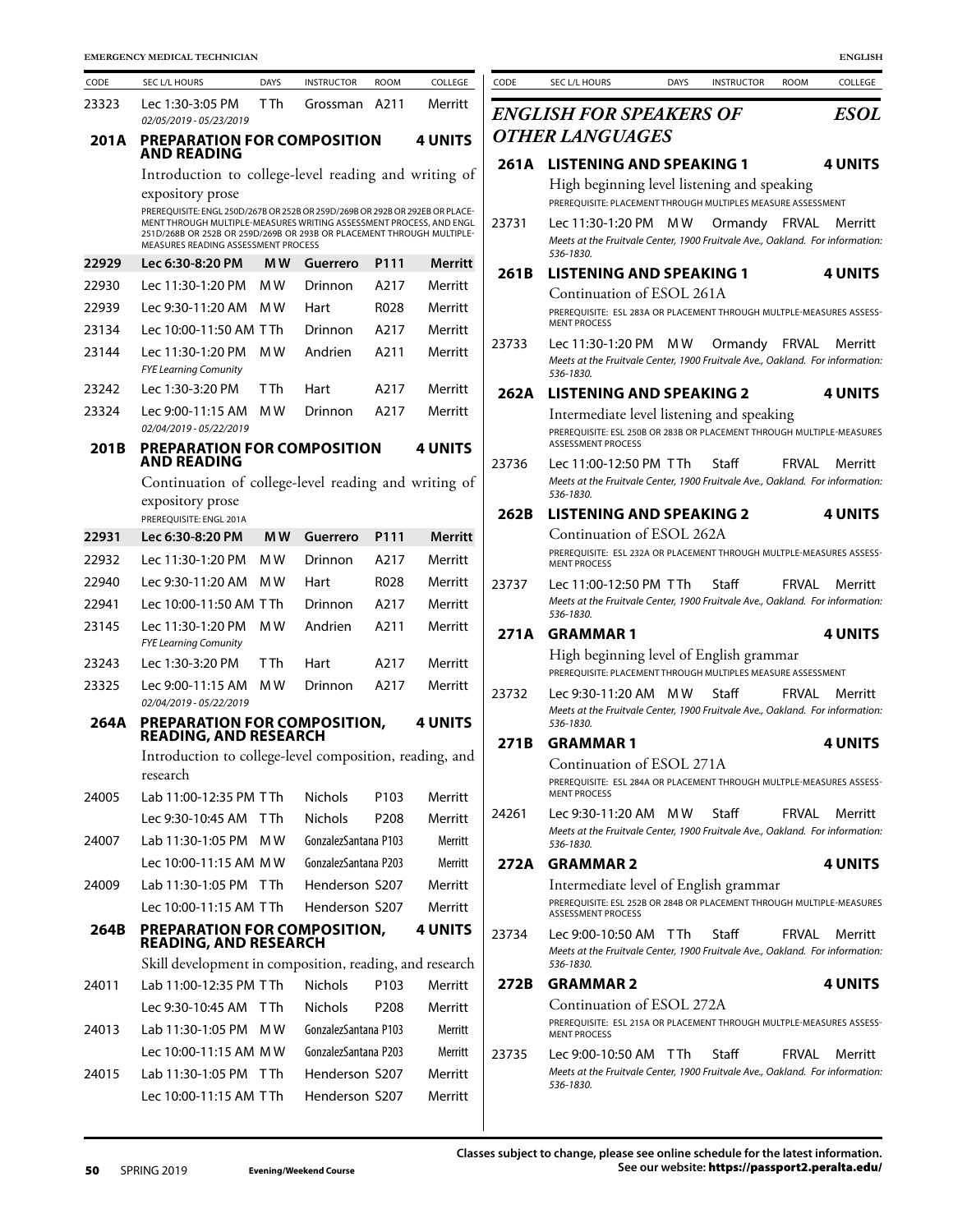| CODE | SEC L/L HOURS | DAYS | INSTRUCTOR | ROOM | COLLEGE |
|---|---|---|---|---|---|
| 23323 | Lec 1:30-3:05 PM<br>*02/05/2019 - 05/23/2019* | T Th | Grossman | A211 | Merritt |

### 201A PREPARATION FOR COMPOSITION AND READING — 4 UNITS

Introduction to college-level reading and writing of expository prose

PREREQUISITE: ENGL 250D/267B OR 252B OR 259D/269B OR 292B OR 292EB OR PLACEMENT THROUGH MULTIPLE-MEASURES WRITING ASSESSMENT PROCESS, AND ENGL 251D/268B OR 252B OR 259D/269B OR 293B OR PLACEMENT THROUGH MULTIPLE-MEASURES READING ASSESSMENT PROCESS

| CODE | SEC L/L HOURS | DAYS | INSTRUCTOR | ROOM | COLLEGE |
|---|---|---|---|---|---|
| **22929** | **Lec 6:30-8:20 PM** | **M W** | **Guerrero** | **P111** | **Merritt** |
| 22930 | Lec 11:30-1:20 PM | M W | Drinnon | A217 | Merritt |
| 22939 | Lec 9:30-11:20 AM | M W | Hart | R028 | Merritt |
| 23134 | Lec 10:00-11:50 AM | T Th | Drinnon | A217 | Merritt |
| 23144 | Lec 11:30-1:20 PM<br>*FYE Learning Comunity* | M W | Andrien | A211 | Merritt |
| 23242 | Lec 1:30-3:20 PM | T Th | Hart | A217 | Merritt |
| 23324 | Lec 9:00-11:15 AM<br>*02/04/2019 - 05/22/2019* | M W | Drinnon | A217 | Merritt |

### 201B PREPARATION FOR COMPOSITION AND READING — 4 UNITS

Continuation of college-level reading and writing of expository prose

PREREQUISITE: ENGL 201A

| CODE | SEC L/L HOURS | DAYS | INSTRUCTOR | ROOM | COLLEGE |
|---|---|---|---|---|---|
| **22931** | **Lec 6:30-8:20 PM** | **M W** | **Guerrero** | **P111** | **Merritt** |
| 22932 | Lec 11:30-1:20 PM | M W | Drinnon | A217 | Merritt |
| 22940 | Lec 9:30-11:20 AM | M W | Hart | R028 | Merritt |
| 22941 | Lec 10:00-11:50 AM | T Th | Drinnon | A217 | Merritt |
| 23145 | Lec 11:30-1:20 PM<br>*FYE Learning Comunity* | M W | Andrien | A211 | Merritt |
| 23243 | Lec 1:30-3:20 PM | T Th | Hart | A217 | Merritt |
| 23325 | Lec 9:00-11:15 AM<br>*02/04/2019 - 05/22/2019* | M W | Drinnon | A217 | Merritt |

### 264A PREPARATION FOR COMPOSITION, READING, AND RESEARCH — 4 UNITS

Introduction to college-level composition, reading, and research

| CODE | SEC L/L HOURS | DAYS | INSTRUCTOR | ROOM | COLLEGE |
|---|---|---|---|---|---|
| 24005 | Lab 11:00-12:35 PM | T Th | Nichols | P103 | Merritt |
| | Lec 9:30-10:45 AM | T Th | Nichols | P208 | Merritt |
| 24007 | Lab 11:30-1:05 PM | M W | GonzalezSantana | P103 | Merritt |
| | Lec 10:00-11:15 AM | M W | GonzalezSantana | P203 | Merritt |
| 24009 | Lab 11:30-1:05 PM | T Th | Henderson | S207 | Merritt |
| | Lec 10:00-11:15 AM | T Th | Henderson | S207 | Merritt |

### 264B PREPARATION FOR COMPOSITION, READING, AND RESEARCH — 4 UNITS

Skill development in composition, reading, and research

| CODE | SEC L/L HOURS | DAYS | INSTRUCTOR | ROOM | COLLEGE |
|---|---|---|---|---|---|
| 24011 | Lab 11:00-12:35 PM | T Th | Nichols | P103 | Merritt |
| | Lec 9:30-10:45 AM | T Th | Nichols | P208 | Merritt |
| 24013 | Lab 11:30-1:05 PM | M W | GonzalezSantana | P103 | Merritt |
| | Lec 10:00-11:15 AM | M W | GonzalezSantana | P203 | Merritt |
| 24015 | Lab 11:30-1:05 PM | T Th | Henderson | S207 | Merritt |
| | Lec 10:00-11:15 AM | T Th | Henderson | S207 | Merritt |

## *ENGLISH FOR SPEAKERS OF OTHER LANGUAGES* — *ESOL*

### 261A LISTENING AND SPEAKING 1 — 4 UNITS

High beginning level listening and speaking

PREREQUISITE: PLACEMENT THROUGH MULTIPLES MEASURE ASSESSMENT

| CODE | SEC L/L HOURS | DAYS | INSTRUCTOR | ROOM | COLLEGE |
|---|---|---|---|---|---|
| 23731 | Lec 11:30-1:20 PM<br>*Meets at the Fruitvale Center, 1900 Fruitvale Ave., Oakland. For information: 536-1830.* | M W | Ormandy | FRVAL | Merritt |

### 261B LISTENING AND SPEAKING 1 — 4 UNITS

Continuation of ESOL 261A

PREREQUISITE: ESL 283A OR PLACEMENT THROUGH MULTPLE-MEASURES ASSESSMENT PROCESS

| CODE | SEC L/L HOURS | DAYS | INSTRUCTOR | ROOM | COLLEGE |
|---|---|---|---|---|---|
| 23733 | Lec 11:30-1:20 PM<br>*Meets at the Fruitvale Center, 1900 Fruitvale Ave., Oakland. For information: 536-1830.* | M W | Ormandy | FRVAL | Merritt |

### 262A LISTENING AND SPEAKING 2 — 4 UNITS

Intermediate level listening and speaking

PREREQUISITE: ESL 250B OR 283B OR PLACEMENT THROUGH MULTIPLE-MEASURES ASSESSMENT PROCESS

| CODE | SEC L/L HOURS | DAYS | INSTRUCTOR | ROOM | COLLEGE |
|---|---|---|---|---|---|
| 23736 | Lec 11:00-12:50 PM<br>*Meets at the Fruitvale Center, 1900 Fruitvale Ave., Oakland. For information: 536-1830.* | T Th | Staff | FRVAL | Merritt |

### 262B LISTENING AND SPEAKING 2 — 4 UNITS

Continuation of ESOL 262A

PREREQUISITE: ESL 232A OR PLACEMENT THROUGH MULTPLE-MEASURES ASSESSMENT PROCESS

| CODE | SEC L/L HOURS | DAYS | INSTRUCTOR | ROOM | COLLEGE |
|---|---|---|---|---|---|
| 23737 | Lec 11:00-12:50 PM<br>*Meets at the Fruitvale Center, 1900 Fruitvale Ave., Oakland. For information: 536-1830.* | T Th | Staff | FRVAL | Merritt |

### 271A GRAMMAR 1 — 4 UNITS

High beginning level of English grammar

PREREQUISITE: PLACEMENT THROUGH MULTIPLES MEASURE ASSESSMENT

| CODE | SEC L/L HOURS | DAYS | INSTRUCTOR | ROOM | COLLEGE |
|---|---|---|---|---|---|
| 23732 | Lec 9:30-11:20 AM<br>*Meets at the Fruitvale Center, 1900 Fruitvale Ave., Oakland. For information: 536-1830.* | M W | Staff | FRVAL | Merritt |

### 271B GRAMMAR 1 — 4 UNITS

Continuation of ESOL 271A

PREREQUISITE: ESL 284A OR PLACEMENT THROUGH MULTPLE-MEASURES ASSESSMENT PROCESS

| CODE | SEC L/L HOURS | DAYS | INSTRUCTOR | ROOM | COLLEGE |
|---|---|---|---|---|---|
| 24261 | Lec 9:30-11:20 AM<br>*Meets at the Fruitvale Center, 1900 Fruitvale Ave., Oakland. For information: 536-1830.* | M W | Staff | FRVAL | Merritt |

### 272A GRAMMAR 2 — 4 UNITS

Intermediate level of English grammar

PREREQUISITE: ESL 252B OR 284B OR PLACEMENT THROUGH MULTIPLE-MEASURES ASSESSMENT PROCESS

| CODE | SEC L/L HOURS | DAYS | INSTRUCTOR | ROOM | COLLEGE |
|---|---|---|---|---|---|
| 23734 | Lec 9:00-10:50 AM<br>*Meets at the Fruitvale Center, 1900 Fruitvale Ave., Oakland. For information: 536-1830.* | T Th | Staff | FRVAL | Merritt |

### 272B GRAMMAR 2 — 4 UNITS

Continuation of ESOL 272A

PREREQUISITE: ESL 215A OR PLACEMENT THROUGH MULTPLE-MEASURES ASSESSMENT PROCESS

| CODE | SEC L/L HOURS | DAYS | INSTRUCTOR | ROOM | COLLEGE |
|---|---|---|---|---|---|
| 23735 | Lec 9:00-10:50 AM<br>*Meets at the Fruitvale Center, 1900 Fruitvale Ave., Oakland. For information: 536-1830.* | T Th | Staff | FRVAL | Merritt |

**Classes subject to change, please see online schedule for the latest information. See our website: https://passport2.peralta.edu/**

**Evening/Weekend Course**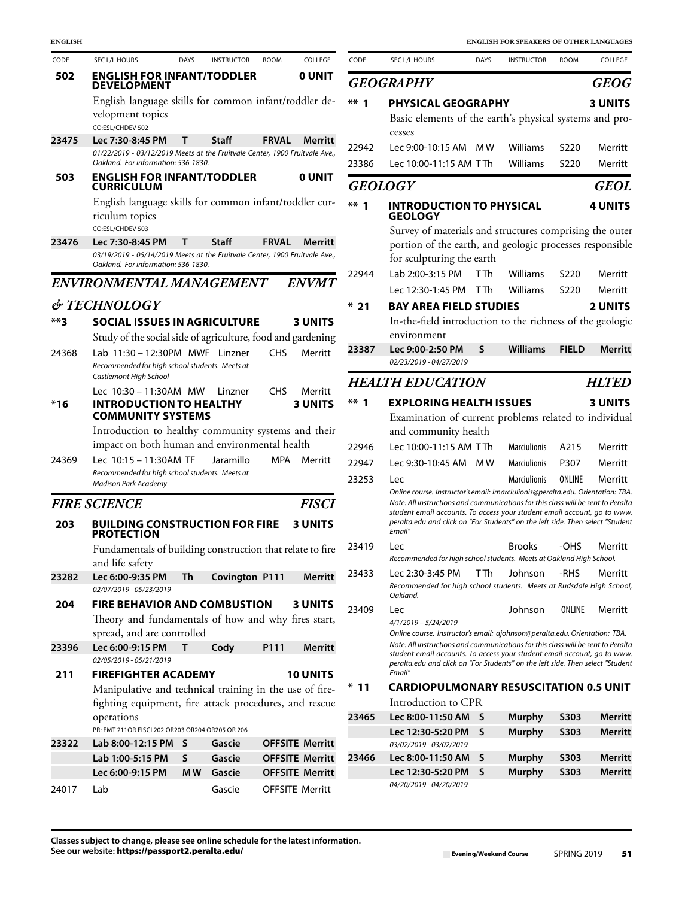| CODE | SEC L/L HOURS | DAYS | INSTRUCTOR | ROOM | COLLEGE |
|---|---|---|---|---|---|

**502 ENGLISH FOR INFANT/TODDLER DEVELOPMENT — 0 UNIT**

English language skills for common infant/toddler development topics

CO:ESL/CHDEV 502

| | | | | | |
|---|---|---|---|---|---|
| **23475** | **Lec 7:30-8:45 PM** | **T** | **Staff** | **FRVAL** | **Merritt** |

*01/22/2019 - 03/12/2019 Meets at the Fruitvale Center, 1900 Fruitvale Ave., Oakland. For information: 536-1830.*

**503 ENGLISH FOR INFANT/TODDLER CURRICULUM — 0 UNIT**

English language skills for common infant/toddler curriculum topics

CO:ESL/CHDEV 503

| | | | | | |
|---|---|---|---|---|---|
| **23476** | **Lec 7:30-8:45 PM** | **T** | **Staff** | **FRVAL** | **Merritt** |

*03/19/2019 - 05/14/2019 Meets at the Fruitvale Center, 1900 Fruitvale Ave., Oakland. For information: 536-1830.*

## *ENVIRONMENTAL MANAGEMENT & TECHNOLOGY* — *ENVMT*

**\*\*3 SOCIAL ISSUES IN AGRICULTURE — 3 UNITS**

Study of the social side of agriculture, food and gardening

| | | | | | |
|---|---|---|---|---|---|
| 24368 | Lab 11:30 – 12:30PM | MWF | Linzner | CHS | Merritt |

*Recommended for high school students. Meets at Castlemont High School*

| | | | | | |
|---|---|---|---|---|---|
| | Lec 10:30 – 11:30AM | MW | Linzner | CHS | Merritt |

**\*16 INTRODUCTION TO HEALTHY COMMUNITY SYSTEMS — 3 UNITS**

Introduction to healthy community systems and their impact on both human and environmental health

| | | | | | |
|---|---|---|---|---|---|
| 24369 | Lec 10:15 – 11:30AM | TF | Jaramillo | MPA | Merritt |

*Recommended for high school students. Meets at Madison Park Academy*

## *FIRE SCIENCE* — *FISCI*

**203 BUILDING CONSTRUCTION FOR FIRE PROTECTION — 3 UNITS**

Fundamentals of building construction that relate to fire and life safety

| | | | | | |
|---|---|---|---|---|---|
| **23282** | **Lec 6:00-9:35 PM** | **Th** | **Covington** | **P111** | **Merritt** |

*02/07/2019 - 05/23/2019*

**204 FIRE BEHAVIOR AND COMBUSTION — 3 UNITS**

Theory and fundamentals of how and why fires start, spread, and are controlled

| | | | | | |
|---|---|---|---|---|---|
| **23396** | **Lec 6:00-9:15 PM** | **T** | **Cody** | **P111** | **Merritt** |

*02/05/2019 - 05/21/2019*

**211 FIREFIGHTER ACADEMY — 10 UNITS**

Manipulative and technical training in the use of firefighting equipment, fire attack procedures, and rescue operations

PR: EMT 211OR FISCI 202 OR203 OR204 OR205 OR 206

| | | | | | |
|---|---|---|---|---|---|
| **23322** | **Lab 8:00-12:15 PM** | **S** | **Gascie** | **OFFSITE** | **Merritt** |
| | **Lab 1:00-5:15 PM** | **S** | **Gascie** | **OFFSITE** | **Merritt** |
| | **Lec 6:00-9:15 PM** | **M W** | **Gascie** | **OFFSITE** | **Merritt** |
| 24017 | Lab | | Gascie | OFFSITE | Merritt |

## *GEOGRAPHY* — *GEOG*

**\*\* 1 PHYSICAL GEOGRAPHY — 3 UNITS**

Basic elements of the earth's physical systems and processes

| | | | | | |
|---|---|---|---|---|---|
| 22942 | Lec 9:00-10:15 AM | M W | Williams | S220 | Merritt |
| 23386 | Lec 10:00-11:15 AM | T Th | Williams | S220 | Merritt |

## *GEOLOGY* — *GEOL*

**\*\* 1 INTRODUCTION TO PHYSICAL GEOLOGY — 4 UNITS**

Survey of materials and structures comprising the outer portion of the earth, and geologic processes responsible for sculpturing the earth

| | | | | | |
|---|---|---|---|---|---|
| 22944 | Lab 2:00-3:15 PM | T Th | Williams | S220 | Merritt |
| | Lec 12:30-1:45 PM | T Th | Williams | S220 | Merritt |

**\* 21 BAY AREA FIELD STUDIES — 2 UNITS**

In-the-field introduction to the richness of the geologic environment

| | | | | | |
|---|---|---|---|---|---|
| **23387** | **Lec 9:00-2:50 PM** | **S** | **Williams** | **FIELD** | **Merritt** |

*02/23/2019 - 04/27/2019*

## *HEALTH EDUCATION* — *HLTED*

**\*\* 1 EXPLORING HEALTH ISSUES — 3 UNITS**

Examination of current problems related to individual and community health

| | | | | | |
|---|---|---|---|---|---|
| 22946 | Lec 10:00-11:15 AM | T Th | Marciulionis | A215 | Merritt |
| 22947 | Lec 9:30-10:45 AM | M W | Marciulionis | P307 | Merritt |
| 23253 | Lec | | Marciulionis | ONLINE | Merritt |

*Online course. Instructor's email: imarciulionis@peralta.edu. Orientation: TBA. Note: All instructions and communications for this class will be sent to Peralta student email accounts. To access your student email account, go to www.peralta.edu and click on "For Students" on the left side. Then select "Student Email"*

| | | | | | |
|---|---|---|---|---|---|
| 23419 | Lec | | Brooks | -OHS | Merritt |

*Recommended for high school students. Meets at Oakland High School.*

| | | | | | |
|---|---|---|---|---|---|
| 23433 | Lec 2:30-3:45 PM | T Th | Johnson | -RHS | Merritt |

*Recommended for high school students. Meets at Rudsdale High School, Oakland.*

| | | | | | |
|---|---|---|---|---|---|
| 23409 | Lec | | Johnson | ONLINE | Merritt |

*4/1/2019 – 5/24/2019*

*Online course. Instructor's email: ajohnson@peralta.edu. Orientation: TBA. Note: All instructions and communications for this class will be sent to Peralta student email accounts. To access your student email account, go to www.peralta.edu and click on "For Students" on the left side. Then select "Student Email"*

**\* 11 CARDIOPULMONARY RESUSCITATION — 0.5 UNIT**

Introduction to CPR

| | | | | | |
|---|---|---|---|---|---|
| **23465** | **Lec 8:00-11:50 AM** | **S** | **Murphy** | **S303** | **Merritt** |
| | **Lec 12:30-5:20 PM** | **S** | **Murphy** | **S303** | **Merritt** |

*03/02/2019 - 03/02/2019*

| | | | | | |
|---|---|---|---|---|---|
| **23466** | **Lec 8:00-11:50 AM** | **S** | **Murphy** | **S303** | **Merritt** |
| | **Lec 12:30-5:20 PM** | **S** | **Murphy** | **S303** | **Merritt** |

*04/20/2019 - 04/20/2019*

**Classes subject to change, please see online schedule for the latest information.**
**See our website: https://passport2.peralta.edu/**

Evening/Weekend Course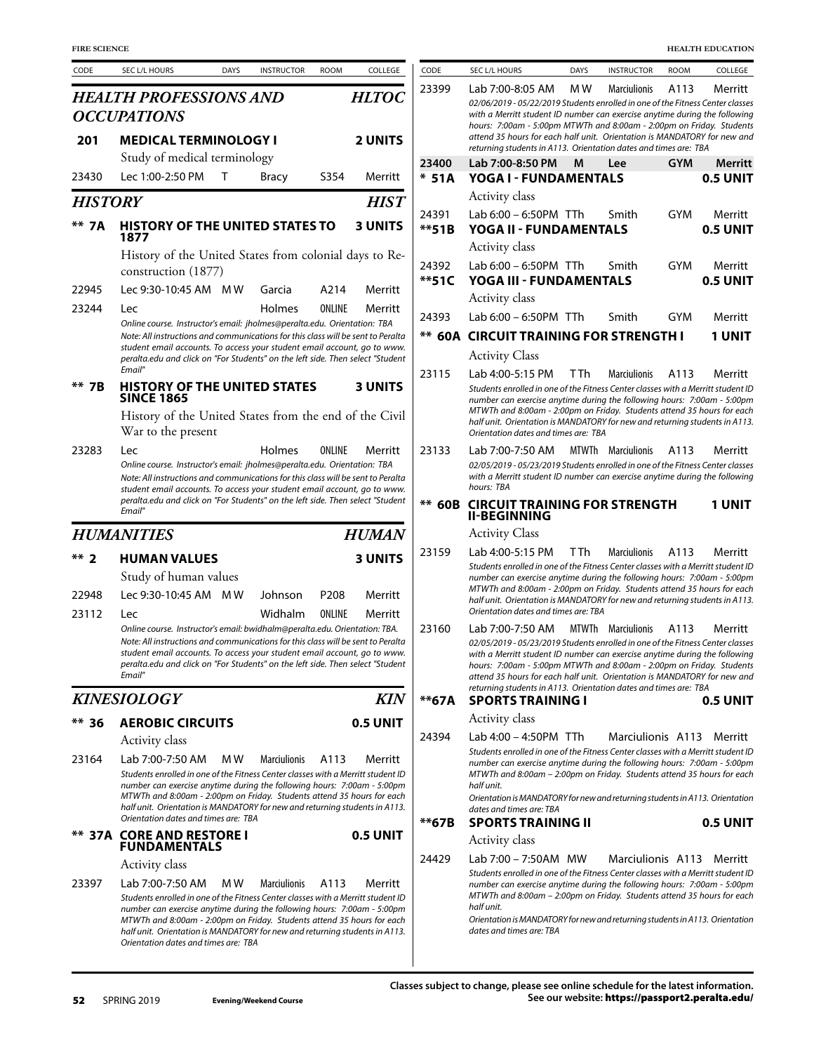## HEALTH PROFESSIONS AND OCCUPATIONS — HLTOC

| CODE | SEC L/L HOURS | DAYS | INSTRUCTOR | ROOM | COLLEGE |
|---|---|---|---|---|---|

### 201 MEDICAL TERMINOLOGY I — 2 UNITS

Study of medical terminology

| 23430 | Lec 1:00-2:50 PM | T | Bracy | S354 | Merritt |
|---|---|---|---|---|---|

## HISTORY — HIST

### ** 7A HISTORY OF THE UNITED STATES TO 1877 — 3 UNITS

History of the United States from colonial days to Reconstruction (1877)

| 22945 | Lec 9:30-10:45 AM | M W | Garcia | A214 | Merritt |
|---|---|---|---|---|---|
| 23244 | Lec | | Holmes | ONLINE | Merritt |

*Online course. Instructor's email: jholmes@peralta.edu. Orientation: TBA Note: All instructions and communications for this class will be sent to Peralta student email accounts. To access your student email account, go to www.peralta.edu and click on "For Students" on the left side. Then select "Student Email"*

### ** 7B HISTORY OF THE UNITED STATES SINCE 1865 — 3 UNITS

History of the United States from the end of the Civil War to the present

| 23283 | Lec | | Holmes | ONLINE | Merritt |
|---|---|---|---|---|---|

*Online course. Instructor's email: jholmes@peralta.edu. Orientation: TBA Note: All instructions and communications for this class will be sent to Peralta student email accounts. To access your student email account, go to www.peralta.edu and click on "For Students" on the left side. Then select "Student Email"*

## HUMANITIES — HUMAN

### ** 2 HUMAN VALUES — 3 UNITS

Study of human values

| 22948 | Lec 9:30-10:45 AM | M W | Johnson | P208 | Merritt |
|---|---|---|---|---|---|
| 23112 | Lec | | Widhalm | ONLINE | Merritt |

*Online course. Instructor's email: bwidhalm@peralta.edu. Orientation: TBA. Note: All instructions and communications for this class will be sent to Peralta student email accounts. To access your student email account, go to www.peralta.edu and click on "For Students" on the left side. Then select "Student Email"*

## KINESIOLOGY — KIN

### ** 36 AEROBIC CIRCUITS — 0.5 UNIT

Activity class

| 23164 | Lab 7:00-7:50 AM | M W | Marciulionis | A113 | Merritt |
|---|---|---|---|---|---|

*Students enrolled in one of the Fitness Center classes with a Merritt student ID number can exercise anytime during the following hours: 7:00am - 5:00pm MTWTh and 8:00am - 2:00pm on Friday. Students attend 35 hours for each half unit. Orientation is MANDATORY for new and returning students in A113. Orientation dates and times are: TBA*

### ** 37A CORE AND RESTORE I FUNDAMENTALS — 0.5 UNIT

Activity class

| 23397 | Lab 7:00-7:50 AM | M W | Marciulionis | A113 | Merritt |
|---|---|---|---|---|---|

*Students enrolled in one of the Fitness Center classes with a Merritt student ID number can exercise anytime during the following hours: 7:00am - 5:00pm MTWTh and 8:00am - 2:00pm on Friday. Students attend 35 hours for each half unit. Orientation is MANDATORY for new and returning students in A113. Orientation dates and times are: TBA*

| 23399 | Lab 7:00-8:05 AM | M W | Marciulionis | A113 | Merritt |
|---|---|---|---|---|---|

*02/06/2019 - 05/22/2019 Students enrolled in one of the Fitness Center classes with a Merritt student ID number can exercise anytime during the following hours: 7:00am - 5:00pm MTWTh and 8:00am - 2:00pm on Friday. Students attend 35 hours for each half unit. Orientation is MANDATORY for new and returning students in A113. Orientation dates and times are: TBA*

| **23400** | **Lab 7:00-8:50 PM** | **M** | **Lee** | **GYM** | **Merritt** |
|---|---|---|---|---|---|

### * 51A YOGA I - FUNDAMENTALS — 0.5 UNIT

Activity class

| 24391 | Lab 6:00 – 6:50PM | TTh | Smith | GYM | Merritt |
|---|---|---|---|---|---|

### **51B YOGA II - FUNDAMENTALS — 0.5 UNIT

Activity class

| 24392 | Lab 6:00 – 6:50PM | TTh | Smith | GYM | Merritt |
|---|---|---|---|---|---|

### **51C YOGA III - FUNDAMENTALS — 0.5 UNIT

Activity class

| 24393 | Lab 6:00 – 6:50PM | TTh | Smith | GYM | Merritt |
|---|---|---|---|---|---|

### ** 60A CIRCUIT TRAINING FOR STRENGTH I — 1 UNIT

Activity Class

| 23115 | Lab 4:00-5:15 PM | T Th | Marciulionis | A113 | Merritt |
|---|---|---|---|---|---|

*Students enrolled in one of the Fitness Center classes with a Merritt student ID number can exercise anytime during the following hours: 7:00am - 5:00pm MTWTh and 8:00am - 2:00pm on Friday. Students attend 35 hours for each half unit. Orientation is MANDATORY for new and returning students in A113. Orientation dates and times are: TBA*

| 23133 | Lab 7:00-7:50 AM | MTWTh | Marciulionis | A113 | Merritt |
|---|---|---|---|---|---|

*02/05/2019 - 05/23/2019 Students enrolled in one of the Fitness Center classes with a Merritt student ID number can exercise anytime during the following hours: TBA*

### ** 60B CIRCUIT TRAINING FOR STRENGTH II-BEGINNING — 1 UNIT

Activity Class

| 23159 | Lab 4:00-5:15 PM | T Th | Marciulionis | A113 | Merritt |
|---|---|---|---|---|---|

*Students enrolled in one of the Fitness Center classes with a Merritt student ID number can exercise anytime during the following hours: 7:00am - 5:00pm MTWTh and 8:00am - 2:00pm on Friday. Students attend 35 hours for each half unit. Orientation is MANDATORY for new and returning students in A113. Orientation dates and times are: TBA*

| 23160 | Lab 7:00-7:50 AM | MTWTh | Marciulionis | A113 | Merritt |
|---|---|---|---|---|---|

*02/05/2019 - 05/23/2019 Students enrolled in one of the Fitness Center classes with a Merritt student ID number can exercise anytime during the following hours: 7:00am - 5:00pm MTWTh and 8:00am - 2:00pm on Friday. Students attend 35 hours for each half unit. Orientation is MANDATORY for new and returning students in A113. Orientation dates and times are: TBA*

### **67A SPORTS TRAINING I — 0.5 UNIT

Activity class

| 24394 | Lab 4:00 – 4:50PM | TTh | Marciulionis | A113 | Merritt |
|---|---|---|---|---|---|

*Students enrolled in one of the Fitness Center classes with a Merritt student ID number can exercise anytime during the following hours: 7:00am - 5:00pm MTWTh and 8:00am – 2:00pm on Friday. Students attend 35 hours for each half unit.*

*Orientation is MANDATORY for new and returning students in A113. Orientation dates and times are: TBA*

### **67B SPORTS TRAINING II — 0.5 UNIT

Activity class

| 24429 | Lab 7:00 – 7:50AM | MW | Marciulionis | A113 | Merritt |
|---|---|---|---|---|---|

*Students enrolled in one of the Fitness Center classes with a Merritt student ID number can exercise anytime during the following hours: 7:00am - 5:00pm MTWTh and 8:00am – 2:00pm on Friday. Students attend 35 hours for each half unit.*

*Orientation is MANDATORY for new and returning students in A113. Orientation dates and times are: TBA*

**Classes subject to change, please see online schedule for the latest information. See our website: https://passport2.peralta.edu/**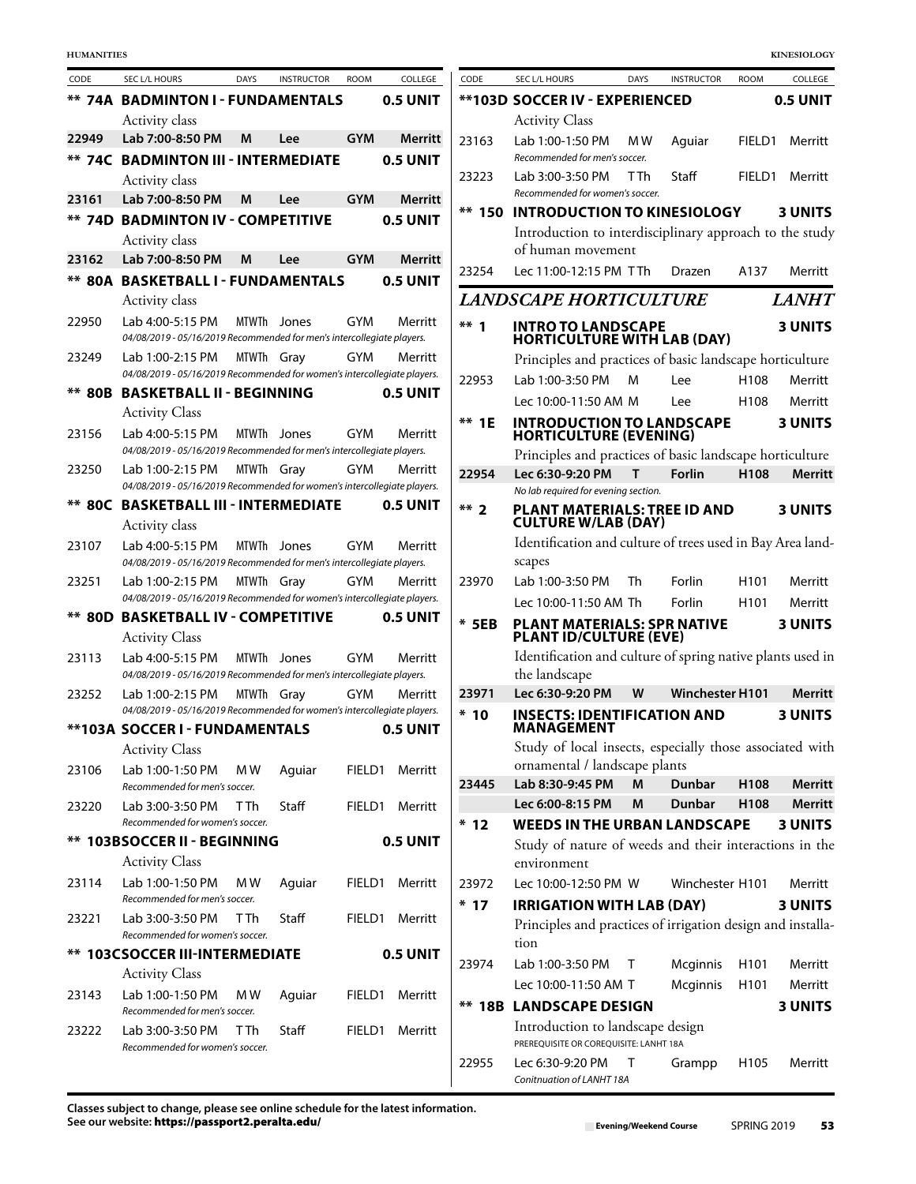| CODE | SEC L/L HOURS | DAYS | INSTRUCTOR | ROOM | COLLEGE |
|---|---|---|---|---|---|
| **** 74A** | **BADMINTON I - FUNDAMENTALS** | | | | **0.5 UNIT** |
| | Activity class | | | | |
| **22949** | **Lab 7:00-8:50 PM** | **M** | **Lee** | **GYM** | **Merritt** |
| **** 74C** | **BADMINTON III - INTERMEDIATE** | | | | **0.5 UNIT** |
| | Activity class | | | | |
| **23161** | **Lab 7:00-8:50 PM** | **M** | **Lee** | **GYM** | **Merritt** |
| **** 74D** | **BADMINTON IV - COMPETITIVE** | | | | **0.5 UNIT** |
| | Activity class | | | | |
| **23162** | **Lab 7:00-8:50 PM** | **M** | **Lee** | **GYM** | **Merritt** |
| **** 80A** | **BASKETBALL I - FUNDAMENTALS** | | | | **0.5 UNIT** |
| | Activity class | | | | |
| 22950 | Lab 4:00-5:15 PM | MTWTh | Jones | GYM | Merritt |
| | *04/08/2019 - 05/16/2019 Recommended for men's intercollegiate players.* | | | | |
| 23249 | Lab 1:00-2:15 PM | MTWTh | Gray | GYM | Merritt |
| | *04/08/2019 - 05/16/2019 Recommended for women's intercollegiate players.* | | | | |
| **** 80B** | **BASKETBALL II - BEGINNING** | | | | **0.5 UNIT** |
| | Activity Class | | | | |
| 23156 | Lab 4:00-5:15 PM | MTWTh | Jones | GYM | Merritt |
| | *04/08/2019 - 05/16/2019 Recommended for men's intercollegiate players.* | | | | |
| 23250 | Lab 1:00-2:15 PM | MTWTh | Gray | GYM | Merritt |
| | *04/08/2019 - 05/16/2019 Recommended for women's intercollegiate players.* | | | | |
| **** 80C** | **BASKETBALL III - INTERMEDIATE** | | | | **0.5 UNIT** |
| | Activity class | | | | |
| 23107 | Lab 4:00-5:15 PM | MTWTh | Jones | GYM | Merritt |
| | *04/08/2019 - 05/16/2019 Recommended for men's intercollegiate players.* | | | | |
| 23251 | Lab 1:00-2:15 PM | MTWTh | Gray | GYM | Merritt |
| | *04/08/2019 - 05/16/2019 Recommended for women's intercollegiate players.* | | | | |
| **** 80D** | **BASKETBALL IV - COMPETITIVE** | | | | **0.5 UNIT** |
| | Activity Class | | | | |
| 23113 | Lab 4:00-5:15 PM | MTWTh | Jones | GYM | Merritt |
| | *04/08/2019 - 05/16/2019 Recommended for men's intercollegiate players.* | | | | |
| 23252 | Lab 1:00-2:15 PM | MTWTh | Gray | GYM | Merritt |
| | *04/08/2019 - 05/16/2019 Recommended for women's intercollegiate players.* | | | | |
| ****103A** | **SOCCER I - FUNDAMENTALS** | | | | **0.5 UNIT** |
| | Activity Class | | | | |
| 23106 | Lab 1:00-1:50 PM | M W | Aguiar | FIELD1 | Merritt |
| | *Recommended for men's soccer.* | | | | |
| 23220 | Lab 3:00-3:50 PM | T Th | Staff | FIELD1 | Merritt |
| | *Recommended for women's soccer.* | | | | |
| **** 103B** | **SOCCER II - BEGINNING** | | | | **0.5 UNIT** |
| | Activity Class | | | | |
| 23114 | Lab 1:00-1:50 PM | M W | Aguiar | FIELD1 | Merritt |
| | *Recommended for men's soccer.* | | | | |
| 23221 | Lab 3:00-3:50 PM | T Th | Staff | FIELD1 | Merritt |
| | *Recommended for women's soccer.* | | | | |
| **** 103C** | **SOCCER III-INTERMEDIATE** | | | | **0.5 UNIT** |
| | Activity Class | | | | |
| 23143 | Lab 1:00-1:50 PM | M W | Aguiar | FIELD1 | Merritt |
| | *Recommended for men's soccer.* | | | | |
| 23222 | Lab 3:00-3:50 PM | T Th | Staff | FIELD1 | Merritt |
| | *Recommended for women's soccer.* | | | | |
| ****103D** | **SOCCER IV - EXPERIENCED** | | | | **0.5 UNIT** |
| | Activity Class | | | | |
| 23163 | Lab 1:00-1:50 PM | M W | Aguiar | FIELD1 | Merritt |
| | *Recommended for men's soccer.* | | | | |
| 23223 | Lab 3:00-3:50 PM | T Th | Staff | FIELD1 | Merritt |
| | *Recommended for women's soccer.* | | | | |
| **** 150** | **INTRODUCTION TO KINESIOLOGY** | | | | **3 UNITS** |
| | Introduction to interdisciplinary approach to the study of human movement | | | | |
| 23254 | Lec 11:00-12:15 PM | T Th | Drazen | A137 | Merritt |

## *LANDSCAPE HORTICULTURE* — *LANHT*

| CODE | SEC L/L HOURS | DAYS | INSTRUCTOR | ROOM | COLLEGE |
|---|---|---|---|---|---|
| **** 1** | **INTRO TO LANDSCAPE HORTICULTURE WITH LAB (DAY)** | | | | **3 UNITS** |
| | Principles and practices of basic landscape horticulture | | | | |
| 22953 | Lab 1:00-3:50 PM | M | Lee | H108 | Merritt |
| | Lec 10:00-11:50 AM | M | Lee | H108 | Merritt |
| **** 1E** | **INTRODUCTION TO LANDSCAPE HORTICULTURE (EVENING)** | | | | **3 UNITS** |
| | Principles and practices of basic landscape horticulture | | | | |
| **22954** | **Lec 6:30-9:20 PM** | **T** | **Forlin** | **H108** | **Merritt** |
| | *No lab required for evening section.* | | | | |
| **** 2** | **PLANT MATERIALS: TREE ID AND CULTURE W/LAB (DAY)** | | | | **3 UNITS** |
| | Identification and culture of trees used in Bay Area landscapes | | | | |
| 23970 | Lab 1:00-3:50 PM | Th | Forlin | H101 | Merritt |
| | Lec 10:00-11:50 AM | Th | Forlin | H101 | Merritt |
| *** 5EB** | **PLANT MATERIALS: SPR NATIVE PLANT ID/CULTURE (EVE)** | | | | **3 UNITS** |
| | Identification and culture of spring native plants used in the landscape | | | | |
| **23971** | **Lec 6:30-9:20 PM** | **W** | **Winchester** | **H101** | **Merritt** |
| *** 10** | **INSECTS: IDENTIFICATION AND MANAGEMENT** | | | | **3 UNITS** |
| | Study of local insects, especially those associated with ornamental / landscape plants | | | | |
| **23445** | **Lab 8:30-9:45 PM** | **M** | **Dunbar** | **H108** | **Merritt** |
| | **Lec 6:00-8:15 PM** | **M** | **Dunbar** | **H108** | **Merritt** |
| *** 12** | **WEEDS IN THE URBAN LANDSCAPE** | | | | **3 UNITS** |
| | Study of nature of weeds and their interactions in the environment | | | | |
| 23972 | Lec 10:00-12:50 PM | W | Winchester | H101 | Merritt |
| *** 17** | **IRRIGATION WITH LAB (DAY)** | | | | **3 UNITS** |
| | Principles and practices of irrigation design and installation | | | | |
| 23974 | Lab 1:00-3:50 PM | T | Mcginnis | H101 | Merritt |
| | Lec 10:00-11:50 AM | T | Mcginnis | H101 | Merritt |
| **** 18B** | **LANDSCAPE DESIGN** | | | | **3 UNITS** |
| | Introduction to landscape design | | | | |
| | PREREQUISITE OR COREQUISITE: LANHT 18A | | | | |
| 22955 | Lec 6:30-9:20 PM | T | Grampp | H105 | Merritt |
| | *Conitnuation of LANHT 18A* | | | | |

**Classes subject to change, please see online schedule for the latest information.**
**See our website: https://passport2.peralta.edu/**

Evening/Weekend Course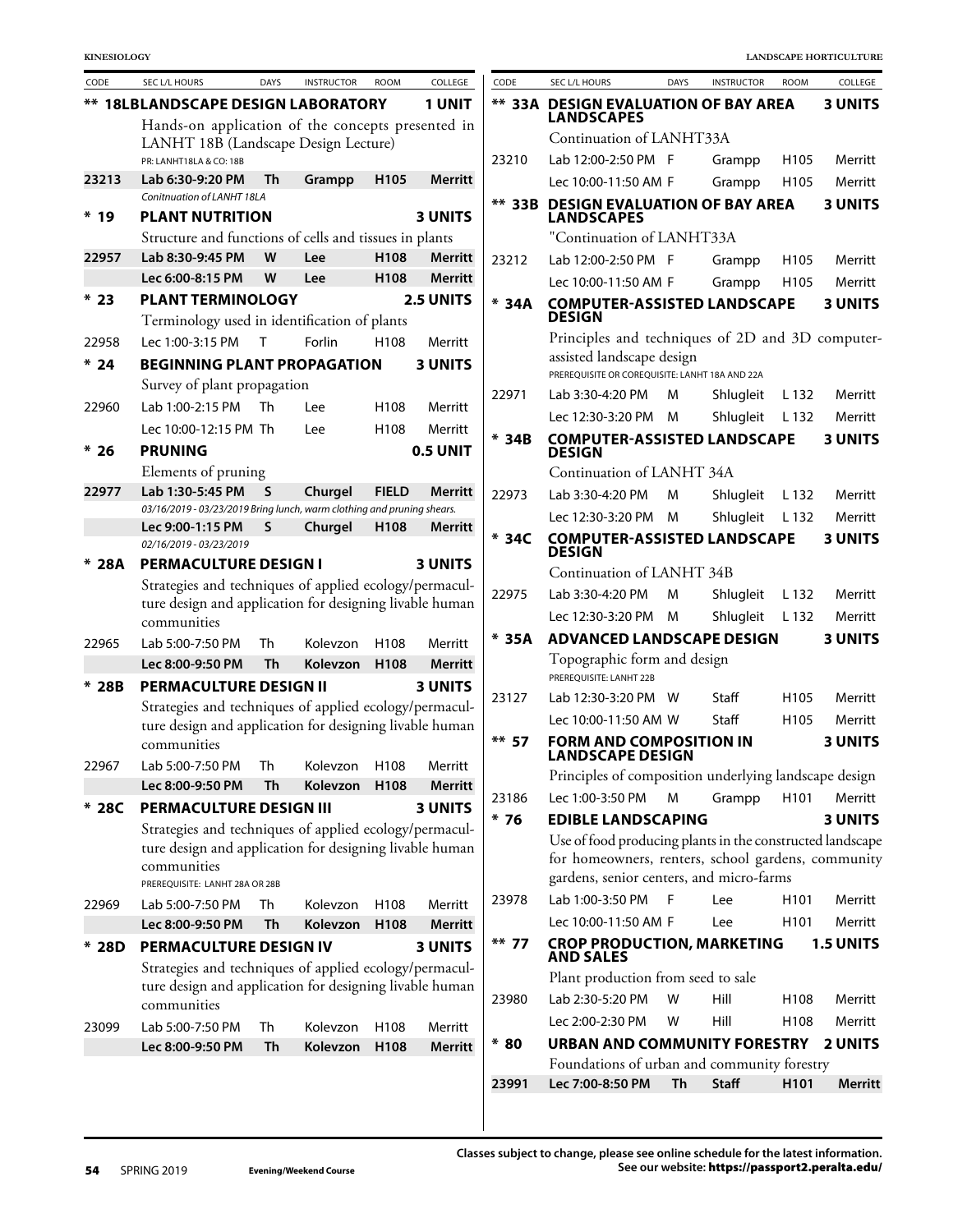| CODE | SEC L/L HOURS | DAYS | INSTRUCTOR | ROOM | COLLEGE |
|---|---|---|---|---|---|
| ** 18LB | **LANDSCAPE DESIGN LABORATORY** | | | | **1 UNIT** |
| | Hands-on application of the concepts presented in LANHT 18B (Landscape Design Lecture) | | | | |
| | PR: LANHT18LA & CO: 18B | | | | |
| **23213** | **Lab 6:30-9:20 PM** | **Th** | **Grampp** | **H105** | **Merritt** |
| | *Conitnuation of LANHT 18LA* | | | | |
| * 19 | **PLANT NUTRITION** | | | | **3 UNITS** |
| | Structure and functions of cells and tissues in plants | | | | |
| **22957** | **Lab 8:30-9:45 PM** | **W** | **Lee** | **H108** | **Merritt** |
| | **Lec 6:00-8:15 PM** | **W** | **Lee** | **H108** | **Merritt** |
| * 23 | **PLANT TERMINOLOGY** | | | | **2.5 UNITS** |
| | Terminology used in identification of plants | | | | |
| 22958 | Lec 1:00-3:15 PM | T | Forlin | H108 | Merritt |
| * 24 | **BEGINNING PLANT PROPAGATION** | | | | **3 UNITS** |
| | Survey of plant propagation | | | | |
| 22960 | Lab 1:00-2:15 PM | Th | Lee | H108 | Merritt |
| | Lec 10:00-12:15 PM | Th | Lee | H108 | Merritt |
| * 26 | **PRUNING** | | | | **0.5 UNIT** |
| | Elements of pruning | | | | |
| **22977** | **Lab 1:30-5:45 PM** | **S** | **Churgel** | **FIELD** | **Merritt** |
| | *03/16/2019 - 03/23/2019 Bring lunch, warm clothing and pruning shears.* | | | | |
| | **Lec 9:00-1:15 PM** | **S** | **Churgel** | **H108** | **Merritt** |
| | *02/16/2019 - 03/23/2019* | | | | |
| * 28A | **PERMACULTURE DESIGN I** | | | | **3 UNITS** |
| | Strategies and techniques of applied ecology/permaculture design and application for designing livable human communities | | | | |
| 22965 | Lab 5:00-7:50 PM | Th | Kolevzon | H108 | Merritt |
| | **Lec 8:00-9:50 PM** | **Th** | **Kolevzon** | **H108** | **Merritt** |
| * 28B | **PERMACULTURE DESIGN II** | | | | **3 UNITS** |
| | Strategies and techniques of applied ecology/permaculture design and application for designing livable human communities | | | | |
| 22967 | Lab 5:00-7:50 PM | Th | Kolevzon | H108 | Merritt |
| | **Lec 8:00-9:50 PM** | **Th** | **Kolevzon** | **H108** | **Merritt** |
| * 28C | **PERMACULTURE DESIGN III** | | | | **3 UNITS** |
| | Strategies and techniques of applied ecology/permaculture design and application for designing livable human communities | | | | |
| | PREREQUISITE: LANHT 28A OR 28B | | | | |
| 22969 | Lab 5:00-7:50 PM | Th | Kolevzon | H108 | Merritt |
| | **Lec 8:00-9:50 PM** | **Th** | **Kolevzon** | **H108** | **Merritt** |
| * 28D | **PERMACULTURE DESIGN IV** | | | | **3 UNITS** |
| | Strategies and techniques of applied ecology/permaculture design and application for designing livable human communities | | | | |
| 23099 | Lab 5:00-7:50 PM | Th | Kolevzon | H108 | Merritt |
| | **Lec 8:00-9:50 PM** | **Th** | **Kolevzon** | **H108** | **Merritt** |
| ** 33A | **DESIGN EVALUATION OF BAY AREA LANDSCAPES** | | | | **3 UNITS** |
| | Continuation of LANHT33A | | | | |
| 23210 | Lab 12:00-2:50 PM | F | Grampp | H105 | Merritt |
| | Lec 10:00-11:50 AM | F | Grampp | H105 | Merritt |
| ** 33B | **DESIGN EVALUATION OF BAY AREA LANDSCAPES** | | | | **3 UNITS** |
| | "Continuation of LANHT33A | | | | |
| 23212 | Lab 12:00-2:50 PM | F | Grampp | H105 | Merritt |
| | Lec 10:00-11:50 AM | F | Grampp | H105 | Merritt |
| * 34A | **COMPUTER-ASSISTED LANDSCAPE DESIGN** | | | | **3 UNITS** |
| | Principles and techniques of 2D and 3D computer-assisted landscape design | | | | |
| | PREREQUISITE OR COREQUISITE: LANHT 18A AND 22A | | | | |
| 22971 | Lab 3:30-4:20 PM | M | Shlugleit | L 132 | Merritt |
| | Lec 12:30-3:20 PM | M | Shlugleit | L 132 | Merritt |
| * 34B | **COMPUTER-ASSISTED LANDSCAPE DESIGN** | | | | **3 UNITS** |
| | Continuation of LANHT 34A | | | | |
| 22973 | Lab 3:30-4:20 PM | M | Shlugleit | L 132 | Merritt |
| | Lec 12:30-3:20 PM | M | Shlugleit | L 132 | Merritt |
| * 34C | **COMPUTER-ASSISTED LANDSCAPE DESIGN** | | | | **3 UNITS** |
| | Continuation of LANHT 34B | | | | |
| 22975 | Lab 3:30-4:20 PM | M | Shlugleit | L 132 | Merritt |
| | Lec 12:30-3:20 PM | M | Shlugleit | L 132 | Merritt |
| * 35A | **ADVANCED LANDSCAPE DESIGN** | | | | **3 UNITS** |
| | Topographic form and design | | | | |
| | PREREQUISITE: LANHT 22B | | | | |
| 23127 | Lab 12:30-3:20 PM | W | Staff | H105 | Merritt |
| | Lec 10:00-11:50 AM | W | Staff | H105 | Merritt |
| ** 57 | **FORM AND COMPOSITION IN LANDSCAPE DESIGN** | | | | **3 UNITS** |
| | Principles of composition underlying landscape design | | | | |
| 23186 | Lec 1:00-3:50 PM | M | Grampp | H101 | Merritt |
| * 76 | **EDIBLE LANDSCAPING** | | | | **3 UNITS** |
| | Use of food producing plants in the constructed landscape for homeowners, renters, school gardens, community gardens, senior centers, and micro-farms | | | | |
| 23978 | Lab 1:00-3:50 PM | F | Lee | H101 | Merritt |
| | Lec 10:00-11:50 AM | F | Lee | H101 | Merritt |
| ** 77 | **CROP PRODUCTION, MARKETING AND SALES** | | | | **1.5 UNITS** |
| | Plant production from seed to sale | | | | |
| 23980 | Lab 2:30-5:20 PM | W | Hill | H108 | Merritt |
| | Lec 2:00-2:30 PM | W | Hill | H108 | Merritt |
| * 80 | **URBAN AND COMMUNITY FORESTRY** | | | | **2 UNITS** |
| | Foundations of urban and community forestry | | | | |
| **23991** | **Lec 7:00-8:50 PM** | **Th** | **Staff** | **H101** | **Merritt** |

Classes subject to change, please see online schedule for the latest information.
See our website: https://passport2.peralta.edu/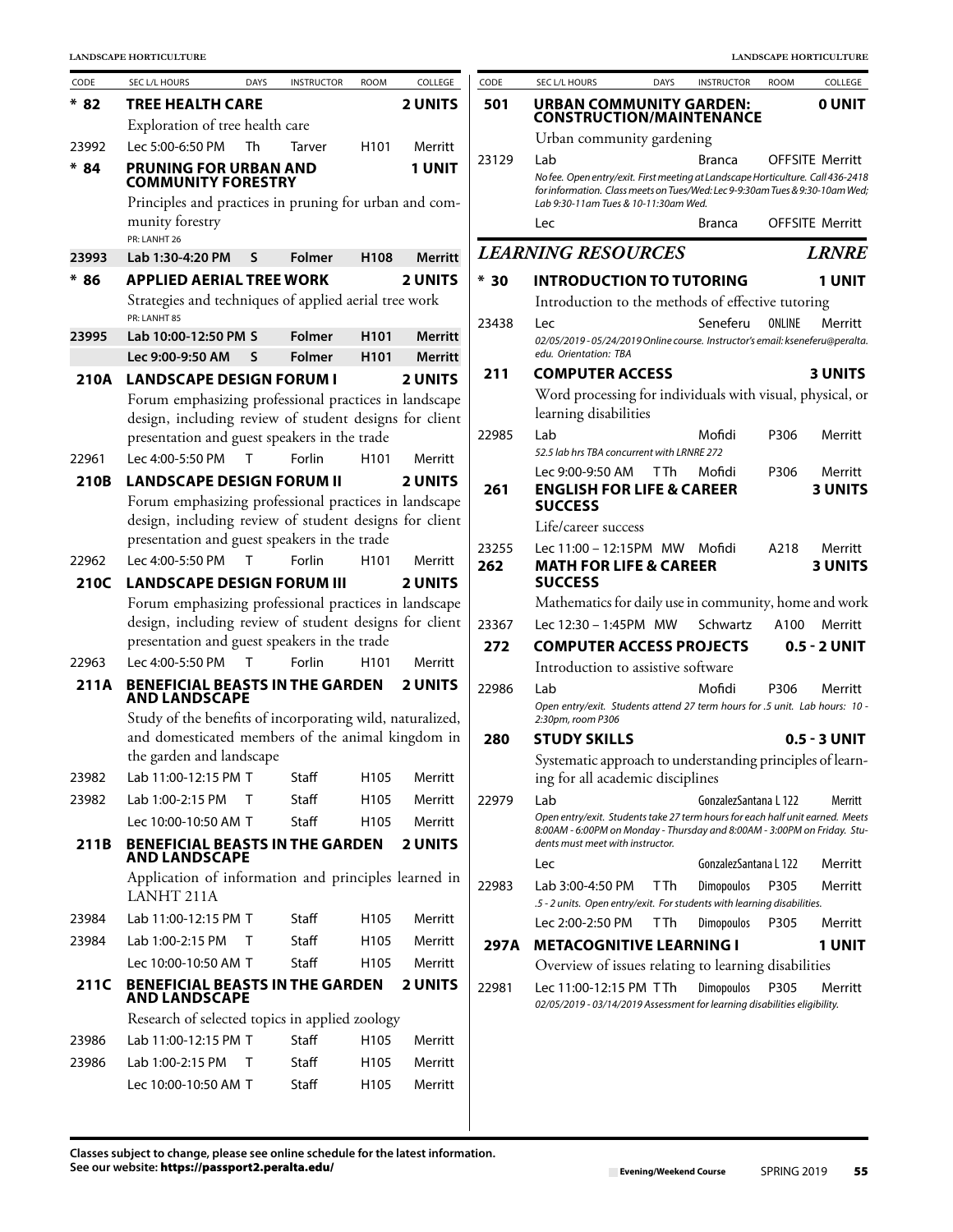| CODE | SEC L/L HOURS | DAYS | INSTRUCTOR | ROOM | COLLEGE |
|---|---|---|---|---|---|
| **\* 82** | **TREE HEALTH CARE** | | | | **2 UNITS** |
| | Exploration of tree health care | | | | |
| 23992 | Lec 5:00-6:50 PM | Th | Tarver | H101 | Merritt |
| **\* 84** | **PRUNING FOR URBAN AND COMMUNITY FORESTRY** | | | | **1 UNIT** |
| | Principles and practices in pruning for urban and community forestry | | | | |
| | PR: LANHT 26 | | | | |
| **23993** | **Lab 1:30-4:20 PM** | **S** | **Folmer** | **H108** | **Merritt** |
| **\* 86** | **APPLIED AERIAL TREE WORK** | | | | **2 UNITS** |
| | Strategies and techniques of applied aerial tree work | | | | |
| | PR: LANHT 85 | | | | |
| **23995** | **Lab 10:00-12:50 PM** | **S** | **Folmer** | **H101** | **Merritt** |
| | **Lec 9:00-9:50 AM** | **S** | **Folmer** | **H101** | **Merritt** |
| **210A** | **LANDSCAPE DESIGN FORUM I** | | | | **2 UNITS** |
| | Forum emphasizing professional practices in landscape design, including review of student designs for client presentation and guest speakers in the trade | | | | |
| 22961 | Lec 4:00-5:50 PM | T | Forlin | H101 | Merritt |
| **210B** | **LANDSCAPE DESIGN FORUM II** | | | | **2 UNITS** |
| | Forum emphasizing professional practices in landscape design, including review of student designs for client presentation and guest speakers in the trade | | | | |
| 22962 | Lec 4:00-5:50 PM | T | Forlin | H101 | Merritt |
| **210C** | **LANDSCAPE DESIGN FORUM III** | | | | **2 UNITS** |
| | Forum emphasizing professional practices in landscape design, including review of student designs for client presentation and guest speakers in the trade | | | | |
| 22963 | Lec 4:00-5:50 PM | T | Forlin | H101 | Merritt |
| **211A** | **BENEFICIAL BEASTS IN THE GARDEN AND LANDSCAPE** | | | | **2 UNITS** |
| | Study of the benefits of incorporating wild, naturalized, and domesticated members of the animal kingdom in the garden and landscape | | | | |
| 23982 | Lab 11:00-12:15 PM | T | Staff | H105 | Merritt |
| 23982 | Lab 1:00-2:15 PM | T | Staff | H105 | Merritt |
| | Lec 10:00-10:50 AM | T | Staff | H105 | Merritt |
| **211B** | **BENEFICIAL BEASTS IN THE GARDEN AND LANDSCAPE** | | | | **2 UNITS** |
| | Application of information and principles learned in LANHT 211A | | | | |
| 23984 | Lab 11:00-12:15 PM | T | Staff | H105 | Merritt |
| 23984 | Lab 1:00-2:15 PM | T | Staff | H105 | Merritt |
| | Lec 10:00-10:50 AM | T | Staff | H105 | Merritt |
| **211C** | **BENEFICIAL BEASTS IN THE GARDEN AND LANDSCAPE** | | | | **2 UNITS** |
| | Research of selected topics in applied zoology | | | | |
| 23986 | Lab 11:00-12:15 PM | T | Staff | H105 | Merritt |
| 23986 | Lab 1:00-2:15 PM | T | Staff | H105 | Merritt |
| | Lec 10:00-10:50 AM | T | Staff | H105 | Merritt |
| **501** | **URBAN COMMUNITY GARDEN: CONSTRUCTION/MAINTENANCE** | | | | **0 UNIT** |
| | Urban community gardening | | | | |
| 23129 | Lab | | Branca | OFFSITE | Merritt |
| | *No fee. Open entry/exit. First meeting at Landscape Horticulture. Call 436-2418 for information. Class meets on Tues/Wed: Lec 9-9:30am Tues & 9:30-10am Wed; Lab 9:30-11am Tues & 10-11:30am Wed.* | | | | |
| | Lec | | Branca | OFFSITE | Merritt |

## *LEARNING RESOURCES* — *LRNRE*

| CODE | SEC L/L HOURS | DAYS | INSTRUCTOR | ROOM | COLLEGE |
|---|---|---|---|---|---|
| **\* 30** | **INTRODUCTION TO TUTORING** | | | | **1 UNIT** |
| | Introduction to the methods of effective tutoring | | | | |
| 23438 | Lec | | Seneferu | ONLINE | Merritt |
| | *02/05/2019 - 05/24/2019 Online course. Instructor's email: kseneferu@peralta.edu. Orientation: TBA* | | | | |
| **211** | **COMPUTER ACCESS** | | | | **3 UNITS** |
| | Word processing for individuals with visual, physical, or learning disabilities | | | | |
| 22985 | Lab | | Mofidi | P306 | Merritt |
| | *52.5 lab hrs TBA concurrent with LRNRE 272* | | | | |
| | Lec 9:00-9:50 AM | TTh | Mofidi | P306 | Merritt |
| **261** | **ENGLISH FOR LIFE & CAREER SUCCESS** | | | | **3 UNITS** |
| | Life/career success | | | | |
| 23255 | Lec 11:00 – 12:15PM | MW | Mofidi | A218 | Merritt |
| **262** | **MATH FOR LIFE & CAREER SUCCESS** | | | | **3 UNITS** |
| | Mathematics for daily use in community, home and work | | | | |
| 23367 | Lec 12:30 – 1:45PM | MW | Schwartz | A100 | Merritt |
| **272** | **COMPUTER ACCESS PROJECTS** | | | | **0.5 - 2 UNIT** |
| | Introduction to assistive software | | | | |
| 22986 | Lab | | Mofidi | P306 | Merritt |
| | *Open entry/exit. Students attend 27 term hours for .5 unit. Lab hours: 10 - 2:30pm, room P306* | | | | |
| **280** | **STUDY SKILLS** | | | | **0.5 - 3 UNIT** |
| | Systematic approach to understanding principles of learning for all academic disciplines | | | | |
| 22979 | Lab | | GonzalezSantana | L 122 | Merritt |
| | *Open entry/exit. Students take 27 term hours for each half unit earned. Meets 8:00AM - 6:00PM on Monday - Thursday and 8:00AM - 3:00PM on Friday. Students must meet with instructor.* | | | | |
| | Lec | | GonzalezSantana | L 122 | Merritt |
| 22983 | Lab 3:00-4:50 PM | TTh | Dimopoulos | P305 | Merritt |
| | *.5 - 2 units. Open entry/exit. For students with learning disabilities.* | | | | |
| | Lec 2:00-2:50 PM | TTh | Dimopoulos | P305 | Merritt |
| **297A** | **METACOGNITIVE LEARNING I** | | | | **1 UNIT** |
| | Overview of issues relating to learning disabilities | | | | |
| 22981 | Lec 11:00-12:15 PM | TTh | Dimopoulos | P305 | Merritt |
| | *02/05/2019 - 03/14/2019 Assessment for learning disabilities eligibility.* | | | | |

**Classes subject to change, please see online schedule for the latest information.**
**See our website: https://passport2.peralta.edu/**

Evening/Weekend Course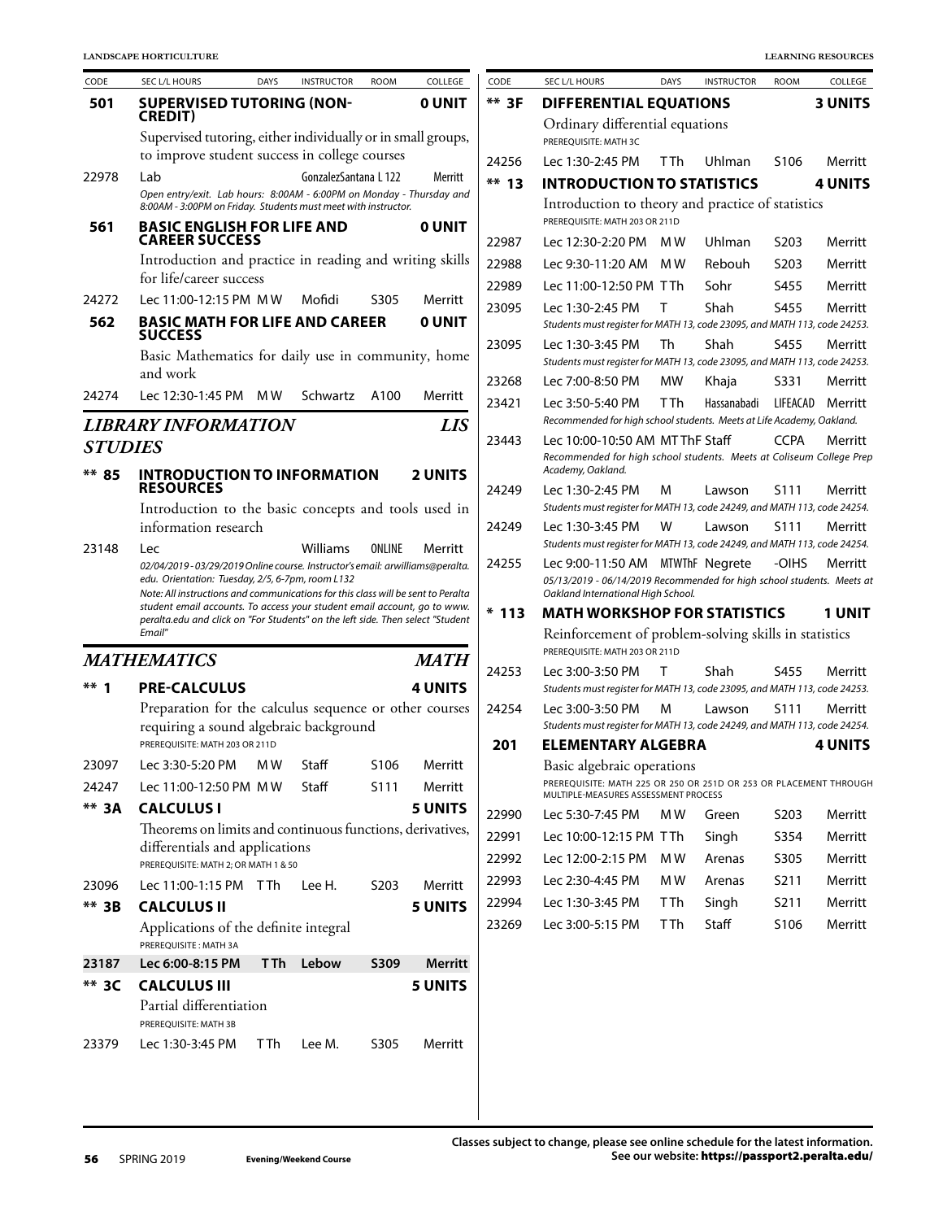| CODE | SEC L/L HOURS | DAYS | INSTRUCTOR | ROOM | COLLEGE |
|---|---|---|---|---|---|

**501 SUPERVISED TUTORING (NON-CREDIT) — 0 UNIT**

Supervised tutoring, either individually or in small groups, to improve student success in college courses

| 22978 | Lab | | GonzalezSantana | L 122 | Merritt |
|---|---|---|---|---|---|

*Open entry/exit. Lab hours: 8:00AM - 6:00PM on Monday - Thursday and 8:00AM - 3:00PM on Friday. Students must meet with instructor.*

**561 BASIC ENGLISH FOR LIFE AND CAREER SUCCESS — 0 UNIT**

Introduction and practice in reading and writing skills for life/career success

| 24272 | Lec 11:00-12:15 PM | M W | Mofidi | S305 | Merritt |
|---|---|---|---|---|---|

**562 BASIC MATH FOR LIFE AND CAREER SUCCESS — 0 UNIT**

Basic Mathematics for daily use in community, home and work

| 24274 | Lec 12:30-1:45 PM | M W | Schwartz | A100 | Merritt |
|---|---|---|---|---|---|

## *LIBRARY INFORMATION STUDIES* — *LIS*

**\*\* 85 INTRODUCTION TO INFORMATION RESOURCES — 2 UNITS**

Introduction to the basic concepts and tools used in information research

| 23148 | Lec | | Williams | ONLINE | Merritt |
|---|---|---|---|---|---|

*02/04/2019 - 03/29/2019 Online course. Instructor's email: arwilliams@peralta.edu. Orientation: Tuesday, 2/5, 6-7pm, room L132*
*Note: All instructions and communications for this class will be sent to Peralta student email accounts. To access your student email account, go to www.peralta.edu and click on "For Students" on the left side. Then select "Student Email"*

## *MATHEMATICS* — *MATH*

**\*\* 1 PRE-CALCULUS — 4 UNITS**

Preparation for the calculus sequence or other courses requiring a sound algebraic background

PREREQUISITE: MATH 203 OR 211D

| 23097 | Lec 3:30-5:20 PM | M W | Staff | S106 | Merritt |
|---|---|---|---|---|---|
| 24247 | Lec 11:00-12:50 PM | M W | Staff | S111 | Merritt |

**\*\* 3A CALCULUS I — 5 UNITS**

Theorems on limits and continuous functions, derivatives, differentials and applications

PREREQUISITE: MATH 2; OR MATH 1 & 50

| 23096 | Lec 11:00-1:15 PM | T Th | Lee H. | S203 | Merritt |
|---|---|---|---|---|---|

**\*\* 3B CALCULUS II — 5 UNITS**

Applications of the definite integral

PREREQUISITE : MATH 3A

| **23187** | **Lec 6:00-8:15 PM** | **T Th** | **Lebow** | **S309** | **Merritt** |
|---|---|---|---|---|---|

**\*\* 3C CALCULUS III — 5 UNITS**

Partial differentiation

PREREQUISITE: MATH 3B

| 23379 | Lec 1:30-3:45 PM | T Th | Lee M. | S305 | Merritt |
|---|---|---|---|---|---|

**\*\* 3F DIFFERENTIAL EQUATIONS — 3 UNITS**

Ordinary differential equations

PREREQUISITE: MATH 3C

| 24256 | Lec 1:30-2:45 PM | T Th | Uhlman | S106 | Merritt |
|---|---|---|---|---|---|

**\*\* 13 INTRODUCTION TO STATISTICS — 4 UNITS**

Introduction to theory and practice of statistics

PREREQUISITE: MATH 203 OR 211D

| CODE | SEC L/L HOURS | DAYS | INSTRUCTOR | ROOM | COLLEGE |
|---|---|---|---|---|---|
| 22987 | Lec 12:30-2:20 PM | M W | Uhlman | S203 | Merritt |
| 22988 | Lec 9:30-11:20 AM | M W | Rebouh | S203 | Merritt |
| 22989 | Lec 11:00-12:50 PM | T Th | Sohr | S455 | Merritt |
| 23095 | Lec 1:30-2:45 PM | T | Shah | S455 | Merritt |
| | *Students must register for MATH 13, code 23095, and MATH 113, code 24253.* | | | | |
| 23095 | Lec 1:30-3:45 PM | Th | Shah | S455 | Merritt |
| | *Students must register for MATH 13, code 23095, and MATH 113, code 24253.* | | | | |
| 23268 | Lec 7:00-8:50 PM | MW | Khaja | S331 | Merritt |
| 23421 | Lec 3:50-5:40 PM | T Th | Hassanabadi | LIFEACAD | Merritt |
| | *Recommended for high school students. Meets at Life Academy, Oakland.* | | | | |
| 23443 | Lec 10:00-10:50 AM | MT ThF | Staff | CCPA | Merritt |
| | *Recommended for high school students. Meets at Coliseum College Prep Academy, Oakland.* | | | | |
| 24249 | Lec 1:30-2:45 PM | M | Lawson | S111 | Merritt |
| | *Students must register for MATH 13, code 24249, and MATH 113, code 24254.* | | | | |
| 24249 | Lec 1:30-3:45 PM | W | Lawson | S111 | Merritt |
| | *Students must register for MATH 13, code 24249, and MATH 113, code 24254.* | | | | |
| 24255 | Lec 9:00-11:50 AM | MTWThF | Negrete | -OIHS | Merritt |
| | *05/13/2019 - 06/14/2019 Recommended for high school students. Meets at Oakland International High School.* | | | | |

**\* 113 MATH WORKSHOP FOR STATISTICS — 1 UNIT**

Reinforcement of problem-solving skills in statistics

PREREQUISITE: MATH 203 OR 211D

| 24253 | Lec 3:00-3:50 PM | T | Shah | S455 | Merritt |
|---|---|---|---|---|---|
| | *Students must register for MATH 13, code 23095, and MATH 113, code 24253.* | | | | |
| 24254 | Lec 3:00-3:50 PM | M | Lawson | S111 | Merritt |
| | *Students must register for MATH 13, code 24249, and MATH 113, code 24254.* | | | | |

**201 ELEMENTARY ALGEBRA — 4 UNITS**

Basic algebraic operations

PREREQUISITE: MATH 225 OR 250 OR 251D OR 253 OR PLACEMENT THROUGH MULTIPLE-MEASURES ASSESSMENT PROCESS

| 22990 | Lec 5:30-7:45 PM | M W | Green | S203 | Merritt |
|---|---|---|---|---|---|
| 22991 | Lec 10:00-12:15 PM | T Th | Singh | S354 | Merritt |
| 22992 | Lec 12:00-2:15 PM | M W | Arenas | S305 | Merritt |
| 22993 | Lec 2:30-4:45 PM | M W | Arenas | S211 | Merritt |
| 22994 | Lec 1:30-3:45 PM | T Th | Singh | S211 | Merritt |
| 23269 | Lec 3:00-5:15 PM | T Th | Staff | S106 | Merritt |

Classes subject to change, please see online schedule for the latest information. See our website: https://passport2.peralta.edu/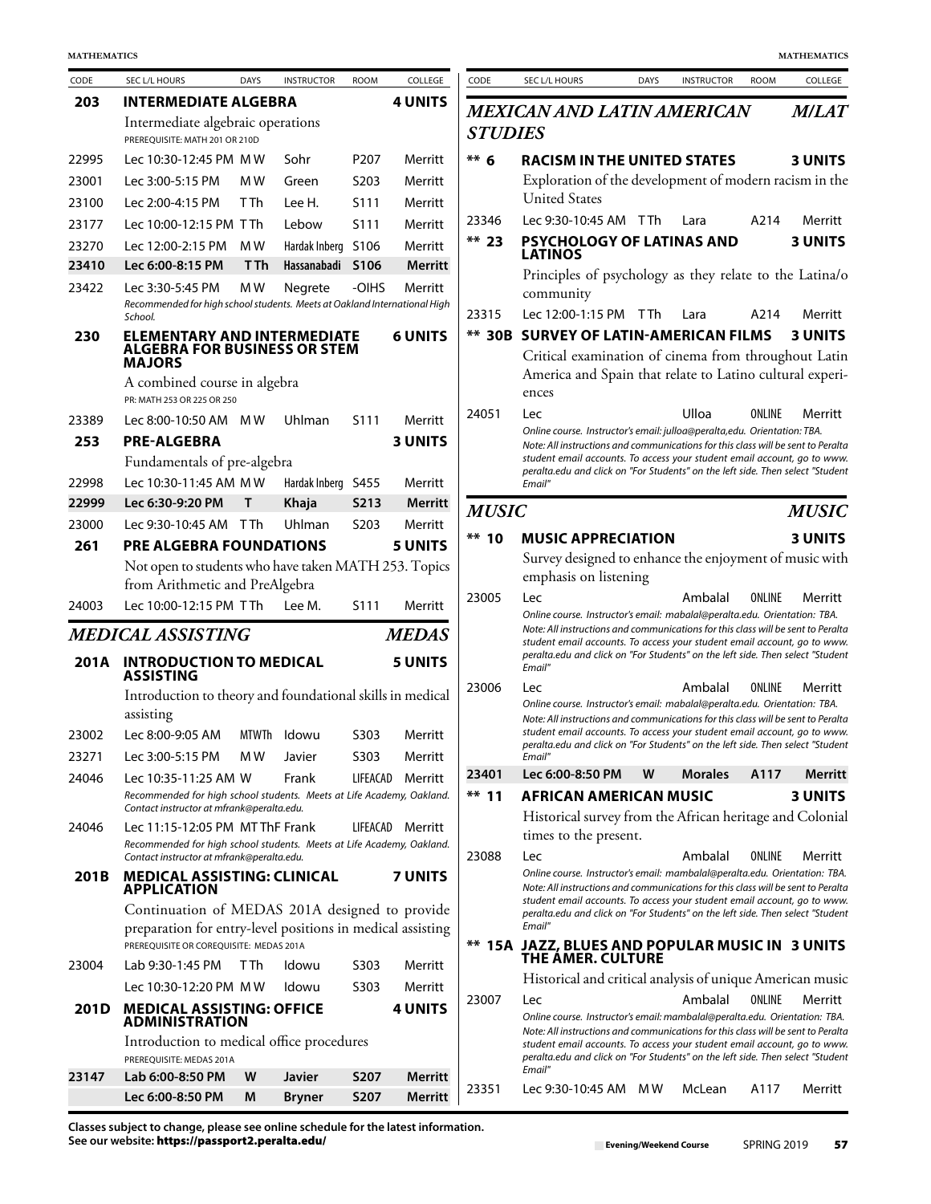| CODE | SEC L/L HOURS | DAYS | INSTRUCTOR | ROOM | COLLEGE |
|---|---|---|---|---|---|
| **203** | **INTERMEDIATE ALGEBRA** | | | | **4 UNITS** |
| | Intermediate algebraic operations | | | | |
| | PREREQUISITE: MATH 201 OR 210D | | | | |
| 22995 | Lec 10:30-12:45 PM | M W | Sohr | P207 | Merritt |
| 23001 | Lec 3:00-5:15 PM | M W | Green | S203 | Merritt |
| 23100 | Lec 2:00-4:15 PM | T Th | Lee H. | S111 | Merritt |
| 23177 | Lec 10:00-12:15 PM | T Th | Lebow | S111 | Merritt |
| 23270 | Lec 12:00-2:15 PM | M W | Hardak Inberg | S106 | Merritt |
| **23410** | **Lec 6:00-8:15 PM** | **T Th** | **Hassanabadi** | **S106** | **Merritt** |
| 23422 | Lec 3:30-5:45 PM | M W | Negrete | -OIHS | Merritt |
| | *Recommended for high school students. Meets at Oakland International High School.* | | | | |
| **230** | **ELEMENTARY AND INTERMEDIATE ALGEBRA FOR BUSINESS OR STEM MAJORS** | | | | **6 UNITS** |
| | A combined course in algebra | | | | |
| | PR: MATH 253 OR 225 OR 250 | | | | |
| 23389 | Lec 8:00-10:50 AM | M W | Uhlman | S111 | Merritt |
| **253** | **PRE-ALGEBRA** | | | | **3 UNITS** |
| | Fundamentals of pre-algebra | | | | |
| 22998 | Lec 10:30-11:45 AM | M W | Hardak Inberg | S455 | Merritt |
| **22999** | **Lec 6:30-9:20 PM** | **T** | **Khaja** | **S213** | **Merritt** |
| 23000 | Lec 9:30-10:45 AM | T Th | Uhlman | S203 | Merritt |
| **261** | **PRE ALGEBRA FOUNDATIONS** | | | | **5 UNITS** |
| | Not open to students who have taken MATH 253. Topics from Arithmetic and PreAlgebra | | | | |
| 24003 | Lec 10:00-12:15 PM | T Th | Lee M. | S111 | Merritt |

## *MEDICAL ASSISTING* — *MEDAS*

| CODE | SEC L/L HOURS | DAYS | INSTRUCTOR | ROOM | COLLEGE |
|---|---|---|---|---|---|
| **201A** | **INTRODUCTION TO MEDICAL ASSISTING** | | | | **5 UNITS** |
| | Introduction to theory and foundational skills in medical assisting | | | | |
| 23002 | Lec 8:00-9:05 AM | MTWTh | Idowu | S303 | Merritt |
| 23271 | Lec 3:00-5:15 PM | M W | Javier | S303 | Merritt |
| 24046 | Lec 10:35-11:25 AM | W | Frank | LIFEACAD | Merritt |
| | *Recommended for high school students. Meets at Life Academy, Oakland. Contact instructor at mfrank@peralta.edu.* | | | | |
| 24046 | Lec 11:15-12:05 PM | MT ThF | Frank | LIFEACAD | Merritt |
| | *Recommended for high school students. Meets at Life Academy, Oakland. Contact instructor at mfrank@peralta.edu.* | | | | |
| **201B** | **MEDICAL ASSISTING: CLINICAL APPLICATION** | | | | **7 UNITS** |
| | Continuation of MEDAS 201A designed to provide preparation for entry-level positions in medical assisting | | | | |
| | PREREQUISITE OR COREQUISITE: MEDAS 201A | | | | |
| 23004 | Lab 9:30-1:45 PM | T Th | Idowu | S303 | Merritt |
| | Lec 10:30-12:20 PM | M W | Idowu | S303 | Merritt |
| **201D** | **MEDICAL ASSISTING: OFFICE ADMINISTRATION** | | | | **4 UNITS** |
| | Introduction to medical office procedures | | | | |
| | PREREQUISITE: MEDAS 201A | | | | |
| **23147** | **Lab 6:00-8:50 PM** | **W** | **Javier** | **S207** | **Merritt** |
| | **Lec 6:00-8:50 PM** | **M** | **Bryner** | **S207** | **Merritt** |

## *MEXICAN AND LATIN AMERICAN STUDIES* — *M/LAT*

| CODE | SEC L/L HOURS | DAYS | INSTRUCTOR | ROOM | COLLEGE |
|---|---|---|---|---|---|
| **** 6** | **RACISM IN THE UNITED STATES** | | | | **3 UNITS** |
| | Exploration of the development of modern racism in the United States | | | | |
| 23346 | Lec 9:30-10:45 AM | T Th | Lara | A214 | Merritt |
| **** 23** | **PSYCHOLOGY OF LATINAS AND LATINOS** | | | | **3 UNITS** |
| | Principles of psychology as they relate to the Latina/o community | | | | |
| 23315 | Lec 12:00-1:15 PM | T Th | Lara | A214 | Merritt |
| **** 30B** | **SURVEY OF LATIN-AMERICAN FILMS** | | | | **3 UNITS** |
| | Critical examination of cinema from throughout Latin America and Spain that relate to Latino cultural experiences | | | | |
| 24051 | Lec | | Ulloa | ONLINE | Merritt |
| | *Online course. Instructor's email: julloa@peralta,edu. Orientation: TBA. Note: All instructions and communications for this class will be sent to Peralta student email accounts. To access your student email account, go to www.peralta.edu and click on "For Students" on the left side. Then select "Student Email"* | | | | |

## *MUSIC* — *MUSIC*

| CODE | SEC L/L HOURS | DAYS | INSTRUCTOR | ROOM | COLLEGE |
|---|---|---|---|---|---|
| **** 10** | **MUSIC APPRECIATION** | | | | **3 UNITS** |
| | Survey designed to enhance the enjoyment of music with emphasis on listening | | | | |
| 23005 | Lec | | Ambalal | ONLINE | Merritt |
| | *Online course. Instructor's email: mabalal@peralta.edu. Orientation: TBA. Note: All instructions and communications for this class will be sent to Peralta student email accounts. To access your student email account, go to www.peralta.edu and click on "For Students" on the left side. Then select "Student Email"* | | | | |
| 23006 | Lec | | Ambalal | ONLINE | Merritt |
| | *Online course. Instructor's email: mabalal@peralta.edu. Orientation: TBA. Note: All instructions and communications for this class will be sent to Peralta student email accounts. To access your student email account, go to www.peralta.edu and click on "For Students" on the left side. Then select "Student Email"* | | | | |
| **23401** | **Lec 6:00-8:50 PM** | **W** | **Morales** | **A117** | **Merritt** |
| **** 11** | **AFRICAN AMERICAN MUSIC** | | | | **3 UNITS** |
| | Historical survey from the African heritage and Colonial times to the present. | | | | |
| 23088 | Lec | | Ambalal | ONLINE | Merritt |
| | *Online course. Instructor's email: mambalal@peralta.edu. Orientation: TBA. Note: All instructions and communications for this class will be sent to Peralta student email accounts. To access your student email account, go to www.peralta.edu and click on "For Students" on the left side. Then select "Student Email"* | | | | |
| **** 15A** | **JAZZ, BLUES AND POPULAR MUSIC IN THE AMER. CULTURE** | | | | **3 UNITS** |
| | Historical and critical analysis of unique American music | | | | |
| 23007 | Lec | | Ambalal | ONLINE | Merritt |
| | *Online course. Instructor's email: mambalal@peralta.edu. Orientation: TBA. Note: All instructions and communications for this class will be sent to Peralta student email accounts. To access your student email account, go to www.peralta.edu and click on "For Students" on the left side. Then select "Student Email"* | | | | |
| 23351 | Lec 9:30-10:45 AM | M W | McLean | A117 | Merritt |

**Classes subject to change, please see online schedule for the latest information.**
**See our website: https://passport2.peralta.edu/**

Evening/Weekend Course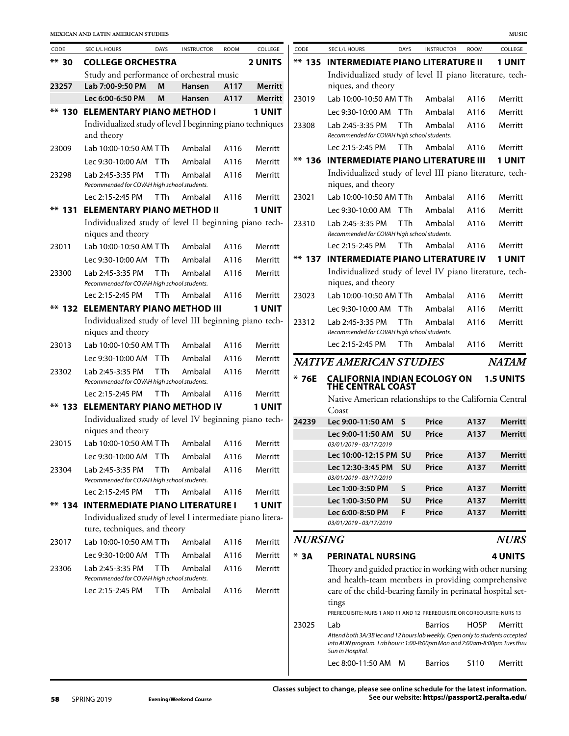| CODE | SEC L/L HOURS | DAYS | INSTRUCTOR | ROOM | COLLEGE |
|---|---|---|---|---|---|
| **\*\* 30** | **COLLEGE ORCHESTRA** | | | | **2 UNITS** |
| | Study and performance of orchestral music | | | | |
| **23257** | **Lab 7:00-9:50 PM** | **M** | **Hansen** | **A117** | **Merritt** |
| | **Lec 6:00-6:50 PM** | **M** | **Hansen** | **A117** | **Merritt** |
| **\*\* 130** | **ELEMENTARY PIANO METHOD I** | | | | **1 UNIT** |
| | Individualized study of level I beginning piano techniques and theory | | | | |
| 23009 | Lab 10:00-10:50 AM | T Th | Ambalal | A116 | Merritt |
| | Lec 9:30-10:00 AM | T Th | Ambalal | A116 | Merritt |
| 23298 | Lab 2:45-3:35 PM *Recommended for COVAH high school students.* | T Th | Ambalal | A116 | Merritt |
| | Lec 2:15-2:45 PM | T Th | Ambalal | A116 | Merritt |
| **\*\* 131** | **ELEMENTARY PIANO METHOD II** | | | | **1 UNIT** |
| | Individualized study of level II beginning piano techniques and theory | | | | |
| 23011 | Lab 10:00-10:50 AM | T Th | Ambalal | A116 | Merritt |
| | Lec 9:30-10:00 AM | T Th | Ambalal | A116 | Merritt |
| 23300 | Lab 2:45-3:35 PM *Recommended for COVAH high school students.* | T Th | Ambalal | A116 | Merritt |
| | Lec 2:15-2:45 PM | T Th | Ambalal | A116 | Merritt |
| **\*\* 132** | **ELEMENTARY PIANO METHOD III** | | | | **1 UNIT** |
| | Individualized study of level III beginning piano techniques and theory | | | | |
| 23013 | Lab 10:00-10:50 AM | T Th | Ambalal | A116 | Merritt |
| | Lec 9:30-10:00 AM | T Th | Ambalal | A116 | Merritt |
| 23302 | Lab 2:45-3:35 PM *Recommended for COVAH high school students.* | T Th | Ambalal | A116 | Merritt |
| | Lec 2:15-2:45 PM | T Th | Ambalal | A116 | Merritt |
| **\*\* 133** | **ELEMENTARY PIANO METHOD IV** | | | | **1 UNIT** |
| | Individualized study of level IV beginning piano techniques and theory | | | | |
| 23015 | Lab 10:00-10:50 AM | T Th | Ambalal | A116 | Merritt |
| | Lec 9:30-10:00 AM | T Th | Ambalal | A116 | Merritt |
| 23304 | Lab 2:45-3:35 PM *Recommended for COVAH high school students.* | T Th | Ambalal | A116 | Merritt |
| | Lec 2:15-2:45 PM | T Th | Ambalal | A116 | Merritt |
| **\*\* 134** | **INTERMEDIATE PIANO LITERATURE I** | | | | **1 UNIT** |
| | Individualized study of level I intermediate piano literature, techniques, and theory | | | | |
| 23017 | Lab 10:00-10:50 AM | T Th | Ambalal | A116 | Merritt |
| | Lec 9:30-10:00 AM | T Th | Ambalal | A116 | Merritt |
| 23306 | Lab 2:45-3:35 PM *Recommended for COVAH high school students.* | T Th | Ambalal | A116 | Merritt |
| | Lec 2:15-2:45 PM | T Th | Ambalal | A116 | Merritt |
| **\*\* 135** | **INTERMEDIATE PIANO LITERATURE II** | | | | **1 UNIT** |
| | Individualized study of level II piano literature, techniques, and theory | | | | |
| 23019 | Lab 10:00-10:50 AM | T Th | Ambalal | A116 | Merritt |
| | Lec 9:30-10:00 AM | T Th | Ambalal | A116 | Merritt |
| 23308 | Lab 2:45-3:35 PM *Recommended for COVAH high school students.* | T Th | Ambalal | A116 | Merritt |
| | Lec 2:15-2:45 PM | T Th | Ambalal | A116 | Merritt |
| **\*\* 136** | **INTERMEDIATE PIANO LITERATURE III** | | | | **1 UNIT** |
| | Individualized study of level III piano literature, techniques, and theory | | | | |
| 23021 | Lab 10:00-10:50 AM | T Th | Ambalal | A116 | Merritt |
| | Lec 9:30-10:00 AM | T Th | Ambalal | A116 | Merritt |
| 23310 | Lab 2:45-3:35 PM *Recommended for COVAH high school students.* | T Th | Ambalal | A116 | Merritt |
| | Lec 2:15-2:45 PM | T Th | Ambalal | A116 | Merritt |
| **\*\* 137** | **INTERMEDIATE PIANO LITERATURE IV** | | | | **1 UNIT** |
| | Individualized study of level IV piano literature, techniques, and theory | | | | |
| 23023 | Lab 10:00-10:50 AM | T Th | Ambalal | A116 | Merritt |
| | Lec 9:30-10:00 AM | T Th | Ambalal | A116 | Merritt |
| 23312 | Lab 2:45-3:35 PM *Recommended for COVAH high school students.* | T Th | Ambalal | A116 | Merritt |
| | Lec 2:15-2:45 PM | T Th | Ambalal | A116 | Merritt |

## NATIVE AMERICAN STUDIES — NATAM

| CODE | SEC L/L HOURS | DAYS | INSTRUCTOR | ROOM | COLLEGE |
|---|---|---|---|---|---|
| **\* 76E** | **CALIFORNIA INDIAN ECOLOGY ON THE CENTRAL COAST** | | | | **1.5 UNITS** |
| | Native American relationships to the California Central Coast | | | | |
| **24239** | **Lec 9:00-11:50 AM** | **S** | **Price** | **A137** | **Merritt** |
| | **Lec 9:00-11:50 AM** *03/01/2019 - 03/17/2019* | **SU** | **Price** | **A137** | **Merritt** |
| | **Lec 10:00-12:15 PM** | **SU** | **Price** | **A137** | **Merritt** |
| | **Lec 12:30-3:45 PM** *03/01/2019 - 03/17/2019* | **SU** | **Price** | **A137** | **Merritt** |
| | **Lec 1:00-3:50 PM** | **S** | **Price** | **A137** | **Merritt** |
| | **Lec 1:00-3:50 PM** | **SU** | **Price** | **A137** | **Merritt** |
| | **Lec 6:00-8:50 PM** *03/01/2019 - 03/17/2019* | **F** | **Price** | **A137** | **Merritt** |

## NURSING — NURS

| CODE | SEC L/L HOURS | DAYS | INSTRUCTOR | ROOM | COLLEGE |
|---|---|---|---|---|---|
| **\* 3A** | **PERINATAL NURSING** | | | | **4 UNITS** |
| | Theory and guided practice in working with other nursing and health-team members in providing comprehensive care of the child-bearing family in perinatal hospital settings. PREREQUISITE: NURS 1 AND 11 AND 12 PREREQUISITE OR COREQUISITE: NURS 13 | | | | |
| 23025 | Lab *Attend both 3A/3B lec and 12 hours lab weekly. Open only to students accepted into ADN program. Lab hours: 1:00-8:00pm Mon and 7:00am-8:00pm Tues thru Sun in Hospital.* | | Barrios | HOSP | Merritt |
| | Lec 8:00-11:50 AM | M | Barrios | S110 | Merritt |

**Classes subject to change, please see online schedule for the latest information. See our website: https://passport2.peralta.edu/**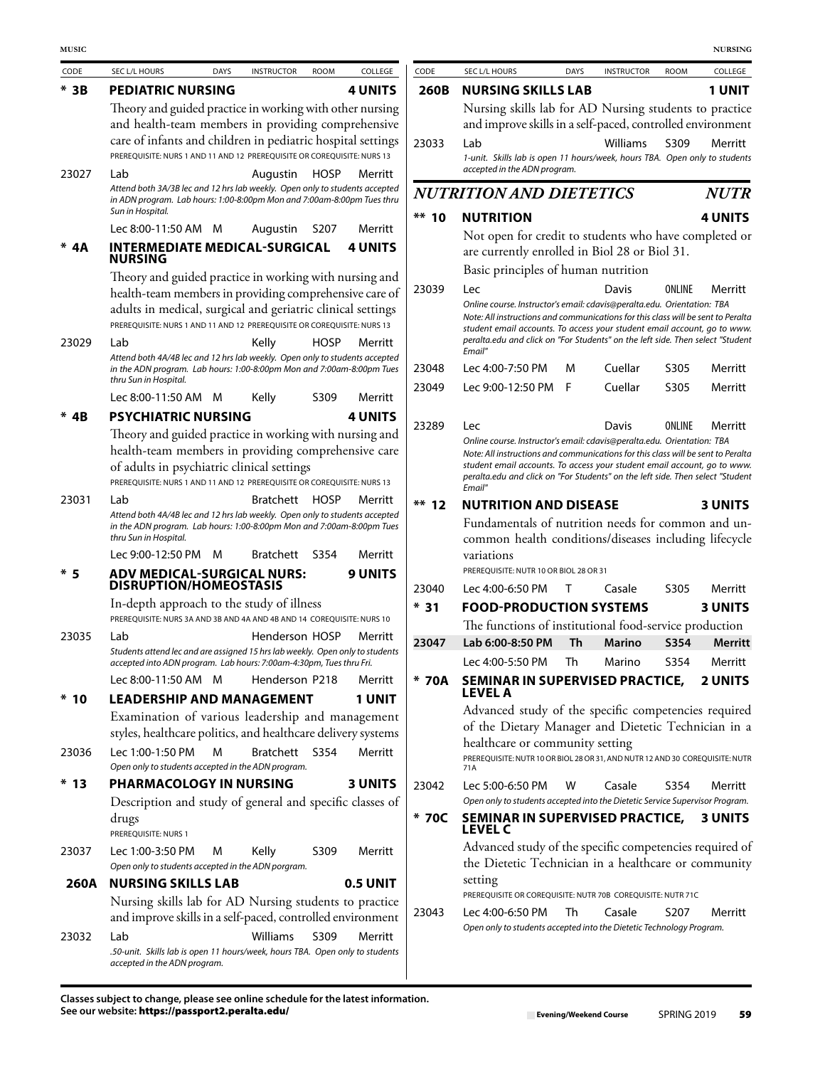| CODE | SEC L/L HOURS | DAYS | INSTRUCTOR | ROOM | COLLEGE |
|---|---|---|---|---|---|

**\* 3B PEDIATRIC NURSING — 4 UNITS**

Theory and guided practice in working with other nursing and health-team members in providing comprehensive care of infants and children in pediatric hospital settings

PREREQUISITE: NURS 1 AND 11 AND 12 PREREQUISITE OR COREQUISITE: NURS 13

| CODE | SEC L/L HOURS | DAYS | INSTRUCTOR | ROOM | COLLEGE |
|---|---|---|---|---|---|
| 23027 | Lab | | Augustin | HOSP | Merritt |
| | *Attend both 3A/3B lec and 12 hrs lab weekly. Open only to students accepted in ADN program. Lab hours: 1:00-8:00pm Mon and 7:00am-8:00pm Tues thru Sun in Hospital.* | | | | |
| | Lec 8:00-11:50 AM | M | Augustin | S207 | Merritt |

**\* 4A INTERMEDIATE MEDICAL-SURGICAL NURSING — 4 UNITS**

Theory and guided practice in working with nursing and health-team members in providing comprehensive care of adults in medical, surgical and geriatric clinical settings

PREREQUISITE: NURS 1 AND 11 AND 12 PREREQUISITE OR COREQUISITE: NURS 13

| CODE | SEC L/L HOURS | DAYS | INSTRUCTOR | ROOM | COLLEGE |
|---|---|---|---|---|---|
| 23029 | Lab | | Kelly | HOSP | Merritt |
| | *Attend both 4A/4B lec and 12 hrs lab weekly. Open only to students accepted in the ADN program. Lab hours: 1:00-8:00pm Mon and 7:00am-8:00pm Tues thru Sun in Hospital.* | | | | |
| | Lec 8:00-11:50 AM | M | Kelly | S309 | Merritt |

**\* 4B PSYCHIATRIC NURSING — 4 UNITS**

Theory and guided practice in working with nursing and health-team members in providing comprehensive care of adults in psychiatric clinical settings

PREREQUISITE: NURS 1 AND 11 AND 12 PREREQUISITE OR COREQUISITE: NURS 13

| CODE | SEC L/L HOURS | DAYS | INSTRUCTOR | ROOM | COLLEGE |
|---|---|---|---|---|---|
| 23031 | Lab | | Bratchett | HOSP | Merritt |
| | *Attend both 4A/4B lec and 12 hrs lab weekly. Open only to students accepted in the ADN program. Lab hours: 1:00-8:00pm Mon and 7:00am-8:00pm Tues thru Sun in Hospital.* | | | | |
| | Lec 9:00-12:50 PM | M | Bratchett | S354 | Merritt |

**\* 5 ADV MEDICAL-SURGICAL NURS: DISRUPTION/HOMEOSTASIS — 9 UNITS**

In-depth approach to the study of illness

PREREQUISITE: NURS 3A AND 3B AND 4A AND 4B AND 14 COREQUISITE: NURS 10

| CODE | SEC L/L HOURS | DAYS | INSTRUCTOR | ROOM | COLLEGE |
|---|---|---|---|---|---|
| 23035 | Lab | | Henderson | HOSP | Merritt |
| | *Students attend lec and are assigned 15 hrs lab weekly. Open only to students accepted into ADN program. Lab hours: 7:00am-4:30pm, Tues thru Fri.* | | | | |
| | Lec 8:00-11:50 AM | M | Henderson | P218 | Merritt |

**\* 10 LEADERSHIP AND MANAGEMENT — 1 UNIT**

Examination of various leadership and management styles, healthcare politics, and healthcare delivery systems

| CODE | SEC L/L HOURS | DAYS | INSTRUCTOR | ROOM | COLLEGE |
|---|---|---|---|---|---|
| 23036 | Lec 1:00-1:50 PM | M | Bratchett | S354 | Merritt |
| | *Open only to students accepted in the ADN program.* | | | | |

**\* 13 PHARMACOLOGY IN NURSING — 3 UNITS**

Description and study of general and specific classes of drugs

PREREQUISITE: NURS 1

| CODE | SEC L/L HOURS | DAYS | INSTRUCTOR | ROOM | COLLEGE |
|---|---|---|---|---|---|
| 23037 | Lec 1:00-3:50 PM | M | Kelly | S309 | Merritt |
| | *Open only to students accepted in the ADN porgram.* | | | | |

**260A NURSING SKILLS LAB — 0.5 UNIT**

Nursing skills lab for AD Nursing students to practice and improve skills in a self-paced, controlled environment

| CODE | SEC L/L HOURS | DAYS | INSTRUCTOR | ROOM | COLLEGE |
|---|---|---|---|---|---|
| 23032 | Lab | | Williams | S309 | Merritt |
| | *.50-unit. Skills lab is open 11 hours/week, hours TBA. Open only to students accepted in the ADN program.* | | | | |

**260B NURSING SKILLS LAB — 1 UNIT**

Nursing skills lab for AD Nursing students to practice and improve skills in a self-paced, controlled environment

| CODE | SEC L/L HOURS | DAYS | INSTRUCTOR | ROOM | COLLEGE |
|---|---|---|---|---|---|
| 23033 | Lab | | Williams | S309 | Merritt |
| | *1-unit. Skills lab is open 11 hours/week, hours TBA. Open only to students accepted in the ADN program.* | | | | |

## *NUTRITION AND DIETETICS — NUTR*

**\*\* 10 NUTRITION — 4 UNITS**

Not open for credit to students who have completed or are currently enrolled in Biol 28 or Biol 31.

Basic principles of human nutrition

| CODE | SEC L/L HOURS | DAYS | INSTRUCTOR | ROOM | COLLEGE |
|---|---|---|---|---|---|
| 23039 | Lec | | Davis | ONLINE | Merritt |
| | *Online course. Instructor's email: cdavis@peralta.edu. Orientation: TBA Note: All instructions and communications for this class will be sent to Peralta student email accounts. To access your student email account, go to www.peralta.edu and click on "For Students" on the left side. Then select "Student Email"* | | | | |
| 23048 | Lec 4:00-7:50 PM | M | Cuellar | S305 | Merritt |
| 23049 | Lec 9:00-12:50 PM | F | Cuellar | S305 | Merritt |
| 23289 | Lec | | Davis | ONLINE | Merritt |
| | *Online course. Instructor's email: cdavis@peralta.edu. Orientation: TBA Note: All instructions and communications for this class will be sent to Peralta student email accounts. To access your student email account, go to www.peralta.edu and click on "For Students" on the left side. Then select "Student Email"* | | | | |

**\*\* 12 NUTRITION AND DISEASE — 3 UNITS**

Fundamentals of nutrition needs for common and uncommon health conditions/diseases including lifecycle variations

PREREQUISITE: NUTR 10 OR BIOL 28 OR 31

| CODE | SEC L/L HOURS | DAYS | INSTRUCTOR | ROOM | COLLEGE |
|---|---|---|---|---|---|
| 23040 | Lec 4:00-6:50 PM | T | Casale | S305 | Merritt |

**\* 31 FOOD-PRODUCTION SYSTEMS — 3 UNITS**

The functions of institutional food-service production

| CODE | SEC L/L HOURS | DAYS | INSTRUCTOR | ROOM | COLLEGE |
|---|---|---|---|---|---|
| **23047** | **Lab 6:00-8:50 PM** | **Th** | **Marino** | **S354** | **Merritt** |
| | Lec 4:00-5:50 PM | Th | Marino | S354 | Merritt |

**\* 70A SEMINAR IN SUPERVISED PRACTICE, LEVEL A — 2 UNITS**

Advanced study of the specific competencies required of the Dietary Manager and Dietetic Technician in a healthcare or community setting

PREREQUISITE: NUTR 10 OR BIOL 28 OR 31, AND NUTR 12 AND 30 COREQUISITE: NUTR 71A

| CODE | SEC L/L HOURS | DAYS | INSTRUCTOR | ROOM | COLLEGE |
|---|---|---|---|---|---|
| 23042 | Lec 5:00-6:50 PM | W | Casale | S354 | Merritt |
| | *Open only to students accepted into the Dietetic Service Supervisor Program.* | | | | |

**\* 70C SEMINAR IN SUPERVISED PRACTICE, LEVEL C — 3 UNITS**

Advanced study of the specific competencies required of the Dietetic Technician in a healthcare or community setting

PREREQUISITE OR COREQUISITE: NUTR 70B COREQUISITE: NUTR 71C

| CODE | SEC L/L HOURS | DAYS | INSTRUCTOR | ROOM | COLLEGE |
|---|---|---|---|---|---|
| 23043 | Lec 4:00-6:50 PM | Th | Casale | S207 | Merritt |
| | *Open only to students accepted into the Dietetic Technology Program.* | | | | |

**Classes subject to change, please see online schedule for the latest information.**
**See our website: https://passport2.peralta.edu/**

Evening/Weekend Course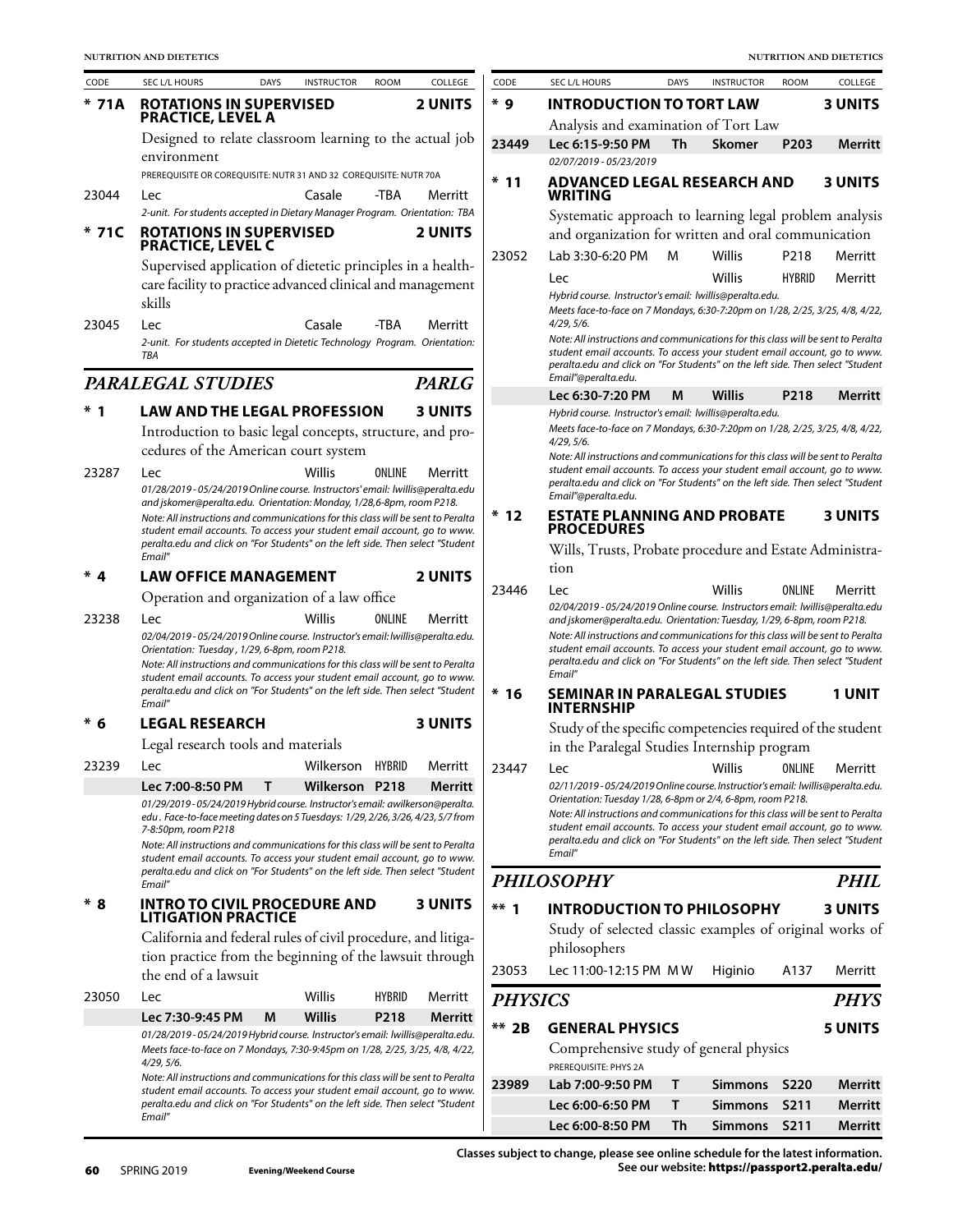| CODE | SEC L/L HOURS | DAYS | INSTRUCTOR | ROOM | COLLEGE |
|---|---|---|---|---|---|

## * 71A ROTATIONS IN SUPERVISED PRACTICE, LEVEL A — 2 UNITS

Designed to relate classroom learning to the actual job environment

PREREQUISITE OR COREQUISITE: NUTR 31 AND 32 COREQUISITE: NUTR 70A

| CODE | SEC L/L HOURS | DAYS | INSTRUCTOR | ROOM | COLLEGE |
|---|---|---|---|---|---|
| 23044 | Lec | | Casale | -TBA | Merritt |

*2-unit. For students accepted in Dietary Manager Program. Orientation: TBA*

## * 71C ROTATIONS IN SUPERVISED PRACTICE, LEVEL C — 2 UNITS

Supervised application of dietetic principles in a health-care facility to practice advanced clinical and management skills

| CODE | SEC L/L HOURS | DAYS | INSTRUCTOR | ROOM | COLLEGE |
|---|---|---|---|---|---|
| 23045 | Lec | | Casale | -TBA | Merritt |

*2-unit. For students accepted in Dietetic Technology Program. Orientation: TBA*

# PARALEGAL STUDIES — PARLG

## * 1 LAW AND THE LEGAL PROFESSION — 3 UNITS

Introduction to basic legal concepts, structure, and procedures of the American court system

| CODE | SEC L/L HOURS | DAYS | INSTRUCTOR | ROOM | COLLEGE |
|---|---|---|---|---|---|
| 23287 | Lec | | Willis | ONLINE | Merritt |

*01/28/2019 - 05/24/2019 Online course. Instructors' email: lwillis@peralta.edu and jskomer@peralta.edu. Orientation: Monday, 1/28,6-8pm, room P218.*

*Note: All instructions and communications for this class will be sent to Peralta student email accounts. To access your student email account, go to www.peralta.edu and click on "For Students" on the left side. Then select "Student Email"*

## * 4 LAW OFFICE MANAGEMENT — 2 UNITS

Operation and organization of a law office

| CODE | SEC L/L HOURS | DAYS | INSTRUCTOR | ROOM | COLLEGE |
|---|---|---|---|---|---|
| 23238 | Lec | | Willis | ONLINE | Merritt |

*02/04/2019 - 05/24/2019 Online course. Instructor's email: lwillis@peralta.edu. Orientation: Tuesday , 1/29, 6-8pm, room P218.*

*Note: All instructions and communications for this class will be sent to Peralta student email accounts. To access your student email account, go to www.peralta.edu and click on "For Students" on the left side. Then select "Student Email"*

## * 6 LEGAL RESEARCH — 3 UNITS

Legal research tools and materials

| CODE | SEC L/L HOURS | DAYS | INSTRUCTOR | ROOM | COLLEGE |
|---|---|---|---|---|---|
| 23239 | Lec | | Wilkerson | HYBRID | Merritt |
| | **Lec 7:00-8:50 PM** | **T** | **Wilkerson** | **P218** | **Merritt** |

*01/29/2019 - 05/24/2019 Hybrid course. Instructor's email: awilkerson@peralta.edu . Face-to-face meeting dates on 5 Tuesdays: 1/29, 2/26, 3/26, 4/23, 5/7 from 7-8:50pm, room P218*

*Note: All instructions and communications for this class will be sent to Peralta student email accounts. To access your student email account, go to www.peralta.edu and click on "For Students" on the left side. Then select "Student Email"*

## * 8 INTRO TO CIVIL PROCEDURE AND LITIGATION PRACTICE — 3 UNITS

California and federal rules of civil procedure, and litigation practice from the beginning of the lawsuit through the end of a lawsuit

| CODE | SEC L/L HOURS | DAYS | INSTRUCTOR | ROOM | COLLEGE |
|---|---|---|---|---|---|
| 23050 | Lec | | Willis | HYBRID | Merritt |
| | **Lec 7:30-9:45 PM** | **M** | **Willis** | **P218** | **Merritt** |

*01/28/2019 - 05/24/2019 Hybrid course. Instructor's email: lwillis@peralta.edu. Meets face-to-face on 7 Mondays, 7:30-9:45pm on 1/28, 2/25, 3/25, 4/8, 4/22, 4/29, 5/6.*

*Note: All instructions and communications for this class will be sent to Peralta student email accounts. To access your student email account, go to www.peralta.edu and click on "For Students" on the left side. Then select "Student Email"*

## * 9 INTRODUCTION TO TORT LAW — 3 UNITS

Analysis and examination of Tort Law

| CODE | SEC L/L HOURS | DAYS | INSTRUCTOR | ROOM | COLLEGE |
|---|---|---|---|---|---|
| **23449** | **Lec 6:15-9:50 PM** | **Th** | **Skomer** | **P203** | **Merritt** |

*02/07/2019 - 05/23/2019*

## * 11 ADVANCED LEGAL RESEARCH AND WRITING — 3 UNITS

Systematic approach to learning legal problem analysis and organization for written and oral communication

| CODE | SEC L/L HOURS | DAYS | INSTRUCTOR | ROOM | COLLEGE |
|---|---|---|---|---|---|
| 23052 | Lab 3:30-6:20 PM | M | Willis | P218 | Merritt |
| | Lec | | Willis | HYBRID | Merritt |

*Hybrid course. Instructor's email: lwillis@peralta.edu. Meets face-to-face on 7 Mondays, 6:30-7:20pm on 1/28, 2/25, 3/25, 4/8, 4/22, 4/29, 5/6.*

*Note: All instructions and communications for this class will be sent to Peralta student email accounts. To access your student email account, go to www.peralta.edu and click on "For Students" on the left side. Then select "Student Email"@peralta.edu.*

| CODE | SEC L/L HOURS | DAYS | INSTRUCTOR | ROOM | COLLEGE |
|---|---|---|---|---|---|
| | **Lec 6:30-7:20 PM** | **M** | **Willis** | **P218** | **Merritt** |

*Hybrid course. Instructor's email: lwillis@peralta.edu. Meets face-to-face on 7 Mondays, 6:30-7:20pm on 1/28, 2/25, 3/25, 4/8, 4/22, 4/29, 5/6.*

*Note: All instructions and communications for this class will be sent to Peralta student email accounts. To access your student email account, go to www.peralta.edu and click on "For Students" on the left side. Then select "Student Email"@peralta.edu.*

## * 12 ESTATE PLANNING AND PROBATE PROCEDURES — 3 UNITS

Wills, Trusts, Probate procedure and Estate Administration

| CODE | SEC L/L HOURS | DAYS | INSTRUCTOR | ROOM | COLLEGE |
|---|---|---|---|---|---|
| 23446 | Lec | | Willis | ONLINE | Merritt |

*02/04/2019 - 05/24/2019 Online course. Instructors email: lwillis@peralta.edu and jskomer@peralta.edu. Orientation: Tuesday, 1/29, 6-8pm, room P218.*

*Note: All instructions and communications for this class will be sent to Peralta student email accounts. To access your student email account, go to www.peralta.edu and click on "For Students" on the left side. Then select "Student Email"*

## * 16 SEMINAR IN PARALEGAL STUDIES INTERNSHIP — 1 UNIT

Study of the specific competencies required of the student in the Paralegal Studies Internship program

| CODE | SEC L/L HOURS | DAYS | INSTRUCTOR | ROOM | COLLEGE |
|---|---|---|---|---|---|
| 23447 | Lec | | Willis | ONLINE | Merritt |

*02/11/2019 - 05/24/2019 Online course. Instructior's email: lwillis@peralta.edu. Orientation: Tuesday 1/28, 6-8pm or 2/4, 6-8pm, room P218.*

*Note: All instructions and communications for this class will be sent to Peralta student email accounts. To access your student email account, go to www.peralta.edu and click on "For Students" on the left side. Then select "Student Email"*

# PHILOSOPHY — PHIL

## ** 1 INTRODUCTION TO PHILOSOPHY — 3 UNITS

Study of selected classic examples of original works of philosophers

| CODE | SEC L/L HOURS | DAYS | INSTRUCTOR | ROOM | COLLEGE |
|---|---|---|---|---|---|
| 23053 | Lec 11:00-12:15 PM | MW | Higinio | A137 | Merritt |

# PHYSICS — PHYS

## ** 2B GENERAL PHYSICS — 5 UNITS

Comprehensive study of general physics

PREREQUISITE: PHYS 2A

| CODE | SEC L/L HOURS | DAYS | INSTRUCTOR | ROOM | COLLEGE |
|---|---|---|---|---|---|
| **23989** | **Lab 7:00-9:50 PM** | **T** | **Simmons** | **S220** | **Merritt** |
| | **Lec 6:00-6:50 PM** | **T** | **Simmons** | **S211** | **Merritt** |
| | **Lec 6:00-8:50 PM** | **Th** | **Simmons** | **S211** | **Merritt** |

Classes subject to change, please see online schedule for the latest information. See our website: https://passport2.peralta.edu/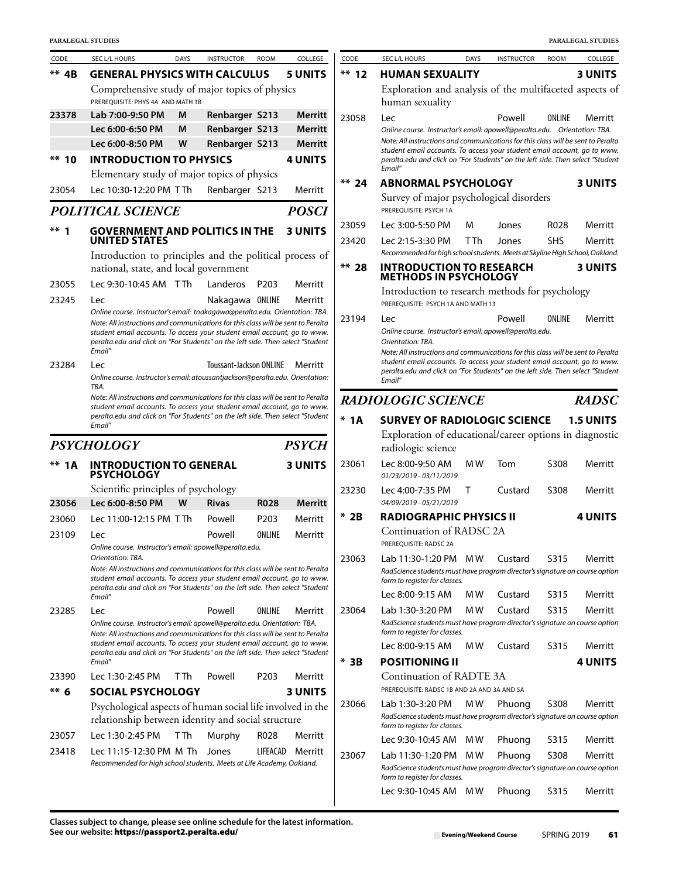| CODE | SEC L/L HOURS | DAYS | INSTRUCTOR | ROOM | COLLEGE |
|---|---|---|---|---|---|

## ** 4B GENERAL PHYSICS WITH CALCULUS — 5 UNITS

Comprehensive study of major topics of physics

PREREQUISITE: PHYS 4A AND MATH 3B

| CODE | SEC L/L HOURS | DAYS | INSTRUCTOR | ROOM | COLLEGE |
|---|---|---|---|---|---|
| **23378** | **Lab 7:00-9:50 PM** | **M** | **Renbarger** | **S213** | **Merritt** |
| | **Lec 6:00-6:50 PM** | **M** | **Renbarger** | **S213** | **Merritt** |
| | **Lec 6:00-8:50 PM** | **W** | **Renbarger** | **S213** | **Merritt** |

## ** 10 INTRODUCTION TO PHYSICS — 4 UNITS

Elementary study of major topics of physics

| CODE | SEC L/L HOURS | DAYS | INSTRUCTOR | ROOM | COLLEGE |
|---|---|---|---|---|---|
| 23054 | Lec 10:30-12:20 PM | T Th | Renbarger | S213 | Merritt |

# POLITICAL SCIENCE — POSCI

## ** 1 GOVERNMENT AND POLITICS IN THE UNITED STATES — 3 UNITS

Introduction to principles and the political process of national, state, and local government

| CODE | SEC L/L HOURS | DAYS | INSTRUCTOR | ROOM | COLLEGE |
|---|---|---|---|---|---|
| 23055 | Lec 9:30-10:45 AM | T Th | Landeros | P203 | Merritt |
| 23245 | Lec | | Nakagawa | ONLINE | Merritt |

*Online course. Instructor's email: tnakagawa@peralta.edu. Orientation: TBA.*
*Note: All instructions and communications for this class will be sent to Peralta student email accounts. To access your student email account, go to www.peralta.edu and click on "For Students" on the left side. Then select "Student Email"*

| CODE | SEC L/L HOURS | DAYS | INSTRUCTOR | ROOM | COLLEGE |
|---|---|---|---|---|---|
| 23284 | Lec | | Toussant-Jackson | ONLINE | Merritt |

*Online course. Instructor's email: atoussantjackson@peralta.edu. Orientation: TBA.*
*Note: All instructions and communications for this class will be sent to Peralta student email accounts. To access your student email account, go to www.peralta.edu and click on "For Students" on the left side. Then select "Student Email"*

# PSYCHOLOGY — PSYCH

## ** 1A INTRODUCTION TO GENERAL PSYCHOLOGY — 3 UNITS

Scientific principles of psychology

| CODE | SEC L/L HOURS | DAYS | INSTRUCTOR | ROOM | COLLEGE |
|---|---|---|---|---|---|
| **23056** | **Lec 6:00-8:50 PM** | **W** | **Rivas** | **R028** | **Merritt** |
| 23060 | Lec 11:00-12:15 PM | T Th | Powell | P203 | Merritt |
| 23109 | Lec | | Powell | ONLINE | Merritt |

*Online course. Instructor's email: apowell@peralta.edu. Orientation: TBA.*
*Note: All instructions and communications for this class will be sent to Peralta student email accounts. To access your student email account, go to www.peralta.edu and click on "For Students" on the left side. Then select "Student Email"*

| CODE | SEC L/L HOURS | DAYS | INSTRUCTOR | ROOM | COLLEGE |
|---|---|---|---|---|---|
| 23285 | Lec | | Powell | ONLINE | Merritt |

*Online course. Instructor's email: apowell@peralta.edu. Orientation: TBA.*
*Note: All instructions and communications for this class will be sent to Peralta student email accounts. To access your student email account, go to www.peralta.edu and click on "For Students" on the left side. Then select "Student Email"*

| CODE | SEC L/L HOURS | DAYS | INSTRUCTOR | ROOM | COLLEGE |
|---|---|---|---|---|---|
| 23390 | Lec 1:30-2:45 PM | T Th | Powell | P203 | Merritt |

## ** 6 SOCIAL PSYCHOLOGY — 3 UNITS

Psychological aspects of human social life involved in the relationship between identity and social structure

| CODE | SEC L/L HOURS | DAYS | INSTRUCTOR | ROOM | COLLEGE |
|---|---|---|---|---|---|
| 23057 | Lec 1:30-2:45 PM | T Th | Murphy | R028 | Merritt |
| 23418 | Lec 11:15-12:30 PM | M Th | Jones | LIFEACAD | Merritt |

*Recommended for high school students. Meets at Life Academy, Oakland.*

## ** 12 HUMAN SEXUALITY — 3 UNITS

Exploration and analysis of the multifaceted aspects of human sexuality

| CODE | SEC L/L HOURS | DAYS | INSTRUCTOR | ROOM | COLLEGE |
|---|---|---|---|---|---|
| 23058 | Lec | | Powell | ONLINE | Merritt |

*Online course. Instructor's email: apowell@peralta.edu. Orientation: TBA.*
*Note: All instructions and communications for this class will be sent to Peralta student email accounts. To access your student email account, go to www.peralta.edu and click on "For Students" on the left side. Then select "Student Email"*

## ** 24 ABNORMAL PSYCHOLOGY — 3 UNITS

Survey of major psychological disorders

PREREQUISITE: PSYCH 1A

| CODE | SEC L/L HOURS | DAYS | INSTRUCTOR | ROOM | COLLEGE |
|---|---|---|---|---|---|
| 23059 | Lec 3:00-5:50 PM | M | Jones | R028 | Merritt |
| 23420 | Lec 2:15-3:30 PM | T Th | Jones | SHS | Merritt |

*Recommended for high school students. Meets at Skyline High School, Oakland.*

## ** 28 INTRODUCTION TO RESEARCH METHODS IN PSYCHOLOGY — 3 UNITS

Introduction to research methods for psychology

PREREQUISITE: PSYCH 1A AND MATH 13

| CODE | SEC L/L HOURS | DAYS | INSTRUCTOR | ROOM | COLLEGE |
|---|---|---|---|---|---|
| 23194 | Lec | | Powell | ONLINE | Merritt |

*Online course. Instructor's email: apowell@peralta.edu. Orientation: TBA.*
*Note: All instructions and communications for this class will be sent to Peralta student email accounts. To access your student email account, go to www.peralta.edu and click on "For Students" on the left side. Then select "Student Email"*

# RADIOLOGIC SCIENCE — RADSC

## * 1A SURVEY OF RADIOLOGIC SCIENCE — 1.5 UNITS

Exploration of educational/career options in diagnostic radiologic science

| CODE | SEC L/L HOURS | DAYS | INSTRUCTOR | ROOM | COLLEGE |
|---|---|---|---|---|---|
| 23061 | Lec 8:00-9:50 AM *01/23/2019 - 03/11/2019* | M W | Tom | S308 | Merritt |
| 23230 | Lec 4:00-7:35 PM *04/09/2019 - 05/21/2019* | T | Custard | S308 | Merritt |

## * 2B RADIOGRAPHIC PHYSICS II — 4 UNITS

Continuation of RADSC 2A

PREREQUISITE: RADSC 2A

| CODE | SEC L/L HOURS | DAYS | INSTRUCTOR | ROOM | COLLEGE |
|---|---|---|---|---|---|
| 23063 | Lab 11:30-1:20 PM | M W | Custard | S315 | Merritt |

*RadScience students must have program director's signature on course option form to register for classes.*

| CODE | SEC L/L HOURS | DAYS | INSTRUCTOR | ROOM | COLLEGE |
|---|---|---|---|---|---|
| | Lec 8:00-9:15 AM | M W | Custard | S315 | Merritt |
| 23064 | Lab 1:30-3:20 PM | M W | Custard | S315 | Merritt |

*RadScience students must have program director's signature on course option form to register for classes.*

| CODE | SEC L/L HOURS | DAYS | INSTRUCTOR | ROOM | COLLEGE |
|---|---|---|---|---|---|
| | Lec 8:00-9:15 AM | M W | Custard | S315 | Merritt |

## * 3B POSITIONING II — 4 UNITS

Continuation of RADTE 3A

PREREQUISITE: RADSC 1B AND 2A AND 3A AND 5A

| CODE | SEC L/L HOURS | DAYS | INSTRUCTOR | ROOM | COLLEGE |
|---|---|---|---|---|---|
| 23066 | Lab 1:30-3:20 PM | M W | Phuong | S308 | Merritt |

*RadScience students must have program director's signature on course option form to register for classes.*

| CODE | SEC L/L HOURS | DAYS | INSTRUCTOR | ROOM | COLLEGE |
|---|---|---|---|---|---|
| | Lec 9:30-10:45 AM | M W | Phuong | S315 | Merritt |
| 23067 | Lab 11:30-1:20 PM | M W | Phuong | S308 | Merritt |

*RadScience students must have program director's signature on course option form to register for classes.*

| CODE | SEC L/L HOURS | DAYS | INSTRUCTOR | ROOM | COLLEGE |
|---|---|---|---|---|---|
| | Lec 9:30-10:45 AM | M W | Phuong | S315 | Merritt |

**Classes subject to change, please see online schedule for the latest information.**
**See our website: https://passport2.peralta.edu/**

Evening/Weekend Course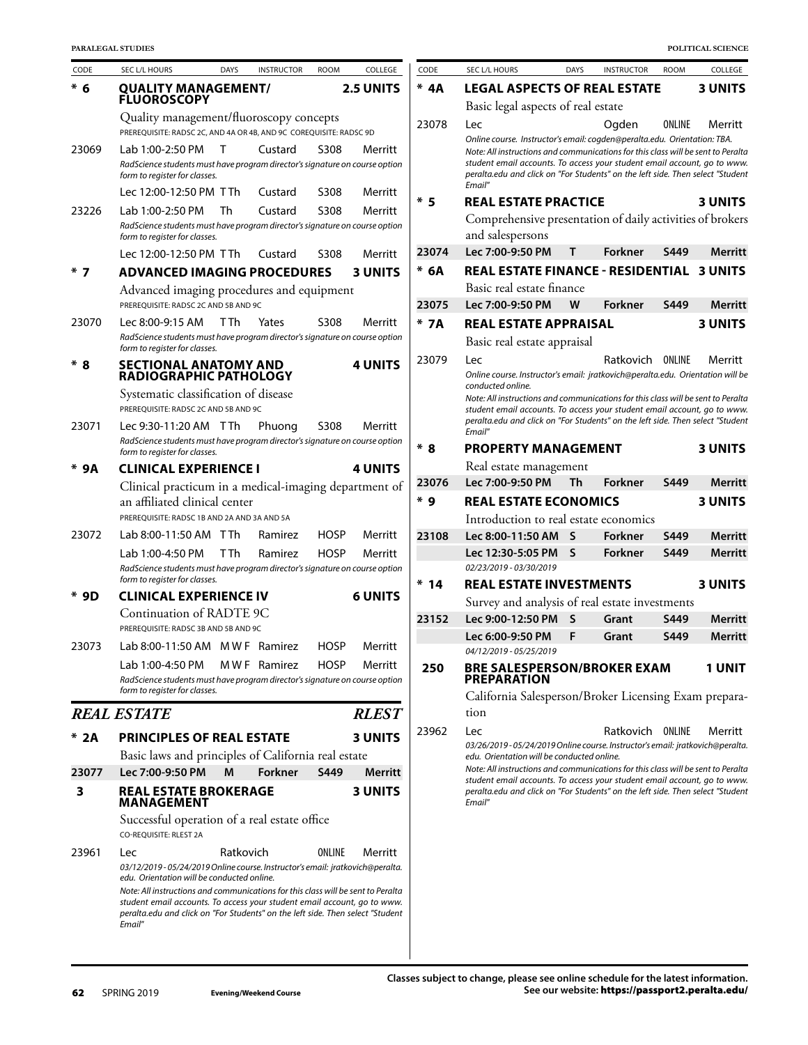| CODE | SEC L/L HOURS | DAYS | INSTRUCTOR | ROOM | COLLEGE |
|---|---|---|---|---|---|

**\* 6 QUALITY MANAGEMENT/ FLUOROSCOPY — 2.5 UNITS**

Quality management/fluoroscopy concepts

PREREQUISITE: RADSC 2C, AND 4A OR 4B, AND 9C COREQUISITE: RADSC 9D

| CODE | SEC L/L HOURS | DAYS | INSTRUCTOR | ROOM | COLLEGE |
|---|---|---|---|---|---|
| 23069 | Lab 1:00-2:50 PM | T | Custard | S308 | Merritt |
| | *RadScience students must have program director's signature on course option form to register for classes.* | | | | |
| | Lec 12:00-12:50 PM | T Th | Custard | S308 | Merritt |
| 23226 | Lab 1:00-2:50 PM | Th | Custard | S308 | Merritt |
| | *RadScience students must have program director's signature on course option form to register for classes.* | | | | |
| | Lec 12:00-12:50 PM | T Th | Custard | S308 | Merritt |

**\* 7 ADVANCED IMAGING PROCEDURES — 3 UNITS**

Advanced imaging procedures and equipment

PREREQUISITE: RADSC 2C AND 5B AND 9C

| CODE | SEC L/L HOURS | DAYS | INSTRUCTOR | ROOM | COLLEGE |
|---|---|---|---|---|---|
| 23070 | Lec 8:00-9:15 AM | T Th | Yates | S308 | Merritt |
| | *RadScience students must have program director's signature on course option form to register for classes.* | | | | |

**\* 8 SECTIONAL ANATOMY AND RADIOGRAPHIC PATHOLOGY — 4 UNITS**

Systematic classification of disease

PREREQUISITE: RADSC 2C AND 5B AND 9C

| CODE | SEC L/L HOURS | DAYS | INSTRUCTOR | ROOM | COLLEGE |
|---|---|---|---|---|---|
| 23071 | Lec 9:30-11:20 AM | T Th | Phuong | S308 | Merritt |
| | *RadScience students must have program director's signature on course option form to register for classes.* | | | | |

**\* 9A CLINICAL EXPERIENCE I — 4 UNITS**

Clinical practicum in a medical-imaging department of an affiliated clinical center

PREREQUISITE: RADSC 1B AND 2A AND 3A AND 5A

| CODE | SEC L/L HOURS | DAYS | INSTRUCTOR | ROOM | COLLEGE |
|---|---|---|---|---|---|
| 23072 | Lab 8:00-11:50 AM | T Th | Ramirez | HOSP | Merritt |
| | Lab 1:00-4:50 PM | T Th | Ramirez | HOSP | Merritt |
| | *RadScience students must have program director's signature on course option form to register for classes.* | | | | |

**\* 9D CLINICAL EXPERIENCE IV — 6 UNITS**

Continuation of RADTE 9C

PREREQUISITE: RADSC 3B AND 5B AND 9C

| CODE | SEC L/L HOURS | DAYS | INSTRUCTOR | ROOM | COLLEGE |
|---|---|---|---|---|---|
| 23073 | Lab 8:00-11:50 AM | M W F | Ramirez | HOSP | Merritt |
| | Lab 1:00-4:50 PM | M W F | Ramirez | HOSP | Merritt |
| | *RadScience students must have program director's signature on course option form to register for classes.* | | | | |

## *REAL ESTATE* — *RLEST*

**\* 2A PRINCIPLES OF REAL ESTATE — 3 UNITS**

Basic laws and principles of California real estate

| CODE | SEC L/L HOURS | DAYS | INSTRUCTOR | ROOM | COLLEGE |
|---|---|---|---|---|---|
| **23077** | **Lec 7:00-9:50 PM** | **M** | **Forkner** | **S449** | **Merritt** |

**3 REAL ESTATE BROKERAGE MANAGEMENT — 3 UNITS**

Successful operation of a real estate office

CO-REQUISITE: RLEST 2A

| CODE | SEC L/L HOURS | DAYS | INSTRUCTOR | ROOM | COLLEGE |
|---|---|---|---|---|---|
| 23961 | Lec | | Ratkovich | ONLINE | Merritt |
| | *03/12/2019 - 05/24/2019 Online course. Instructor's email: jratkovich@peralta.edu. Orientation will be conducted online.* | | | | |
| | *Note: All instructions and communications for this class will be sent to Peralta student email accounts. To access your student email account, go to www.peralta.edu and click on "For Students" on the left side. Then select "Student Email"* | | | | |

**\* 4A LEGAL ASPECTS OF REAL ESTATE — 3 UNITS**

Basic legal aspects of real estate

| CODE | SEC L/L HOURS | DAYS | INSTRUCTOR | ROOM | COLLEGE |
|---|---|---|---|---|---|
| 23078 | Lec | | Ogden | ONLINE | Merritt |
| | *Online course. Instructor's email: cogden@peralta.edu. Orientation: TBA.* | | | | |
| | *Note: All instructions and communications for this class will be sent to Peralta student email accounts. To access your student email account, go to www.peralta.edu and click on "For Students" on the left side. Then select "Student Email"* | | | | |

**\* 5 REAL ESTATE PRACTICE — 3 UNITS**

Comprehensive presentation of daily activities of brokers and salespersons

| CODE | SEC L/L HOURS | DAYS | INSTRUCTOR | ROOM | COLLEGE |
|---|---|---|---|---|---|
| **23074** | **Lec 7:00-9:50 PM** | **T** | **Forkner** | **S449** | **Merritt** |

**\* 6A REAL ESTATE FINANCE - RESIDENTIAL — 3 UNITS**

Basic real estate finance

| CODE | SEC L/L HOURS | DAYS | INSTRUCTOR | ROOM | COLLEGE |
|---|---|---|---|---|---|
| **23075** | **Lec 7:00-9:50 PM** | **W** | **Forkner** | **S449** | **Merritt** |

**\* 7A REAL ESTATE APPRAISAL — 3 UNITS**

Basic real estate appraisal

| CODE | SEC L/L HOURS | DAYS | INSTRUCTOR | ROOM | COLLEGE |
|---|---|---|---|---|---|
| 23079 | Lec | | Ratkovich | ONLINE | Merritt |
| | *Online course. Instructor's email: jratkovich@peralta.edu. Orientation will be conducted online.* | | | | |
| | *Note: All instructions and communications for this class will be sent to Peralta student email accounts. To access your student email account, go to www.peralta.edu and click on "For Students" on the left side. Then select "Student Email"* | | | | |

**\* 8 PROPERTY MANAGEMENT — 3 UNITS**

Real estate management

| CODE | SEC L/L HOURS | DAYS | INSTRUCTOR | ROOM | COLLEGE |
|---|---|---|---|---|---|
| **23076** | **Lec 7:00-9:50 PM** | **Th** | **Forkner** | **S449** | **Merritt** |

**\* 9 REAL ESTATE ECONOMICS — 3 UNITS**

Introduction to real estate economics

| CODE | SEC L/L HOURS | DAYS | INSTRUCTOR | ROOM | COLLEGE |
|---|---|---|---|---|---|
| **23108** | **Lec 8:00-11:50 AM** | **S** | **Forkner** | **S449** | **Merritt** |
| | **Lec 12:30-5:05 PM** | **S** | **Forkner** | **S449** | **Merritt** |
| | *02/23/2019 - 03/30/2019* | | | | |

**\* 14 REAL ESTATE INVESTMENTS — 3 UNITS**

Survey and analysis of real estate investments

| CODE | SEC L/L HOURS | DAYS | INSTRUCTOR | ROOM | COLLEGE |
|---|---|---|---|---|---|
| **23152** | **Lec 9:00-12:50 PM** | **S** | **Grant** | **S449** | **Merritt** |
| | **Lec 6:00-9:50 PM** | **F** | **Grant** | **S449** | **Merritt** |
| | *04/12/2019 - 05/25/2019* | | | | |

**250 BRE SALESPERSON/BROKER EXAM PREPARATION — 1 UNIT**

California Salesperson/Broker Licensing Exam preparation

| CODE | SEC L/L HOURS | DAYS | INSTRUCTOR | ROOM | COLLEGE |
|---|---|---|---|---|---|
| 23962 | Lec | | Ratkovich | ONLINE | Merritt |
| | *03/26/2019 - 05/24/2019 Online course. Instructor's email: jratkovich@peralta.edu. Orientation will be conducted online.* | | | | |
| | *Note: All instructions and communications for this class will be sent to Peralta student email accounts. To access your student email account, go to www.peralta.edu and click on "For Students" on the left side. Then select "Student Email"* | | | | |

Classes subject to change, please see online schedule for the latest information. See our website: https://passport2.peralta.edu/

Evening/Weekend Course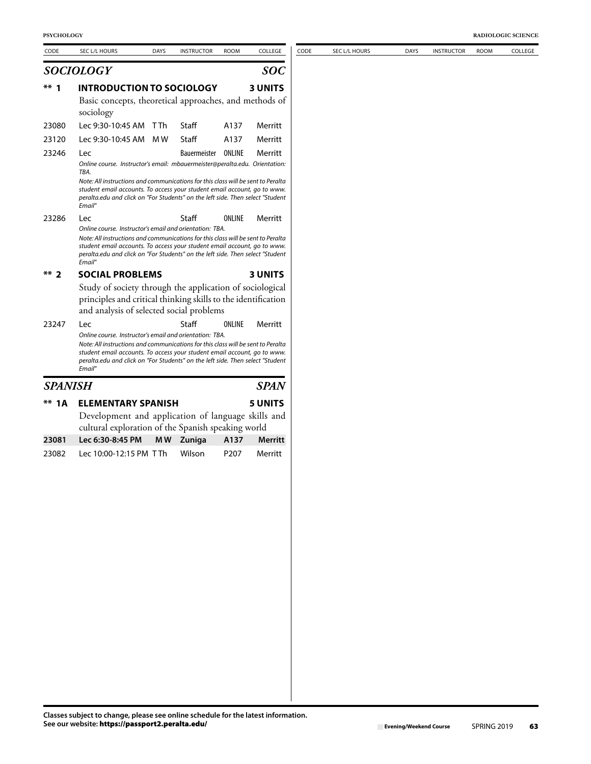| CODE | SEC L/L HOURS | DAYS | INSTRUCTOR | ROOM | COLLEGE |
|---|---|---|---|---|---|

## *SOCIOLOGY* — *SOC*

### ** 1 INTRODUCTION TO SOCIOLOGY — 3 UNITS

Basic concepts, theoretical approaches, and methods of sociology

| CODE | SEC L/L HOURS | DAYS | INSTRUCTOR | ROOM | COLLEGE |
|---|---|---|---|---|---|
| 23080 | Lec 9:30-10:45 AM | T Th | Staff | A137 | Merritt |
| 23120 | Lec 9:30-10:45 AM | M W | Staff | A137 | Merritt |
| 23246 | Lec | | Bauermeister | ONLINE | Merritt |

*Online course. Instructor's email: mbauermeister@peralta.edu. Orientation: TBA.*

*Note: All instructions and communications for this class will be sent to Peralta student email accounts. To access your student email account, go to www.peralta.edu and click on "For Students" on the left side. Then select "Student Email"*

| CODE | SEC L/L HOURS | DAYS | INSTRUCTOR | ROOM | COLLEGE |
|---|---|---|---|---|---|
| 23286 | Lec | | Staff | ONLINE | Merritt |

*Online course. Instructor's email and orientation: TBA.*

*Note: All instructions and communications for this class will be sent to Peralta student email accounts. To access your student email account, go to www.peralta.edu and click on "For Students" on the left side. Then select "Student Email"*

### ** 2 SOCIAL PROBLEMS — 3 UNITS

Study of society through the application of sociological principles and critical thinking skills to the identification and analysis of selected social problems

| CODE | SEC L/L HOURS | DAYS | INSTRUCTOR | ROOM | COLLEGE |
|---|---|---|---|---|---|
| 23247 | Lec | | Staff | ONLINE | Merritt |

*Online course. Instructor's email and orientation: TBA.*

*Note: All instructions and communications for this class will be sent to Peralta student email accounts. To access your student email account, go to www.peralta.edu and click on "For Students" on the left side. Then select "Student Email"*

## *SPANISH* — *SPAN*

### ** 1A ELEMENTARY SPANISH — 5 UNITS

Development and application of language skills and cultural exploration of the Spanish speaking world

| CODE | SEC L/L HOURS | DAYS | INSTRUCTOR | ROOM | COLLEGE |
|---|---|---|---|---|---|
| **23081** | **Lec 6:30-8:45 PM** | **M W** | **Zuniga** | **A137** | **Merritt** |
| 23082 | Lec 10:00-12:15 PM | T Th | Wilson | P207 | Merritt |

**Classes subject to change, please see online schedule for the latest information.**
**See our website: https://passport2.peralta.edu/**

Evening/Weekend Course